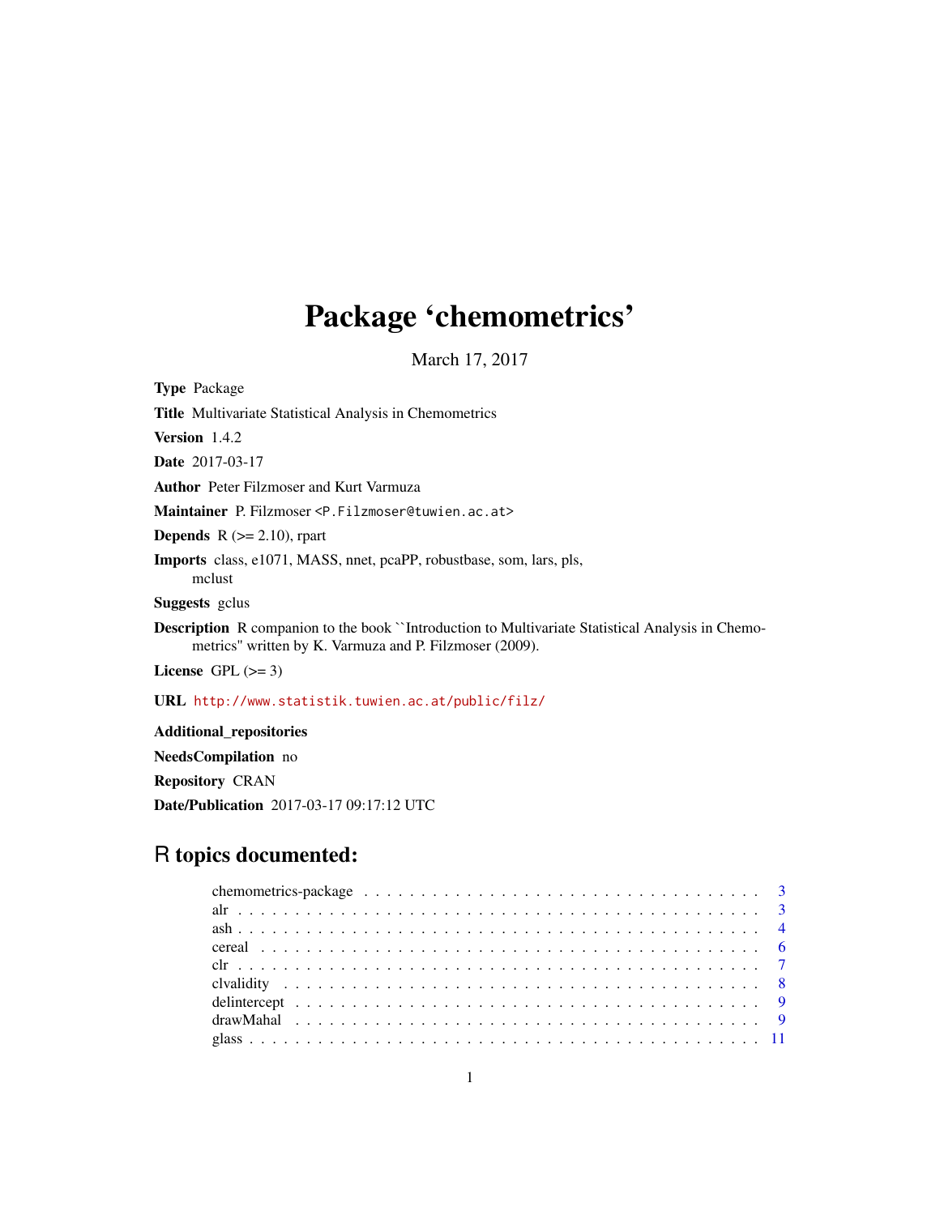# Package 'chemometrics'

March 17, 2017

**Type** Package

**Title** Multivariate Statistical Analysis in Chemometrics

**Version** 1.4.2

**Date** 2017-03-17

**Author** Peter Filzmoser and Kurt Varmuza

**Maintainer** P. Filzmoser <P.Filzmoser@tuwien.ac.at>

**Depends** R (>= 2.10), rpart

**Imports** class, e1071, MASS, nnet, pcaPP, robustbase, som, lars, pls, mclust

**Suggests** gclus

**Description** R companion to the book ``Introduction to Multivariate Statistical Analysis in Chemometrics'' written by K. Varmuza and P. Filzmoser (2009).

**License** GPL (>= 3)

**URL** http://www.statistik.tuwien.ac.at/public/filz/

**Additional_repositories**

**NeedsCompilation** no

**Repository** CRAN

**Date/Publication** 2017-03-17 09:17:12 UTC

## R topics documented:

chemometrics-package . . . . . . . . . . . . . . . . . . . . . . . . . . . . . . . . . . . 3
alr . . . . . . . . . . . . . . . . . . . . . . . . . . . . . . . . . . . . . . . . . . . . . 3
ash . . . . . . . . . . . . . . . . . . . . . . . . . . . . . . . . . . . . . . . . . . . . . 4
cereal . . . . . . . . . . . . . . . . . . . . . . . . . . . . . . . . . . . . . . . . . . . 6
clr . . . . . . . . . . . . . . . . . . . . . . . . . . . . . . . . . . . . . . . . . . . . . 7
clvalidity . . . . . . . . . . . . . . . . . . . . . . . . . . . . . . . . . . . . . . . . . 8
delintercept . . . . . . . . . . . . . . . . . . . . . . . . . . . . . . . . . . . . . . . 9
drawMahal . . . . . . . . . . . . . . . . . . . . . . . . . . . . . . . . . . . . . . . . 9
glass . . . . . . . . . . . . . . . . . . . . . . . . . . . . . . . . . . . . . . . . . . . 11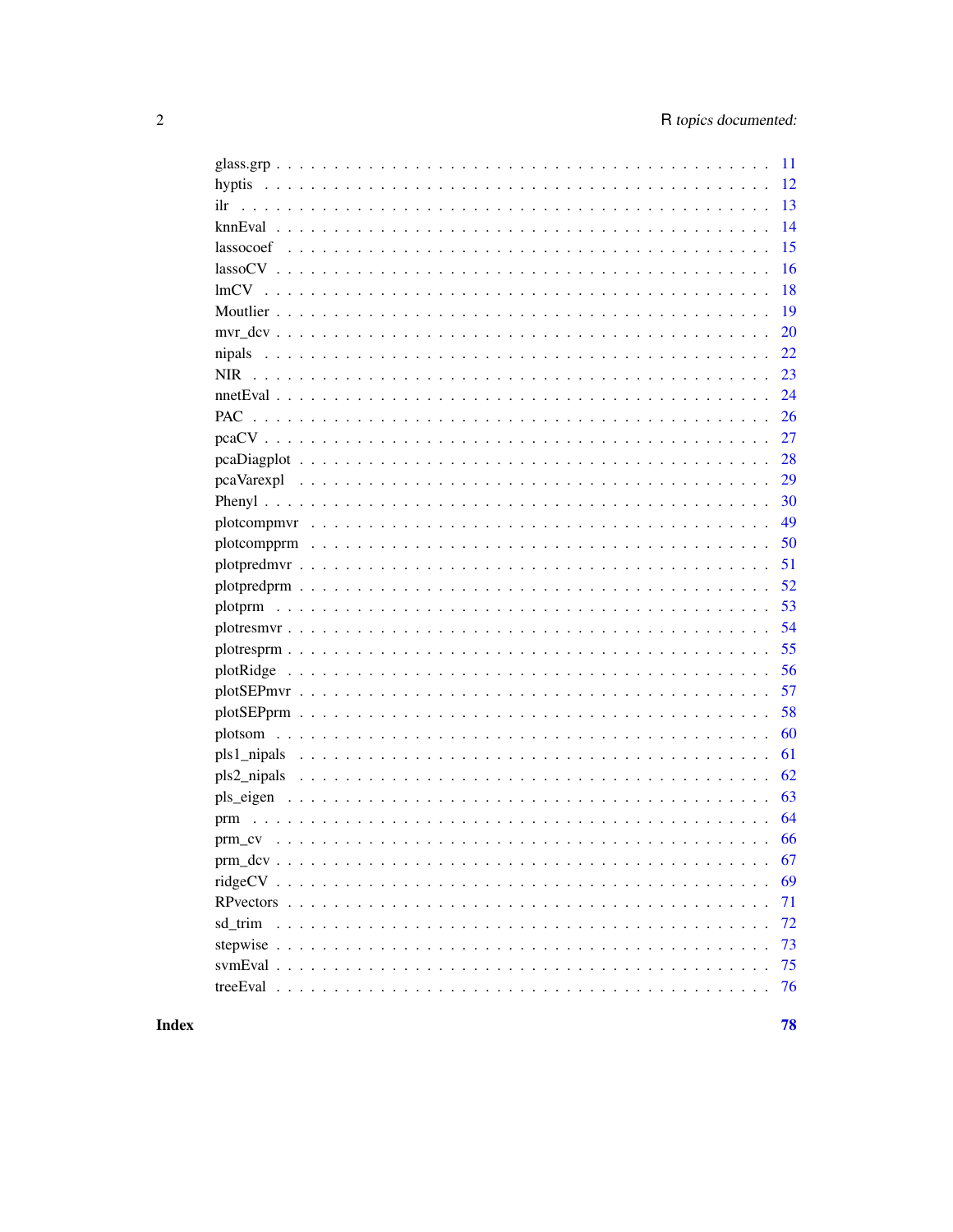| | |
|---|---|
| glass.grp | 11 |
| hyptis | 12 |
| ilr | 13 |
| knnEval | 14 |
| lassocoef | 15 |
| lassoCV | 16 |
| lmCV | 18 |
| Moutlier | 19 |
| mvr_dcv | 20 |
| nipals | 22 |
| NIR | 23 |
| nnetEval | 24 |
| PAC | 26 |
| pcaCV | 27 |
| pcaDiagplot | 28 |
| pcaVarexpl | 29 |
| Phenyl | 30 |
| plotcompmvr | 49 |
| plotcompprm | 50 |
| plotpredmvr | 51 |
| plotpredprm | 52 |
| plotprm | 53 |
| plotresmvr | 54 |
| plotresprm | 55 |
| plotRidge | 56 |
| plotSEPmvr | 57 |
| plotSEPprm | 58 |
| plotsom | 60 |
| pls1_nipals | 61 |
| pls2_nipals | 62 |
| pls_eigen | 63 |
| prm | 64 |
| prm_cv | 66 |
| prm_dcv | 67 |
| ridgeCV | 69 |
| RPvectors | 71 |
| sd_trim | 72 |
| stepwise | 73 |
| svmEval | 75 |
| treeEval | 76 |

**Index** **78**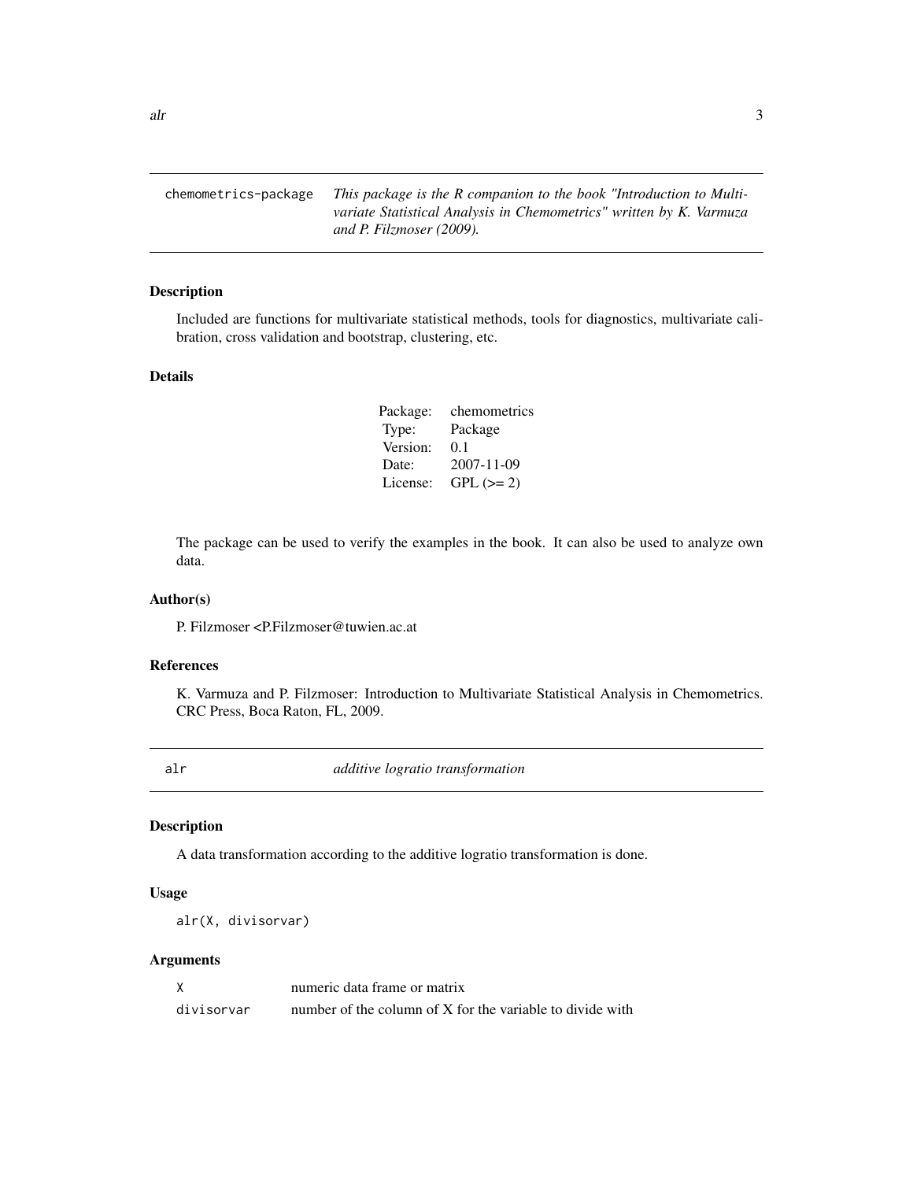## chemometrics-package

*This package is the R companion to the book "Introduction to Multivariate Statistical Analysis in Chemometrics" written by K. Varmuza and P. Filzmoser (2009).*

### Description

Included are functions for multivariate statistical methods, tools for diagnostics, multivariate calibration, cross validation and bootstrap, clustering, etc.

### Details

| | |
|---|---|
| Package: | chemometrics |
| Type: | Package |
| Version: | 0.1 |
| Date: | 2007-11-09 |
| License: | GPL (>= 2) |

The package can be used to verify the examples in the book. It can also be used to analyze own data.

### Author(s)

P. Filzmoser <P.Filzmoser@tuwien.ac.at

### References

K. Varmuza and P. Filzmoser: Introduction to Multivariate Statistical Analysis in Chemometrics. CRC Press, Boca Raton, FL, 2009.

## alr

*additive logratio transformation*

### Description

A data transformation according to the additive logratio transformation is done.

### Usage

```
alr(X, divisorvar)
```

### Arguments

| | |
|---|---|
| X | numeric data frame or matrix |
| divisorvar | number of the column of X for the variable to divide with |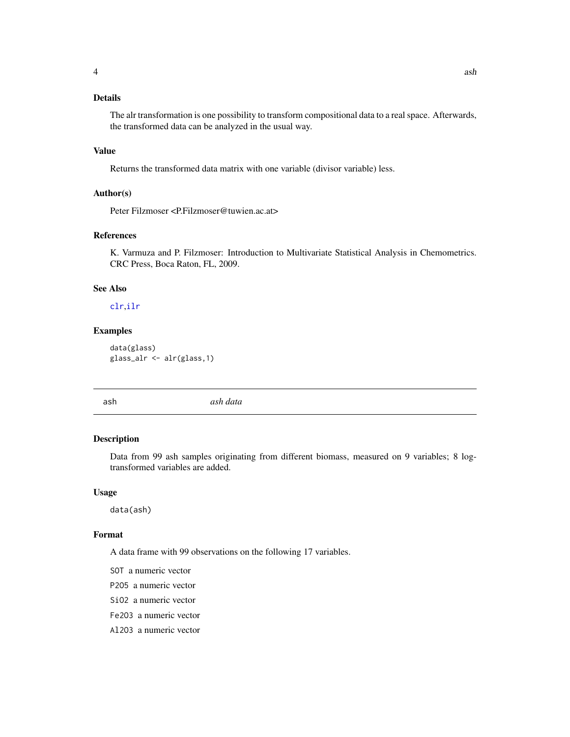### Details

The alr transformation is one possibility to transform compositional data to a real space. Afterwards, the transformed data can be analyzed in the usual way.

### Value

Returns the transformed data matrix with one variable (divisor variable) less.

### Author(s)

Peter Filzmoser <P.Filzmoser@tuwien.ac.at>

### References

K. Varmuza and P. Filzmoser: Introduction to Multivariate Statistical Analysis in Chemometrics. CRC Press, Boca Raton, FL, 2009.

### See Also

clr,ilr

### Examples

```
data(glass)
glass_alr <- alr(glass,1)
```

---

## ash    *ash data*

---

### Description

Data from 99 ash samples originating from different biomass, measured on 9 variables; 8 log-transformed variables are added.

### Usage

```
data(ash)
```

### Format

A data frame with 99 observations on the following 17 variables.

`SOT` a numeric vector

`P2O5` a numeric vector

`SiO2` a numeric vector

`Fe2O3` a numeric vector

`Al2O3` a numeric vector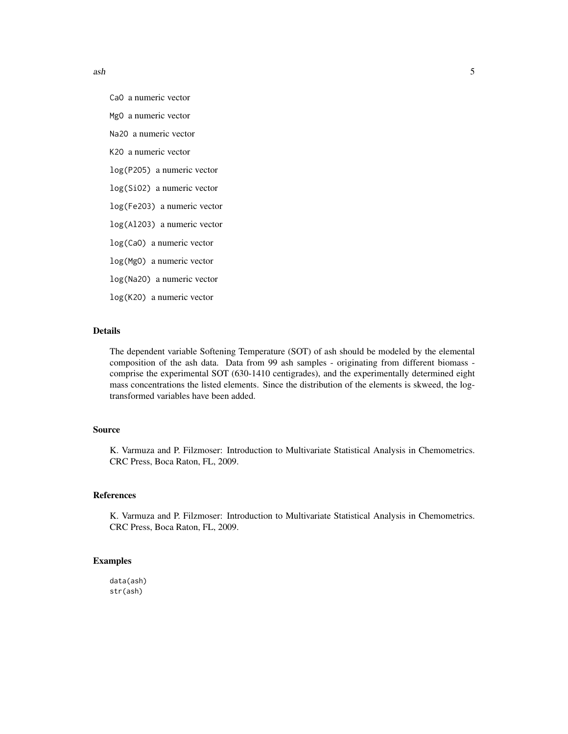CaO a numeric vector

MgO a numeric vector

Na2O a numeric vector

K2O a numeric vector

log(P2O5) a numeric vector

log(SiO2) a numeric vector

log(Fe2O3) a numeric vector

log(Al2O3) a numeric vector

log(CaO) a numeric vector

log(MgO) a numeric vector

log(Na2O) a numeric vector

log(K2O) a numeric vector

## Details

The dependent variable Softening Temperature (SOT) of ash should be modeled by the elemental composition of the ash data. Data from 99 ash samples - originating from different biomass - comprise the experimental SOT (630-1410 centigrades), and the experimentally determined eight mass concentrations the listed elements. Since the distribution of the elements is skweed, the log-transformed variables have been added.

## Source

K. Varmuza and P. Filzmoser: Introduction to Multivariate Statistical Analysis in Chemometrics. CRC Press, Boca Raton, FL, 2009.

## References

K. Varmuza and P. Filzmoser: Introduction to Multivariate Statistical Analysis in Chemometrics. CRC Press, Boca Raton, FL, 2009.

## Examples

```
data(ash)
str(ash)
```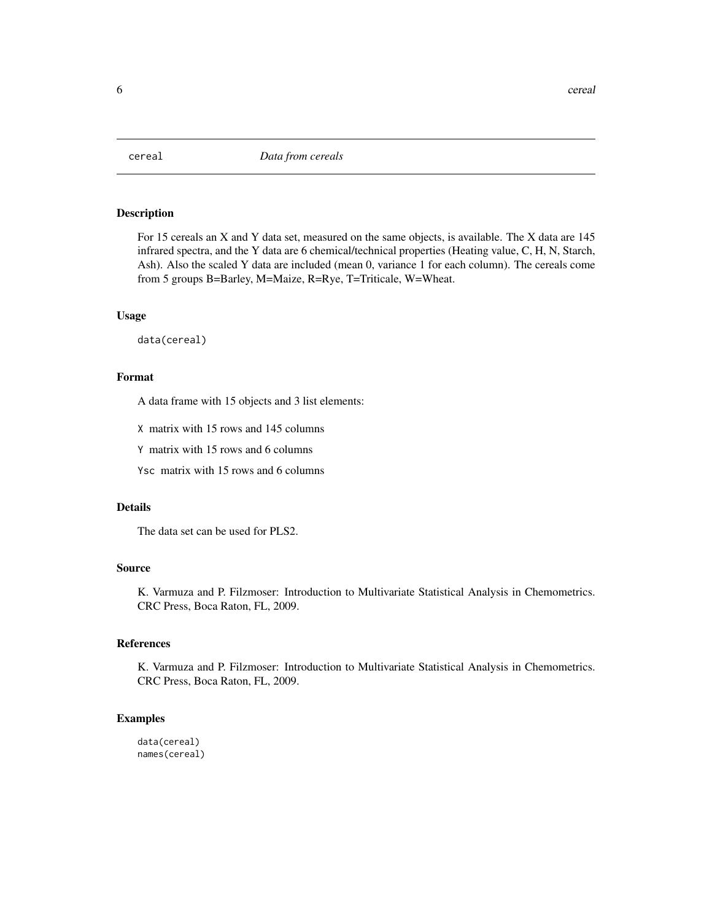# cereal *Data from cereals*

## Description

For 15 cereals an X and Y data set, measured on the same objects, is available. The X data are 145 infrared spectra, and the Y data are 6 chemical/technical properties (Heating value, C, H, N, Starch, Ash). Also the scaled Y data are included (mean 0, variance 1 for each column). The cereals come from 5 groups B=Barley, M=Maize, R=Rye, T=Triticale, W=Wheat.

## Usage

```
data(cereal)
```

## Format

A data frame with 15 objects and 3 list elements:

- `X` matrix with 15 rows and 145 columns
- `Y` matrix with 15 rows and 6 columns
- `Ysc` matrix with 15 rows and 6 columns

## Details

The data set can be used for PLS2.

## Source

K. Varmuza and P. Filzmoser: Introduction to Multivariate Statistical Analysis in Chemometrics. CRC Press, Boca Raton, FL, 2009.

## References

K. Varmuza and P. Filzmoser: Introduction to Multivariate Statistical Analysis in Chemometrics. CRC Press, Boca Raton, FL, 2009.

## Examples

```
data(cereal)
names(cereal)
```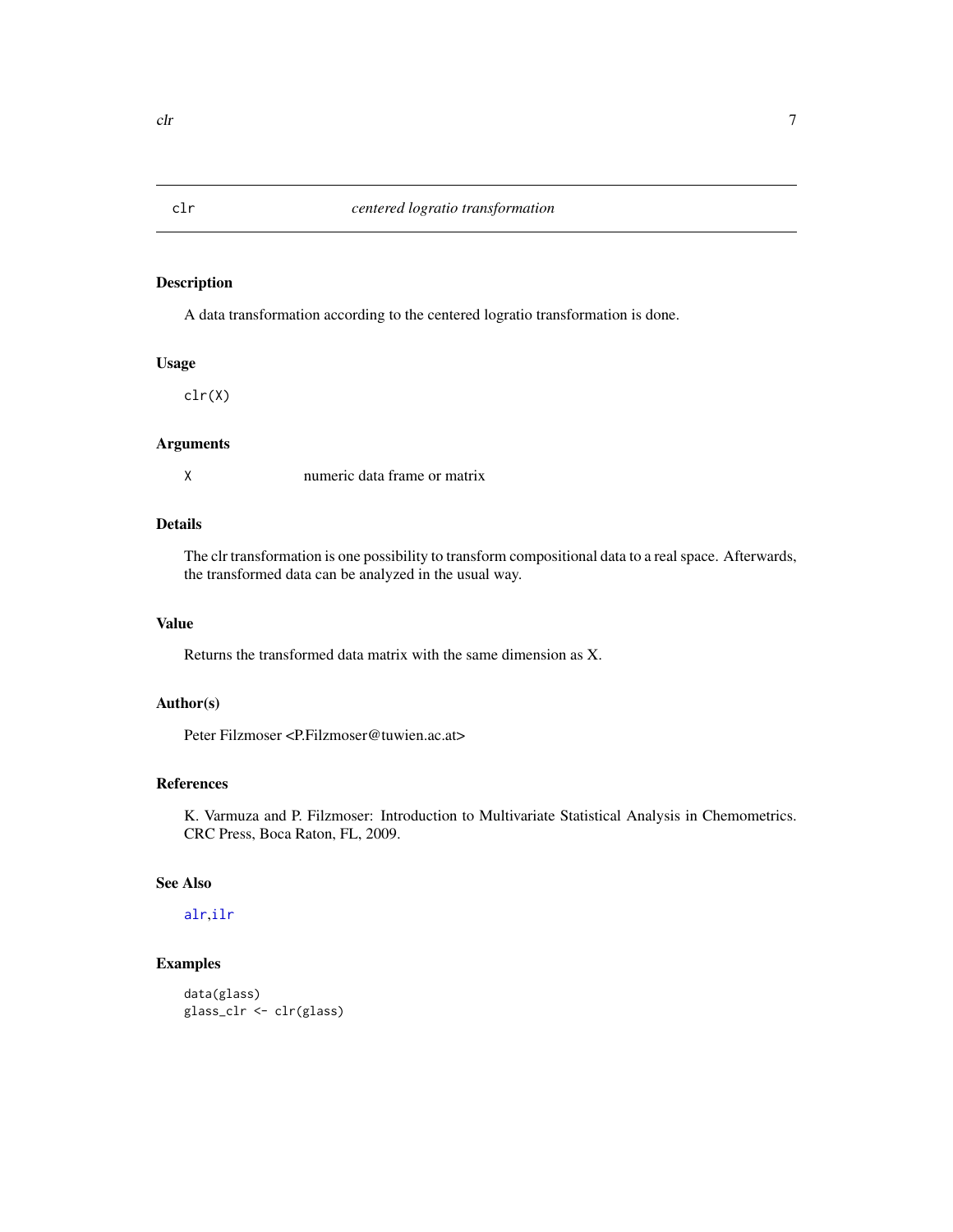# clr — *centered logratio transformation*

## Description

A data transformation according to the centered logratio transformation is done.

## Usage

```
clr(X)
```

## Arguments

| | |
|---|---|
| X | numeric data frame or matrix |

## Details

The clr transformation is one possibility to transform compositional data to a real space. Afterwards, the transformed data can be analyzed in the usual way.

## Value

Returns the transformed data matrix with the same dimension as X.

## Author(s)

Peter Filzmoser <P.Filzmoser@tuwien.ac.at>

## References

K. Varmuza and P. Filzmoser: Introduction to Multivariate Statistical Analysis in Chemometrics. CRC Press, Boca Raton, FL, 2009.

## See Also

alr, ilr

## Examples

```
data(glass)
glass_clr <- clr(glass)
```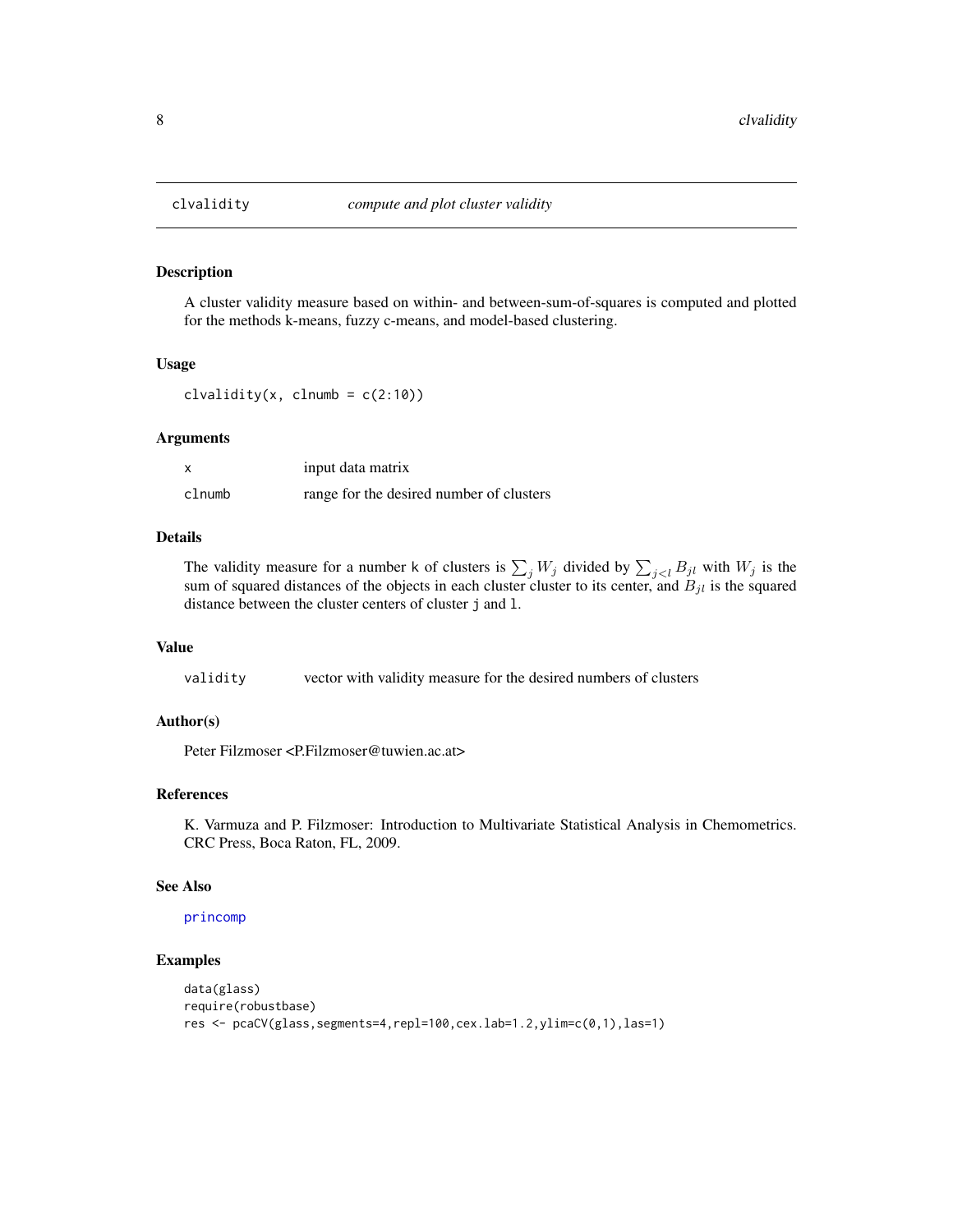# clvalidity — *compute and plot cluster validity*

## Description

A cluster validity measure based on within- and between-sum-of-squares is computed and plotted for the methods k-means, fuzzy c-means, and model-based clustering.

## Usage

```
clvalidity(x, clnumb = c(2:10))
```

## Arguments

| | |
|---|---|
| `x` | input data matrix |
| `clnumb` | range for the desired number of clusters |

## Details

The validity measure for a number `k` of clusters is $\sum_j W_j$ divided by $\sum_{j<l} B_{jl}$ with $W_j$ is the sum of squared distances of the objects in each cluster cluster to its center, and $B_{jl}$ is the squared distance between the cluster centers of cluster `j` and `l`.

## Value

| | |
|---|---|
| `validity` | vector with validity measure for the desired numbers of clusters |

## Author(s)

Peter Filzmoser <P.Filzmoser@tuwien.ac.at>

## References

K. Varmuza and P. Filzmoser: Introduction to Multivariate Statistical Analysis in Chemometrics. CRC Press, Boca Raton, FL, 2009.

## See Also

`princomp`

## Examples

```
data(glass)
require(robustbase)
res <- pcaCV(glass,segments=4,repl=100,cex.lab=1.2,ylim=c(0,1),las=1)
```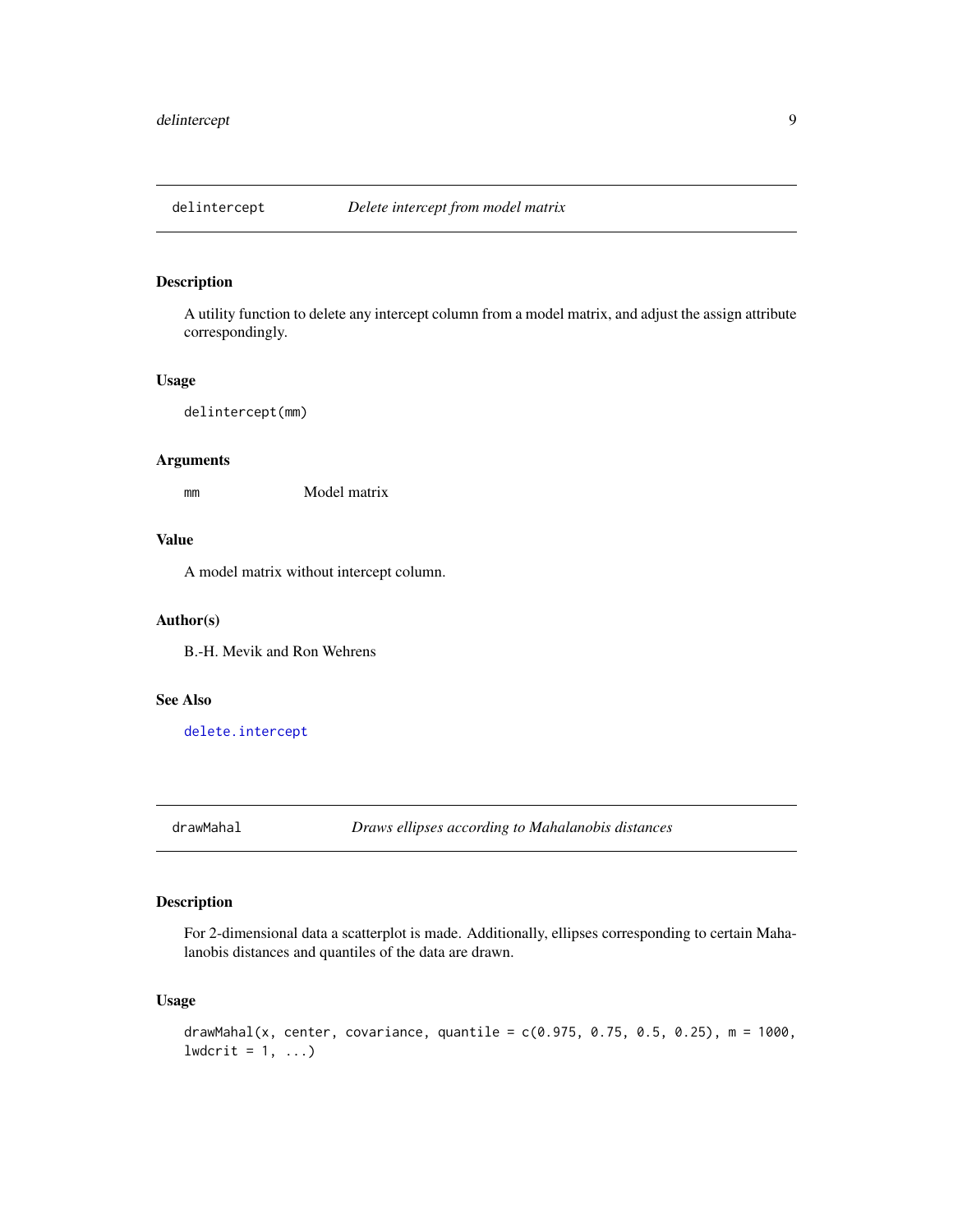## delintercept — *Delete intercept from model matrix*

### Description

A utility function to delete any intercept column from a model matrix, and adjust the assign attribute correspondingly.

### Usage

```
delintercept(mm)
```

### Arguments

| | |
|---|---|
| mm | Model matrix |

### Value

A model matrix without intercept column.

### Author(s)

B.-H. Mevik and Ron Wehrens

### See Also

delete.intercept

## drawMahal — *Draws ellipses according to Mahalanobis distances*

### Description

For 2-dimensional data a scatterplot is made. Additionally, ellipses corresponding to certain Mahalanobis distances and quantiles of the data are drawn.

### Usage

```
drawMahal(x, center, covariance, quantile = c(0.975, 0.75, 0.5, 0.25), m = 1000,
lwdcrit = 1, ...)
```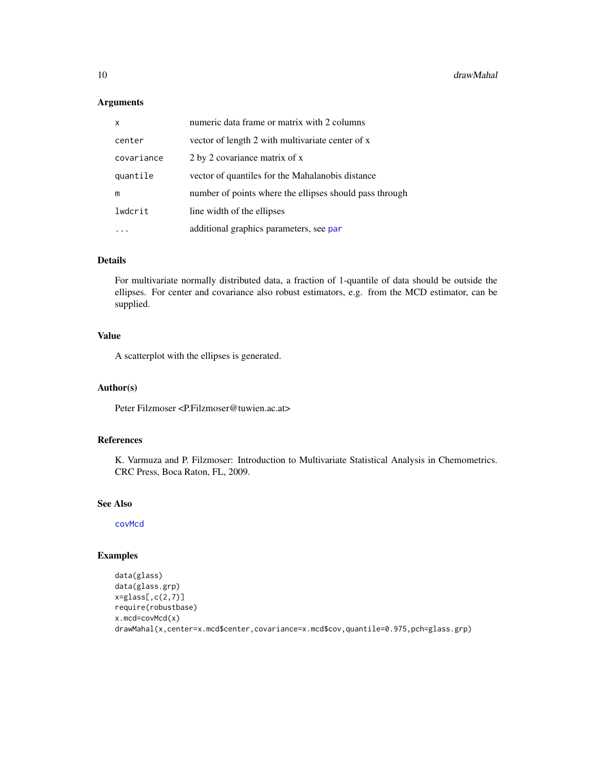### Arguments

| | |
|---|---|
| `x` | numeric data frame or matrix with 2 columns |
| `center` | vector of length 2 with multivariate center of x |
| `covariance` | 2 by 2 covariance matrix of x |
| `quantile` | vector of quantiles for the Mahalanobis distance |
| `m` | number of points where the ellipses should pass through |
| `lwdcrit` | line width of the ellipses |
| `...` | additional graphics parameters, see `par` |

### Details

For multivariate normally distributed data, a fraction of 1-quantile of data should be outside the ellipses. For center and covariance also robust estimators, e.g. from the MCD estimator, can be supplied.

### Value

A scatterplot with the ellipses is generated.

### Author(s)

Peter Filzmoser <P.Filzmoser@tuwien.ac.at>

### References

K. Varmuza and P. Filzmoser: Introduction to Multivariate Statistical Analysis in Chemometrics. CRC Press, Boca Raton, FL, 2009.

### See Also

`covMcd`

### Examples

```
data(glass)
data(glass.grp)
x=glass[,c(2,7)]
require(robustbase)
x.mcd=covMcd(x)
drawMahal(x,center=x.mcd$center,covariance=x.mcd$cov,quantile=0.975,pch=glass.grp)
```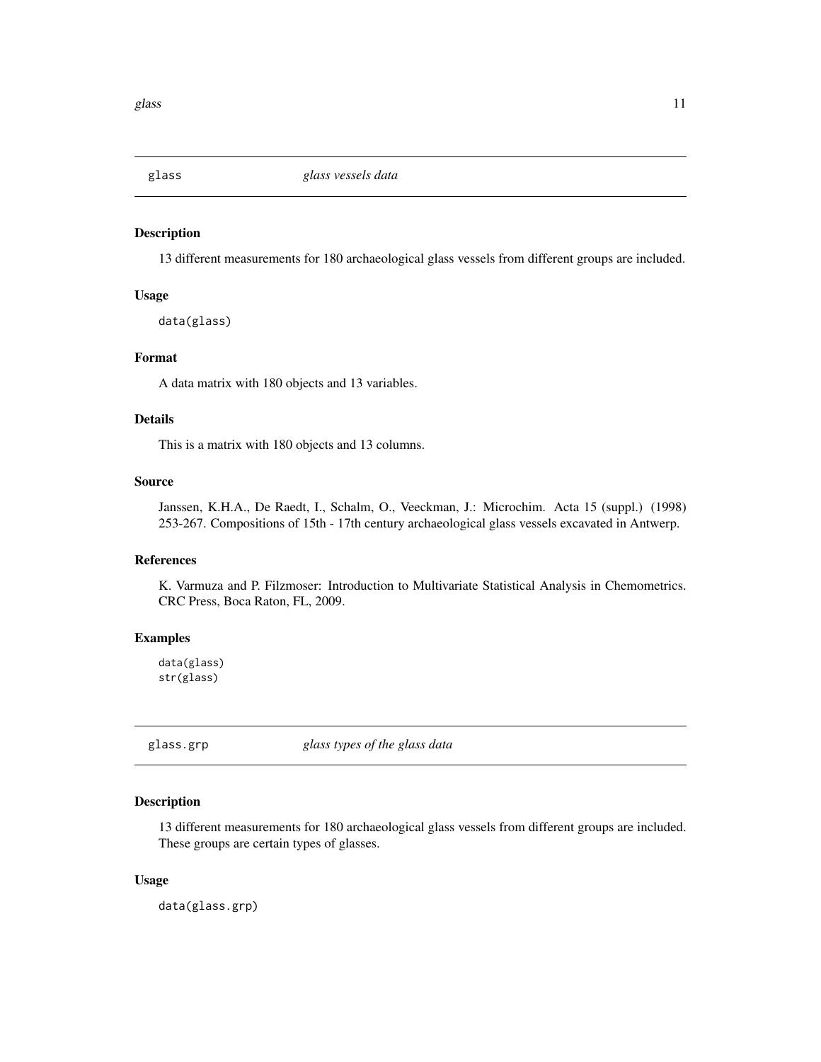## glass *glass vessels data*

### Description

13 different measurements for 180 archaeological glass vessels from different groups are included.

### Usage

```
data(glass)
```

### Format

A data matrix with 180 objects and 13 variables.

### Details

This is a matrix with 180 objects and 13 columns.

### Source

Janssen, K.H.A., De Raedt, I., Schalm, O., Veeckman, J.: Microchim. Acta 15 (suppl.) (1998) 253-267. Compositions of 15th - 17th century archaeological glass vessels excavated in Antwerp.

### References

K. Varmuza and P. Filzmoser: Introduction to Multivariate Statistical Analysis in Chemometrics. CRC Press, Boca Raton, FL, 2009.

### Examples

```
data(glass)
str(glass)
```

## glass.grp *glass types of the glass data*

### Description

13 different measurements for 180 archaeological glass vessels from different groups are included. These groups are certain types of glasses.

### Usage

```
data(glass.grp)
```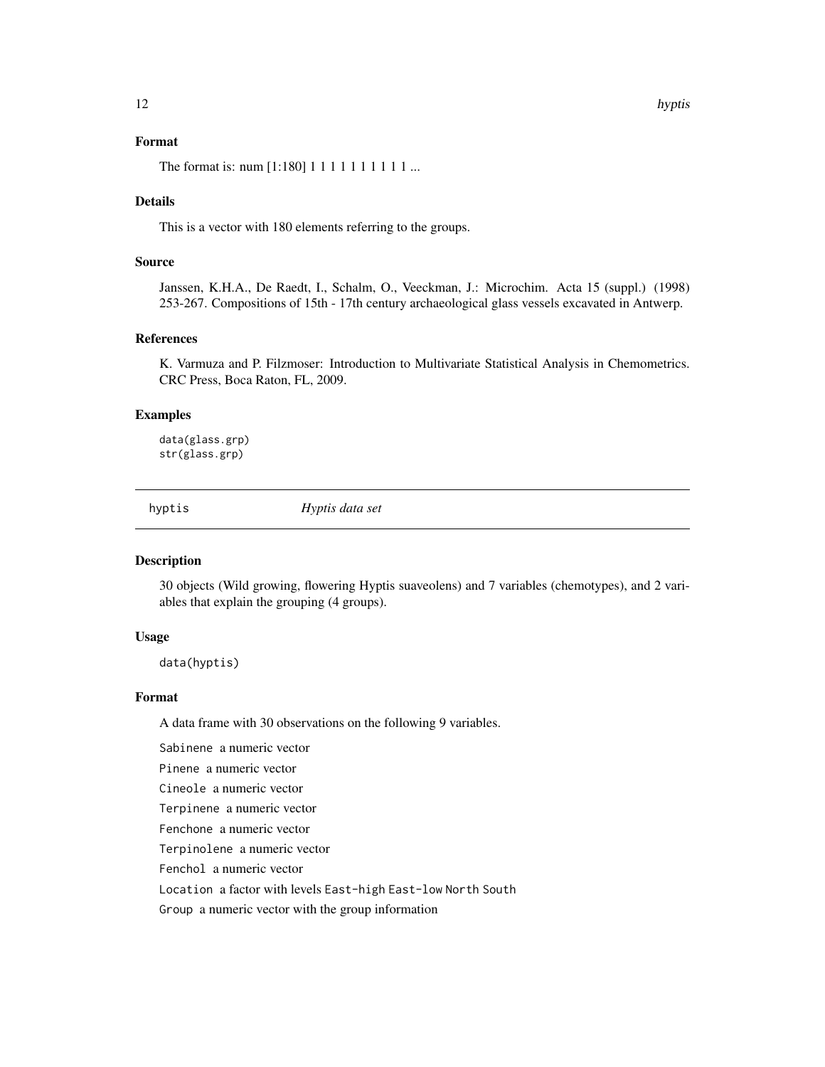### Format

The format is: num [1:180] 1 1 1 1 1 1 1 1 1 1 ...

### Details

This is a vector with 180 elements referring to the groups.

### Source

Janssen, K.H.A., De Raedt, I., Schalm, O., Veeckman, J.: Microchim. Acta 15 (suppl.) (1998) 253-267. Compositions of 15th - 17th century archaeological glass vessels excavated in Antwerp.

### References

K. Varmuza and P. Filzmoser: Introduction to Multivariate Statistical Analysis in Chemometrics. CRC Press, Boca Raton, FL, 2009.

### Examples

```
data(glass.grp)
str(glass.grp)
```

---

## hyptis *Hyptis data set*

---

### Description

30 objects (Wild growing, flowering Hyptis suaveolens) and 7 variables (chemotypes), and 2 variables that explain the grouping (4 groups).

### Usage

```
data(hyptis)
```

### Format

A data frame with 30 observations on the following 9 variables.

`Sabinene` a numeric vector

`Pinene` a numeric vector

`Cineole` a numeric vector

`Terpinene` a numeric vector

`Fenchone` a numeric vector

`Terpinolene` a numeric vector

`Fenchol` a numeric vector

`Location` a factor with levels `East-high` `East-low` `North` `South`

`Group` a numeric vector with the group information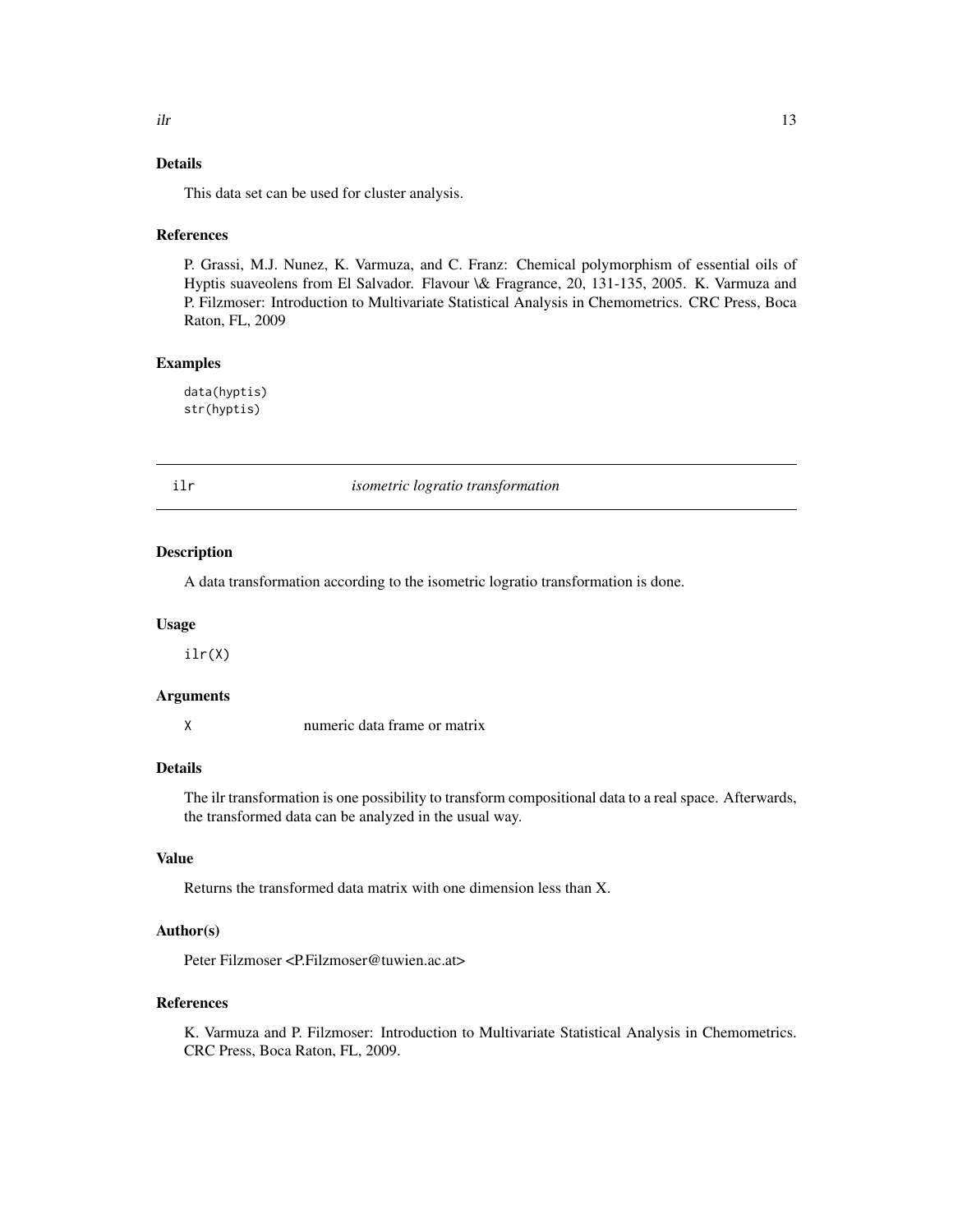## Details

This data set can be used for cluster analysis.

## References

P. Grassi, M.J. Nunez, K. Varmuza, and C. Franz: Chemical polymorphism of essential oils of Hyptis suaveolens from El Salvador. Flavour \& Fragrance, 20, 131-135, 2005. K. Varmuza and P. Filzmoser: Introduction to Multivariate Statistical Analysis in Chemometrics. CRC Press, Boca Raton, FL, 2009

## Examples

```
data(hyptis)
str(hyptis)
```

---

# ilr — *isometric logratio transformation*

## Description

A data transformation according to the isometric logratio transformation is done.

## Usage

```
ilr(X)
```

## Arguments

| | |
|---|---|
| X | numeric data frame or matrix |

## Details

The ilr transformation is one possibility to transform compositional data to a real space. Afterwards, the transformed data can be analyzed in the usual way.

## Value

Returns the transformed data matrix with one dimension less than X.

## Author(s)

Peter Filzmoser <P.Filzmoser@tuwien.ac.at>

## References

K. Varmuza and P. Filzmoser: Introduction to Multivariate Statistical Analysis in Chemometrics. CRC Press, Boca Raton, FL, 2009.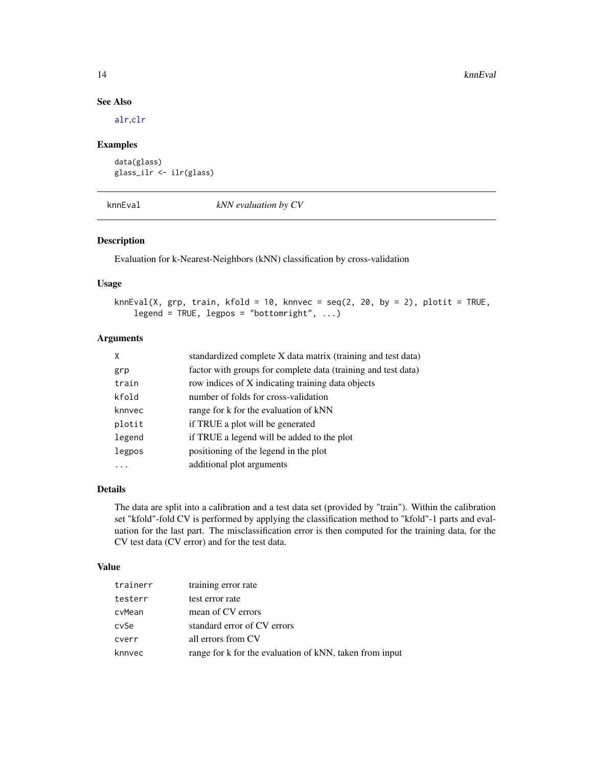## See Also

alr,clr

## Examples

```
data(glass)
glass_ilr <- ilr(glass)
```

---

# knnEval *kNN evaluation by CV*

---

## Description

Evaluation for k-Nearest-Neighbors (kNN) classification by cross-validation

## Usage

```
knnEval(X, grp, train, kfold = 10, knnvec = seq(2, 20, by = 2), plotit = TRUE,
    legend = TRUE, legpos = "bottomright", ...)
```

## Arguments

| | |
|---|---|
| X | standardized complete X data matrix (training and test data) |
| grp | factor with groups for complete data (training and test data) |
| train | row indices of X indicating training data objects |
| kfold | number of folds for cross-validation |
| knnvec | range for k for the evaluation of kNN |
| plotit | if TRUE a plot will be generated |
| legend | if TRUE a legend will be added to the plot |
| legpos | positioning of the legend in the plot |
| ... | additional plot arguments |

## Details

The data are split into a calibration and a test data set (provided by "train"). Within the calibration set "kfold"-fold CV is performed by applying the classification method to "kfold"-1 parts and evaluation for the last part. The misclassification error is then computed for the training data, for the CV test data (CV error) and for the test data.

## Value

| | |
|---|---|
| trainerr | training error rate |
| testerr | test error rate |
| cvMean | mean of CV errors |
| cvSe | standard error of CV errors |
| cverr | all errors from CV |
| knnvec | range for k for the evaluation of kNN, taken from input |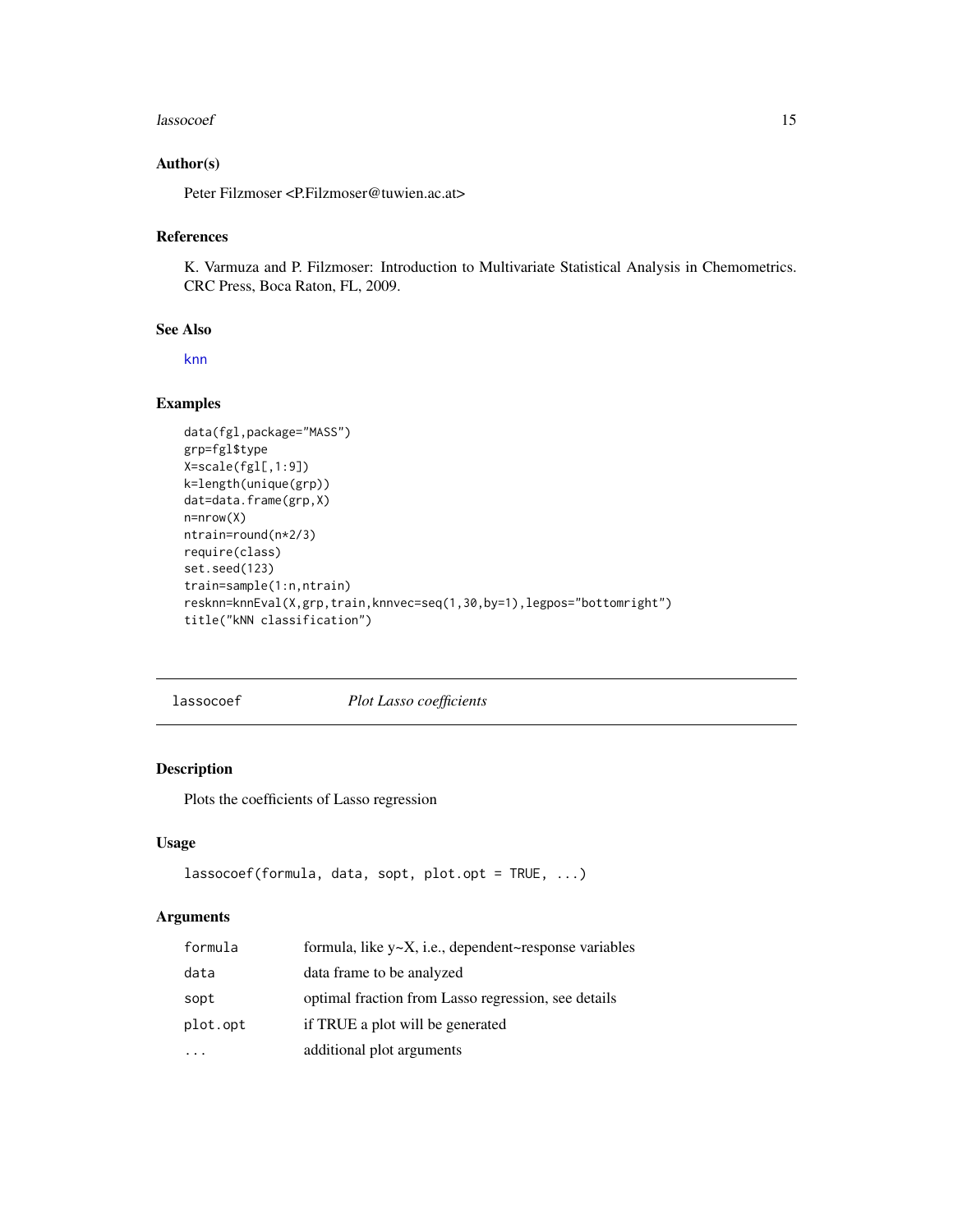### Author(s)

Peter Filzmoser <P.Filzmoser@tuwien.ac.at>

### References

K. Varmuza and P. Filzmoser: Introduction to Multivariate Statistical Analysis in Chemometrics. CRC Press, Boca Raton, FL, 2009.

### See Also

knn

### Examples

```
data(fgl,package="MASS")
grp=fgl$type
X=scale(fgl[,1:9])
k=length(unique(grp))
dat=data.frame(grp,X)
n=nrow(X)
ntrain=round(n*2/3)
require(class)
set.seed(123)
train=sample(1:n,ntrain)
resknn=knnEval(X,grp,train,knnvec=seq(1,30,by=1),legpos="bottomright")
title("kNN classification")
```

---

## lassocoef *Plot Lasso coefficients*

### Description

Plots the coefficients of Lasso regression

### Usage

```
lassocoef(formula, data, sopt, plot.opt = TRUE, ...)
```

### Arguments

| | |
|---|---|
| formula | formula, like y~X, i.e., dependent~response variables |
| data | data frame to be analyzed |
| sopt | optimal fraction from Lasso regression, see details |
| plot.opt | if TRUE a plot will be generated |
| ... | additional plot arguments |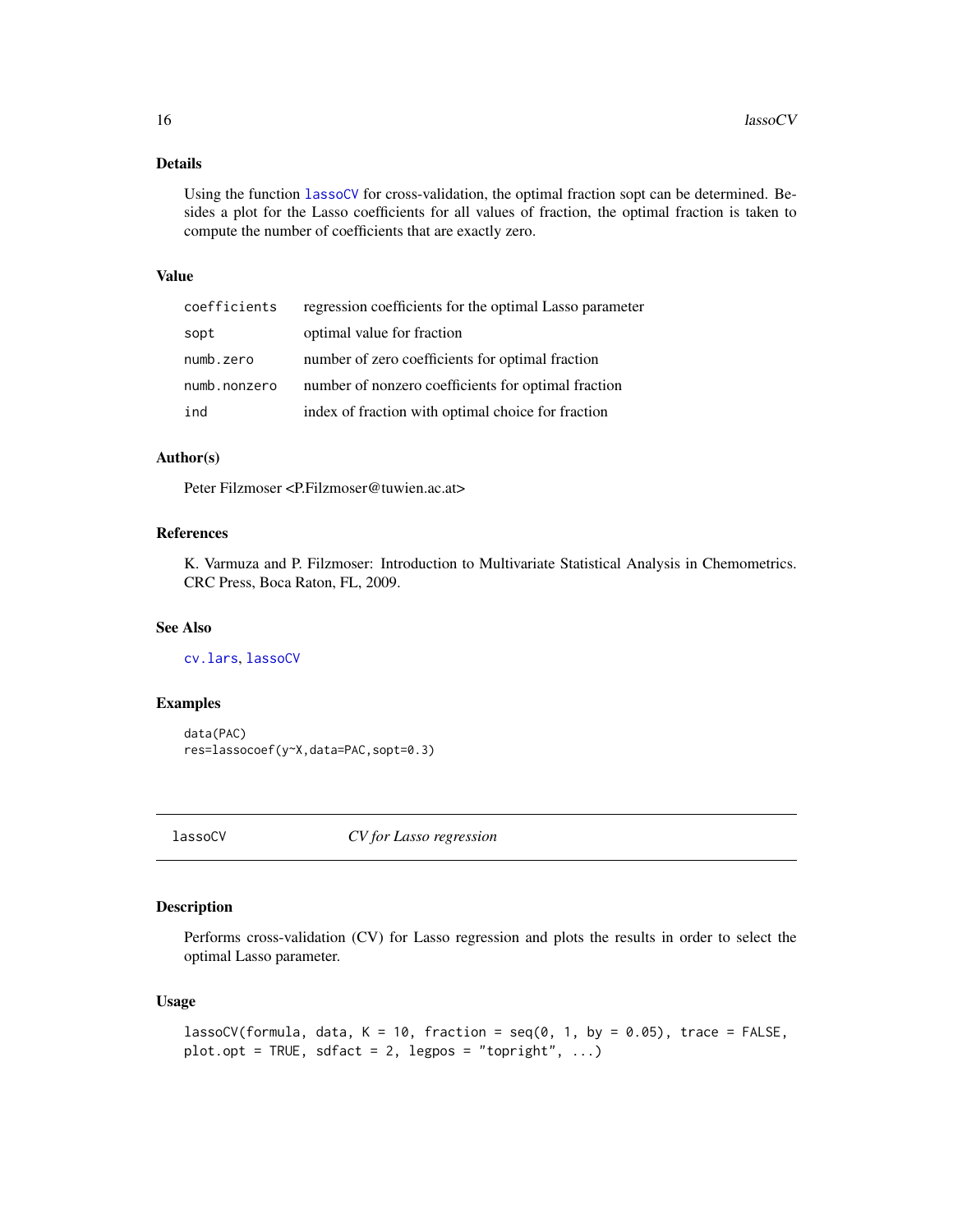### Details

Using the function lassoCV for cross-validation, the optimal fraction sopt can be determined. Besides a plot for the Lasso coefficients for all values of fraction, the optimal fraction is taken to compute the number of coefficients that are exactly zero.

### Value

| | |
|---|---|
| coefficients | regression coefficients for the optimal Lasso parameter |
| sopt | optimal value for fraction |
| numb.zero | number of zero coefficients for optimal fraction |
| numb.nonzero | number of nonzero coefficients for optimal fraction |
| ind | index of fraction with optimal choice for fraction |

### Author(s)

Peter Filzmoser <P.Filzmoser@tuwien.ac.at>

### References

K. Varmuza and P. Filzmoser: Introduction to Multivariate Statistical Analysis in Chemometrics. CRC Press, Boca Raton, FL, 2009.

### See Also

cv.lars, lassoCV

### Examples

```
data(PAC)
res=lassocoef(y~X,data=PAC,sopt=0.3)
```

---

## lassoCV *CV for Lasso regression*

### Description

Performs cross-validation (CV) for Lasso regression and plots the results in order to select the optimal Lasso parameter.

### Usage

```
lassoCV(formula, data, K = 10, fraction = seq(0, 1, by = 0.05), trace = FALSE,
plot.opt = TRUE, sdfact = 2, legpos = "topright", ...)
```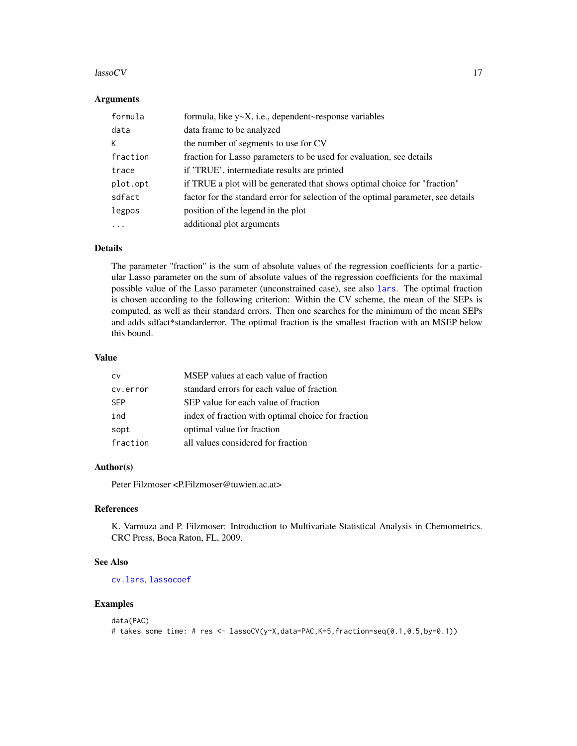### Arguments

| | |
|---|---|
| `formula` | formula, like y~X, i.e., dependent~response variables |
| `data` | data frame to be analyzed |
| `K` | the number of segments to use for CV |
| `fraction` | fraction for Lasso parameters to be used for evaluation, see details |
| `trace` | if 'TRUE', intermediate results are printed |
| `plot.opt` | if TRUE a plot will be generated that shows optimal choice for "fraction" |
| `sdfact` | factor for the standard error for selection of the optimal parameter, see details |
| `legpos` | position of the legend in the plot |
| `...` | additional plot arguments |

### Details

The parameter "fraction" is the sum of absolute values of the regression coefficients for a particular Lasso parameter on the sum of absolute values of the regression coefficients for the maximal possible value of the Lasso parameter (unconstrained case), see also `lars`. The optimal fraction is chosen according to the following criterion: Within the CV scheme, the mean of the SEPs is computed, as well as their standard errors. Then one searches for the minimum of the mean SEPs and adds sdfact*standarderror. The optimal fraction is the smallest fraction with an MSEP below this bound.

### Value

| | |
|---|---|
| `cv` | MSEP values at each value of fraction |
| `cv.error` | standard errors for each value of fraction |
| `SEP` | SEP value for each value of fraction |
| `ind` | index of fraction with optimal choice for fraction |
| `sopt` | optimal value for fraction |
| `fraction` | all values considered for fraction |

### Author(s)

Peter Filzmoser <P.Filzmoser@tuwien.ac.at>

### References

K. Varmuza and P. Filzmoser: Introduction to Multivariate Statistical Analysis in Chemometrics. CRC Press, Boca Raton, FL, 2009.

### See Also

`cv.lars`, `lassocoef`

### Examples

```
data(PAC)
# takes some time: # res <- lassoCV(y~X,data=PAC,K=5,fraction=seq(0.1,0.5,by=0.1))
```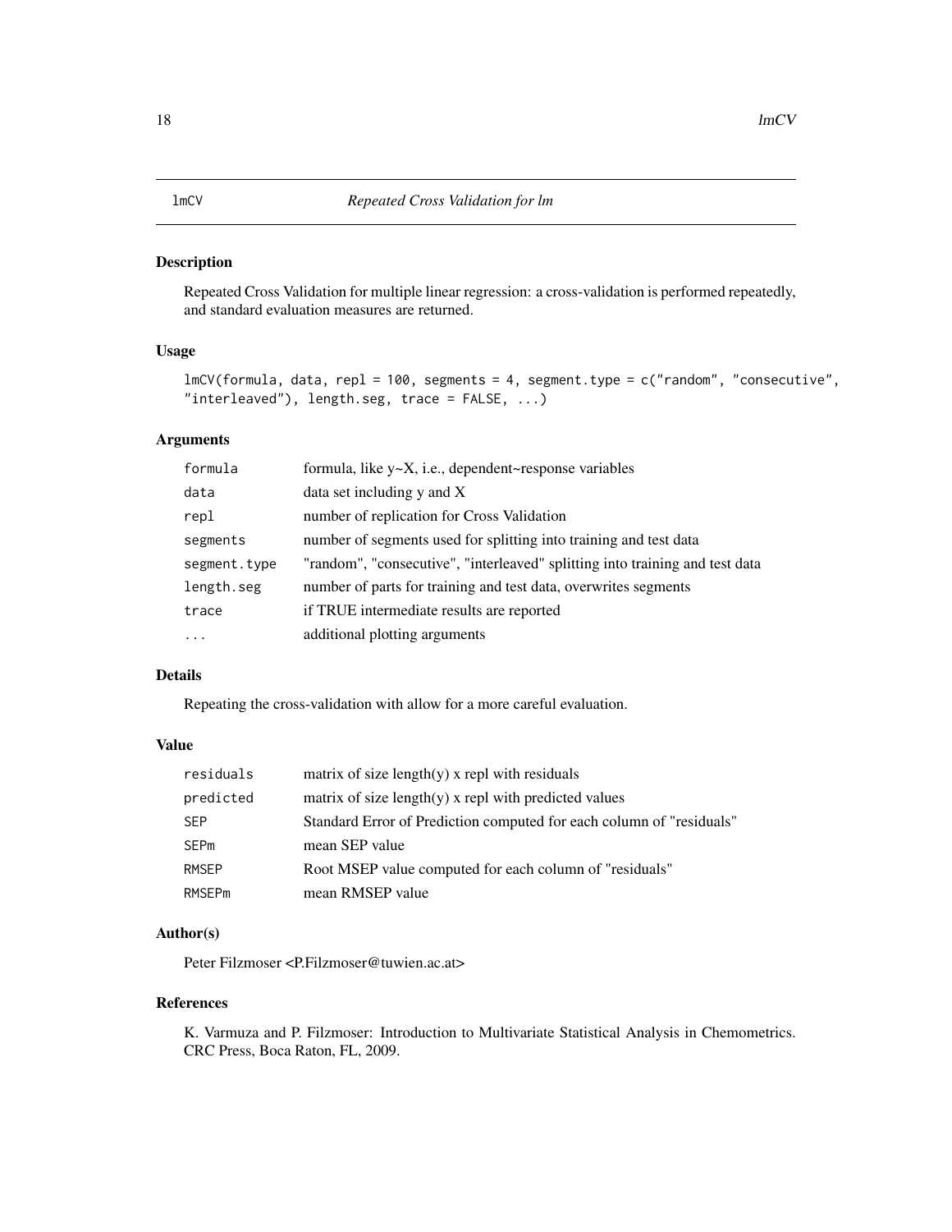lmCV — *Repeated Cross Validation for lm*

## Description

Repeated Cross Validation for multiple linear regression: a cross-validation is performed repeatedly, and standard evaluation measures are returned.

## Usage

```
lmCV(formula, data, repl = 100, segments = 4, segment.type = c("random", "consecutive",
"interleaved"), length.seg, trace = FALSE, ...)
```

## Arguments

| | |
|---|---|
| formula | formula, like y~X, i.e., dependent~response variables |
| data | data set including y and X |
| repl | number of replication for Cross Validation |
| segments | number of segments used for splitting into training and test data |
| segment.type | "random", "consecutive", "interleaved" splitting into training and test data |
| length.seg | number of parts for training and test data, overwrites segments |
| trace | if TRUE intermediate results are reported |
| ... | additional plotting arguments |

## Details

Repeating the cross-validation with allow for a more careful evaluation.

## Value

| | |
|---|---|
| residuals | matrix of size length(y) x repl with residuals |
| predicted | matrix of size length(y) x repl with predicted values |
| SEP | Standard Error of Prediction computed for each column of "residuals" |
| SEPm | mean SEP value |
| RMSEP | Root MSEP value computed for each column of "residuals" |
| RMSEPm | mean RMSEP value |

## Author(s)

Peter Filzmoser <P.Filzmoser@tuwien.ac.at>

## References

K. Varmuza and P. Filzmoser: Introduction to Multivariate Statistical Analysis in Chemometrics. CRC Press, Boca Raton, FL, 2009.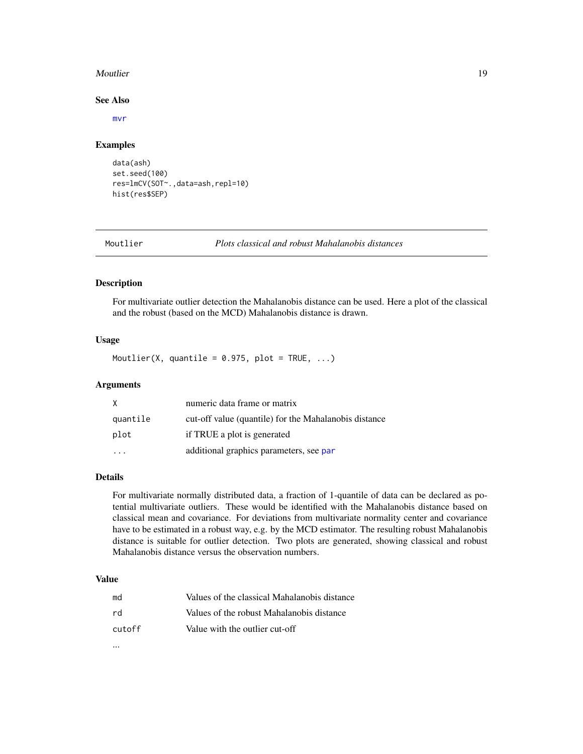### See Also

mvr

### Examples

```
data(ash)
set.seed(100)
res=lmCV(SOT~.,data=ash,repl=10)
hist(res$SEP)
```

---

## Moutlier *Plots classical and robust Mahalanobis distances*

---

### Description

For multivariate outlier detection the Mahalanobis distance can be used. Here a plot of the classical and the robust (based on the MCD) Mahalanobis distance is drawn.

### Usage

```
Moutlier(X, quantile = 0.975, plot = TRUE, ...)
```

### Arguments

| | |
|---|---|
| X | numeric data frame or matrix |
| quantile | cut-off value (quantile) for the Mahalanobis distance |
| plot | if TRUE a plot is generated |
| ... | additional graphics parameters, see par |

### Details

For multivariate normally distributed data, a fraction of 1-quantile of data can be declared as potential multivariate outliers. These would be identified with the Mahalanobis distance based on classical mean and covariance. For deviations from multivariate normality center and covariance have to be estimated in a robust way, e.g. by the MCD estimator. The resulting robust Mahalanobis distance is suitable for outlier detection. Two plots are generated, showing classical and robust Mahalanobis distance versus the observation numbers.

### Value

| | |
|---|---|
| md | Values of the classical Mahalanobis distance |
| rd | Values of the robust Mahalanobis distance |
| cutoff | Value with the outlier cut-off |

...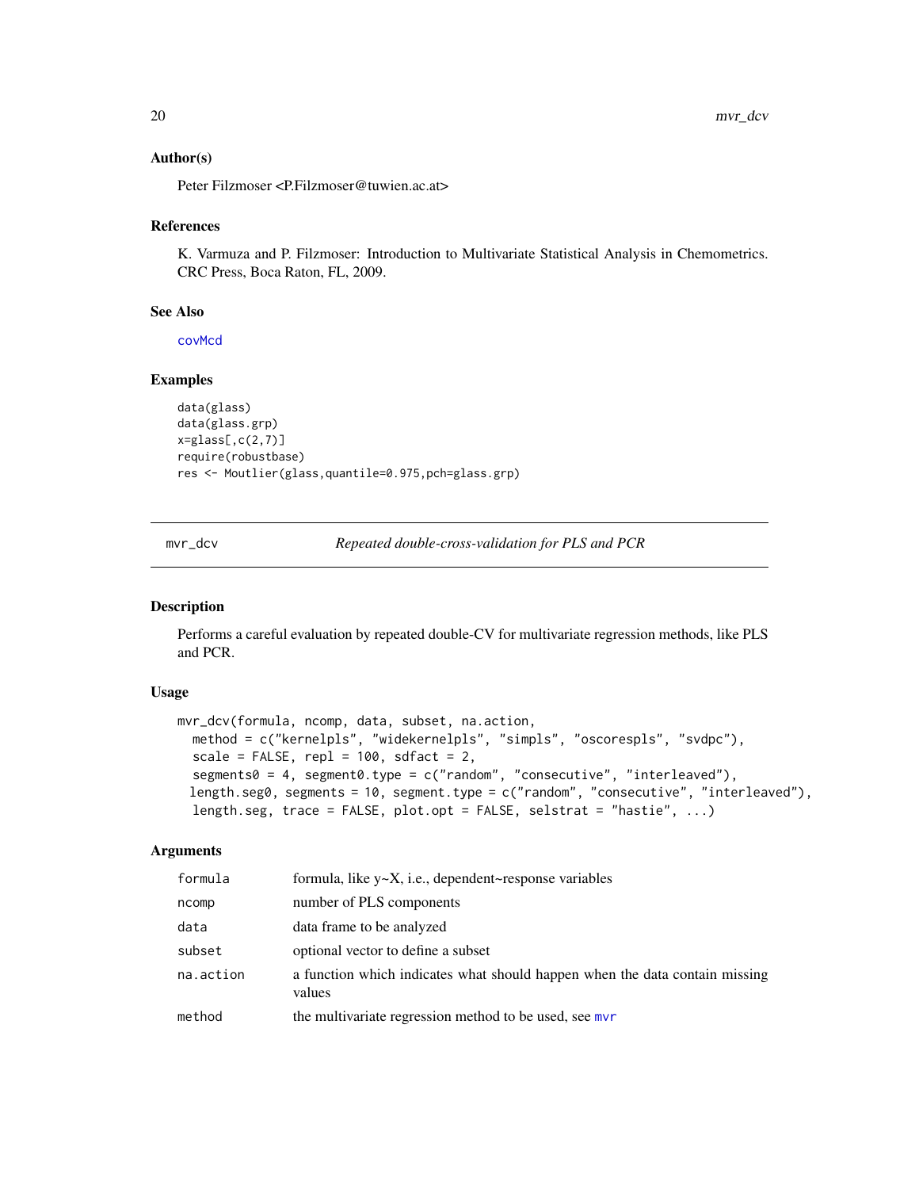### Author(s)

Peter Filzmoser <P.Filzmoser@tuwien.ac.at>

### References

K. Varmuza and P. Filzmoser: Introduction to Multivariate Statistical Analysis in Chemometrics. CRC Press, Boca Raton, FL, 2009.

### See Also

covMcd

### Examples

```
data(glass)
data(glass.grp)
x=glass[,c(2,7)]
require(robustbase)
res <- Moutlier(glass,quantile=0.975,pch=glass.grp)
```

---

## mvr_dcv — *Repeated double-cross-validation for PLS and PCR*

### Description

Performs a careful evaluation by repeated double-CV for multivariate regression methods, like PLS and PCR.

### Usage

```
mvr_dcv(formula, ncomp, data, subset, na.action,
  method = c("kernelpls", "widekernelpls", "simpls", "oscorespls", "svdpc"),
  scale = FALSE, repl = 100, sdfact = 2,
  segments0 = 4, segment0.type = c("random", "consecutive", "interleaved"),
  length.seg0, segments = 10, segment.type = c("random", "consecutive", "interleaved"),
  length.seg, trace = FALSE, plot.opt = FALSE, selstrat = "hastie", ...)
```

### Arguments

| | |
|---|---|
| formula | formula, like y~X, i.e., dependent~response variables |
| ncomp | number of PLS components |
| data | data frame to be analyzed |
| subset | optional vector to define a subset |
| na.action | a function which indicates what should happen when the data contain missing values |
| method | the multivariate regression method to be used, see mvr |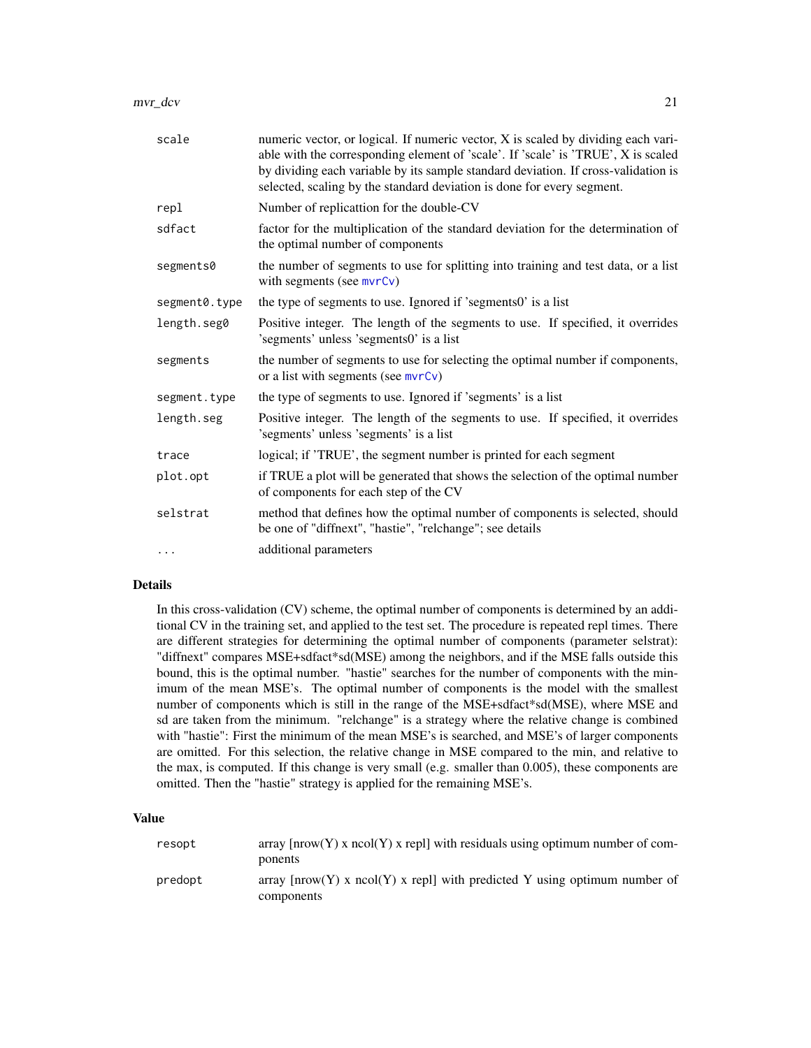| | |
|---|---|
| scale | numeric vector, or logical. If numeric vector, X is scaled by dividing each variable with the corresponding element of 'scale'. If 'scale' is 'TRUE', X is scaled by dividing each variable by its sample standard deviation. If cross-validation is selected, scaling by the standard deviation is done for every segment. |
| repl | Number of replicattion for the double-CV |
| sdfact | factor for the multiplication of the standard deviation for the determination of the optimal number of components |
| segments0 | the number of segments to use for splitting into training and test data, or a list with segments (see mvrCv) |
| segment0.type | the type of segments to use. Ignored if 'segments0' is a list |
| length.seg0 | Positive integer. The length of the segments to use. If specified, it overrides 'segments' unless 'segments0' is a list |
| segments | the number of segments to use for selecting the optimal number if components, or a list with segments (see mvrCv) |
| segment.type | the type of segments to use. Ignored if 'segments' is a list |
| length.seg | Positive integer. The length of the segments to use. If specified, it overrides 'segments' unless 'segments' is a list |
| trace | logical; if 'TRUE', the segment number is printed for each segment |
| plot.opt | if TRUE a plot will be generated that shows the selection of the optimal number of components for each step of the CV |
| selstrat | method that defines how the optimal number of components is selected, should be one of "diffnext", "hastie", "relchange"; see details |
| ... | additional parameters |

## Details

In this cross-validation (CV) scheme, the optimal number of components is determined by an additional CV in the training set, and applied to the test set. The procedure is repeated repl times. There are different strategies for determining the optimal number of components (parameter selstrat): "diffnext" compares MSE+sdfact*sd(MSE) among the neighbors, and if the MSE falls outside this bound, this is the optimal number. "hastie" searches for the number of components with the minimum of the mean MSE's. The optimal number of components is the model with the smallest number of components which is still in the range of the MSE+sdfact*sd(MSE), where MSE and sd are taken from the minimum. "relchange" is a strategy where the relative change is combined with "hastie": First the minimum of the mean MSE's is searched, and MSE's of larger components are omitted. For this selection, the relative change in MSE compared to the min, and relative to the max, is computed. If this change is very small (e.g. smaller than 0.005), these components are omitted. Then the "hastie" strategy is applied for the remaining MSE's.

## Value

| | |
|---|---|
| resopt | array [nrow(Y) x ncol(Y) x repl] with residuals using optimum number of components |
| predopt | array [nrow(Y) x ncol(Y) x repl] with predicted Y using optimum number of components |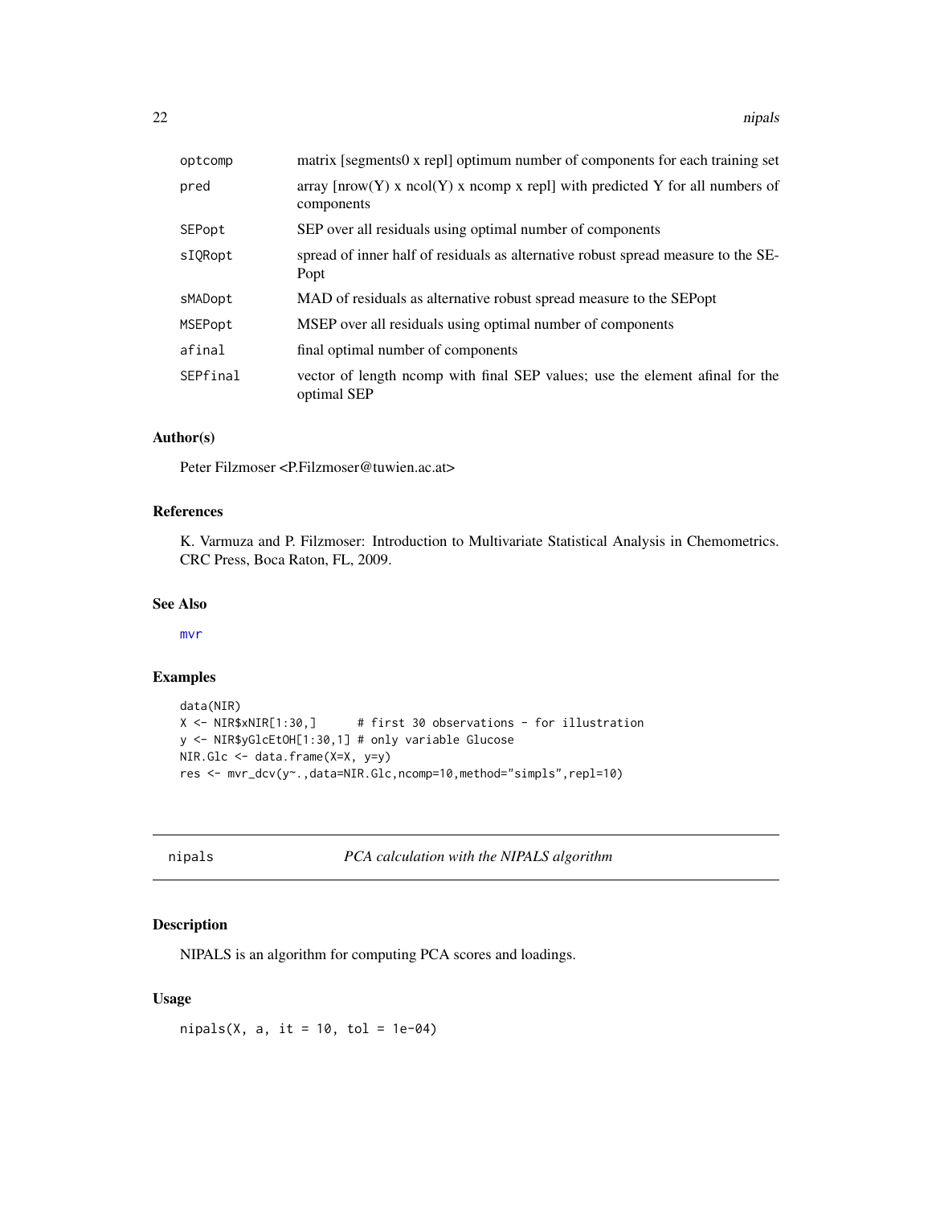| | |
|---|---|
| optcomp | matrix [segments0 x repl] optimum number of components for each training set |
| pred | array [nrow(Y) x ncol(Y) x ncomp x repl] with predicted Y for all numbers of components |
| SEPopt | SEP over all residuals using optimal number of components |
| sIQRopt | spread of inner half of residuals as alternative robust spread measure to the SEPopt |
| sMADopt | MAD of residuals as alternative robust spread measure to the SEPopt |
| MSEPopt | MSEP over all residuals using optimal number of components |
| afinal | final optimal number of components |
| SEPfinal | vector of length ncomp with final SEP values; use the element afinal for the optimal SEP |

### Author(s)

Peter Filzmoser <P.Filzmoser@tuwien.ac.at>

### References

K. Varmuza and P. Filzmoser: Introduction to Multivariate Statistical Analysis in Chemometrics. CRC Press, Boca Raton, FL, 2009.

### See Also

mvr

### Examples

```
data(NIR)
X <- NIR$xNIR[1:30,]      # first 30 observations - for illustration
y <- NIR$yGlcEtOH[1:30,1] # only variable Glucose
NIR.Glc <- data.frame(X=X, y=y)
res <- mvr_dcv(y~.,data=NIR.Glc,ncomp=10,method="simpls",repl=10)
```

---

## nipals — *PCA calculation with the NIPALS algorithm*

### Description

NIPALS is an algorithm for computing PCA scores and loadings.

### Usage

```
nipals(X, a, it = 10, tol = 1e-04)
```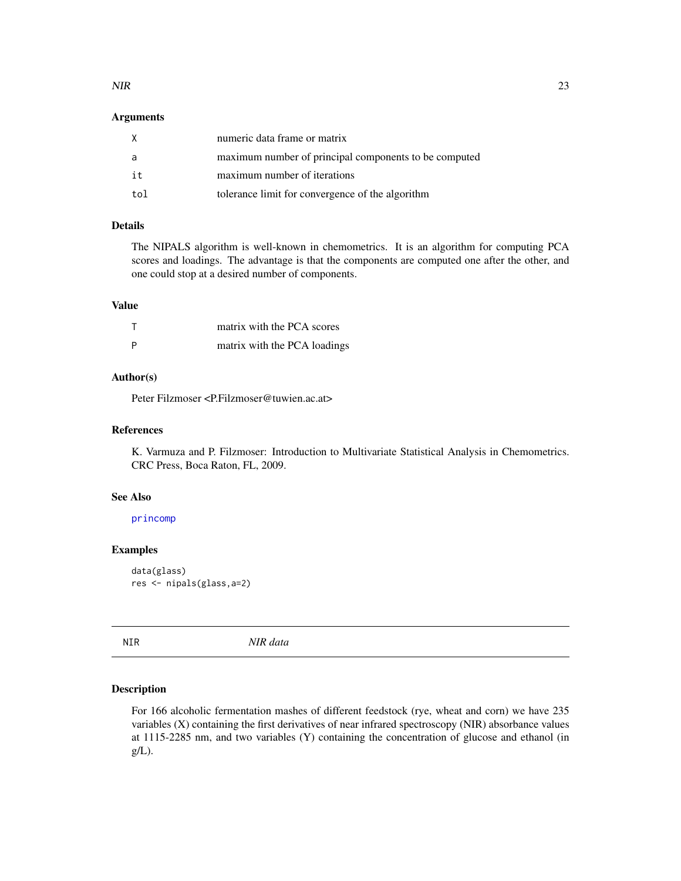### Arguments

| | |
|---|---|
| X | numeric data frame or matrix |
| a | maximum number of principal components to be computed |
| it | maximum number of iterations |
| tol | tolerance limit for convergence of the algorithm |

### Details

The NIPALS algorithm is well-known in chemometrics. It is an algorithm for computing PCA scores and loadings. The advantage is that the components are computed one after the other, and one could stop at a desired number of components.

### Value

| | |
|---|---|
| T | matrix with the PCA scores |
| P | matrix with the PCA loadings |

### Author(s)

Peter Filzmoser <P.Filzmoser@tuwien.ac.at>

### References

K. Varmuza and P. Filzmoser: Introduction to Multivariate Statistical Analysis in Chemometrics. CRC Press, Boca Raton, FL, 2009.

### See Also

princomp

### Examples

```
data(glass)
res <- nipals(glass,a=2)
```

---

## NIR *NIR data*

---

### Description

For 166 alcoholic fermentation mashes of different feedstock (rye, wheat and corn) we have 235 variables (X) containing the first derivatives of near infrared spectroscopy (NIR) absorbance values at 1115-2285 nm, and two variables (Y) containing the concentration of glucose and ethanol (in g/L).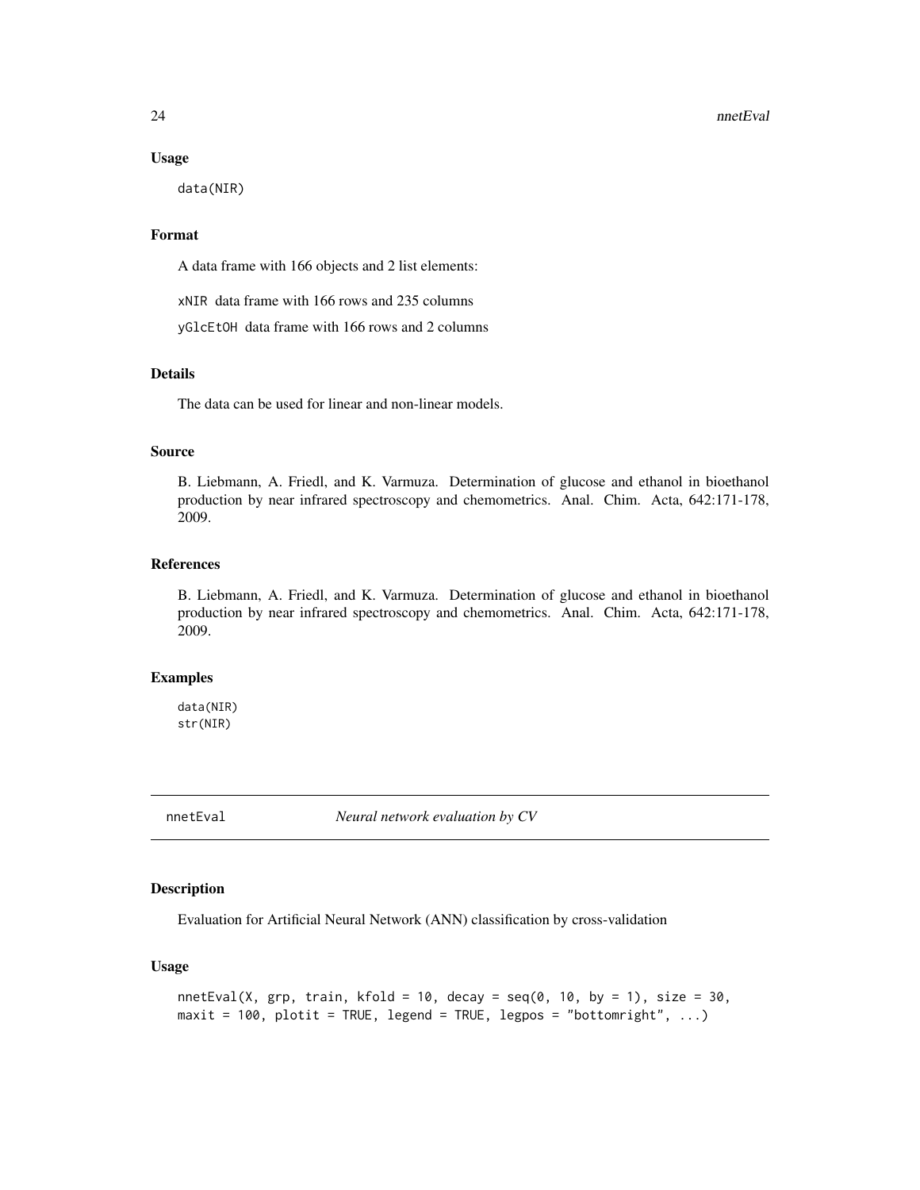### Usage

```
data(NIR)
```

### Format

A data frame with 166 objects and 2 list elements:

`xNIR` data frame with 166 rows and 235 columns

`yGlcEtOH` data frame with 166 rows and 2 columns

### Details

The data can be used for linear and non-linear models.

### Source

B. Liebmann, A. Friedl, and K. Varmuza. Determination of glucose and ethanol in bioethanol production by near infrared spectroscopy and chemometrics. Anal. Chim. Acta, 642:171-178, 2009.

### References

B. Liebmann, A. Friedl, and K. Varmuza. Determination of glucose and ethanol in bioethanol production by near infrared spectroscopy and chemometrics. Anal. Chim. Acta, 642:171-178, 2009.

### Examples

```
data(NIR)
str(NIR)
```

---

## nnetEval &nbsp;&nbsp;&nbsp;&nbsp; *Neural network evaluation by CV*

---

### Description

Evaluation for Artificial Neural Network (ANN) classification by cross-validation

### Usage

```
nnetEval(X, grp, train, kfold = 10, decay = seq(0, 10, by = 1), size = 30,
maxit = 100, plotit = TRUE, legend = TRUE, legpos = "bottomright", ...)
```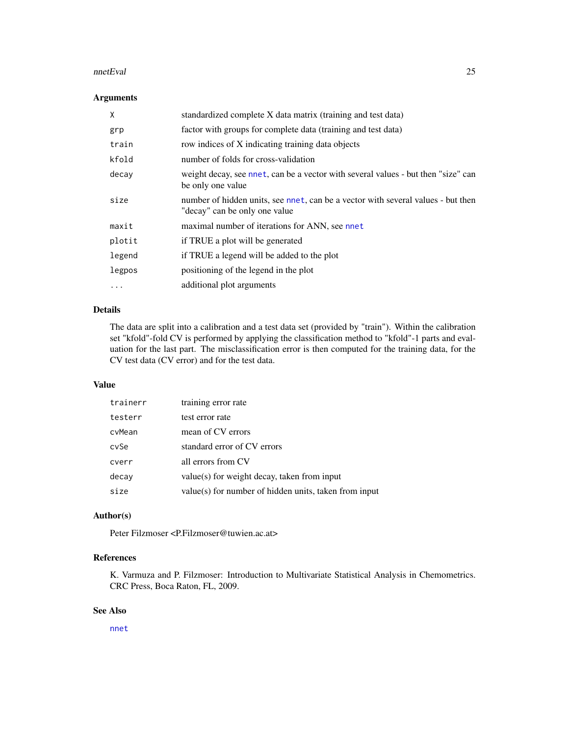### Arguments

| | |
|---|---|
| `X` | standardized complete X data matrix (training and test data) |
| `grp` | factor with groups for complete data (training and test data) |
| `train` | row indices of X indicating training data objects |
| `kfold` | number of folds for cross-validation |
| `decay` | weight decay, see `nnet`, can be a vector with several values - but then "size" can be only one value |
| `size` | number of hidden units, see `nnet`, can be a vector with several values - but then "decay" can be only one value |
| `maxit` | maximal number of iterations for ANN, see `nnet` |
| `plotit` | if TRUE a plot will be generated |
| `legend` | if TRUE a legend will be added to the plot |
| `legpos` | positioning of the legend in the plot |
| `...` | additional plot arguments |

### Details

The data are split into a calibration and a test data set (provided by "train"). Within the calibration set "kfold"-fold CV is performed by applying the classification method to "kfold"-1 parts and evaluation for the last part. The misclassification error is then computed for the training data, for the CV test data (CV error) and for the test data.

### Value

| | |
|---|---|
| `trainerr` | training error rate |
| `testerr` | test error rate |
| `cvMean` | mean of CV errors |
| `cvSe` | standard error of CV errors |
| `cverr` | all errors from CV |
| `decay` | value(s) for weight decay, taken from input |
| `size` | value(s) for number of hidden units, taken from input |

### Author(s)

Peter Filzmoser <P.Filzmoser@tuwien.ac.at>

### References

K. Varmuza and P. Filzmoser: Introduction to Multivariate Statistical Analysis in Chemometrics. CRC Press, Boca Raton, FL, 2009.

### See Also

`nnet`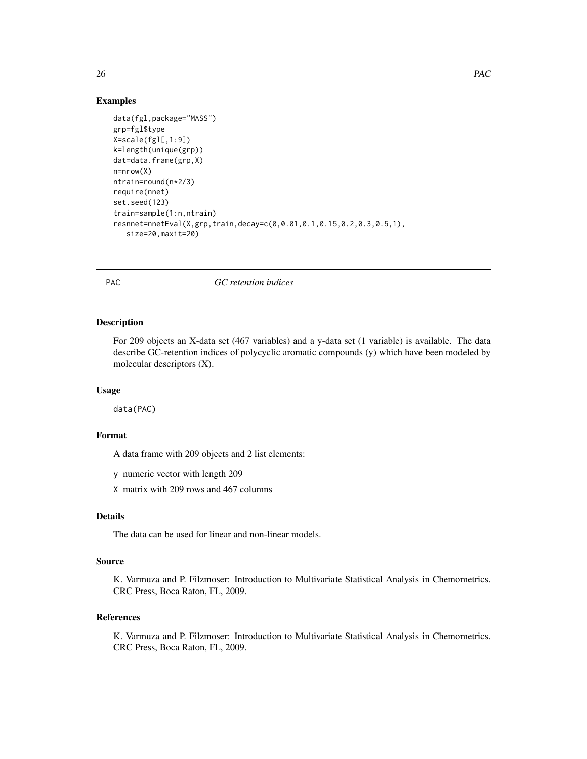## Examples

```
data(fgl,package="MASS")
grp=fgl$type
X=scale(fgl[,1:9])
k=length(unique(grp))
dat=data.frame(grp,X)
n=nrow(X)
ntrain=round(n*2/3)
require(nnet)
set.seed(123)
train=sample(1:n,ntrain)
resnnet=nnetEval(X,grp,train,decay=c(0,0.01,0.1,0.15,0.2,0.3,0.5,1),
   size=20,maxit=20)
```

---

# PAC *GC retention indices*

---

## Description

For 209 objects an X-data set (467 variables) and a y-data set (1 variable) is available. The data describe GC-retention indices of polycyclic aromatic compounds (y) which have been modeled by molecular descriptors (X).

## Usage

```
data(PAC)
```

## Format

A data frame with 209 objects and 2 list elements:

`y` numeric vector with length 209

`X` matrix with 209 rows and 467 columns

## Details

The data can be used for linear and non-linear models.

## Source

K. Varmuza and P. Filzmoser: Introduction to Multivariate Statistical Analysis in Chemometrics. CRC Press, Boca Raton, FL, 2009.

## References

K. Varmuza and P. Filzmoser: Introduction to Multivariate Statistical Analysis in Chemometrics. CRC Press, Boca Raton, FL, 2009.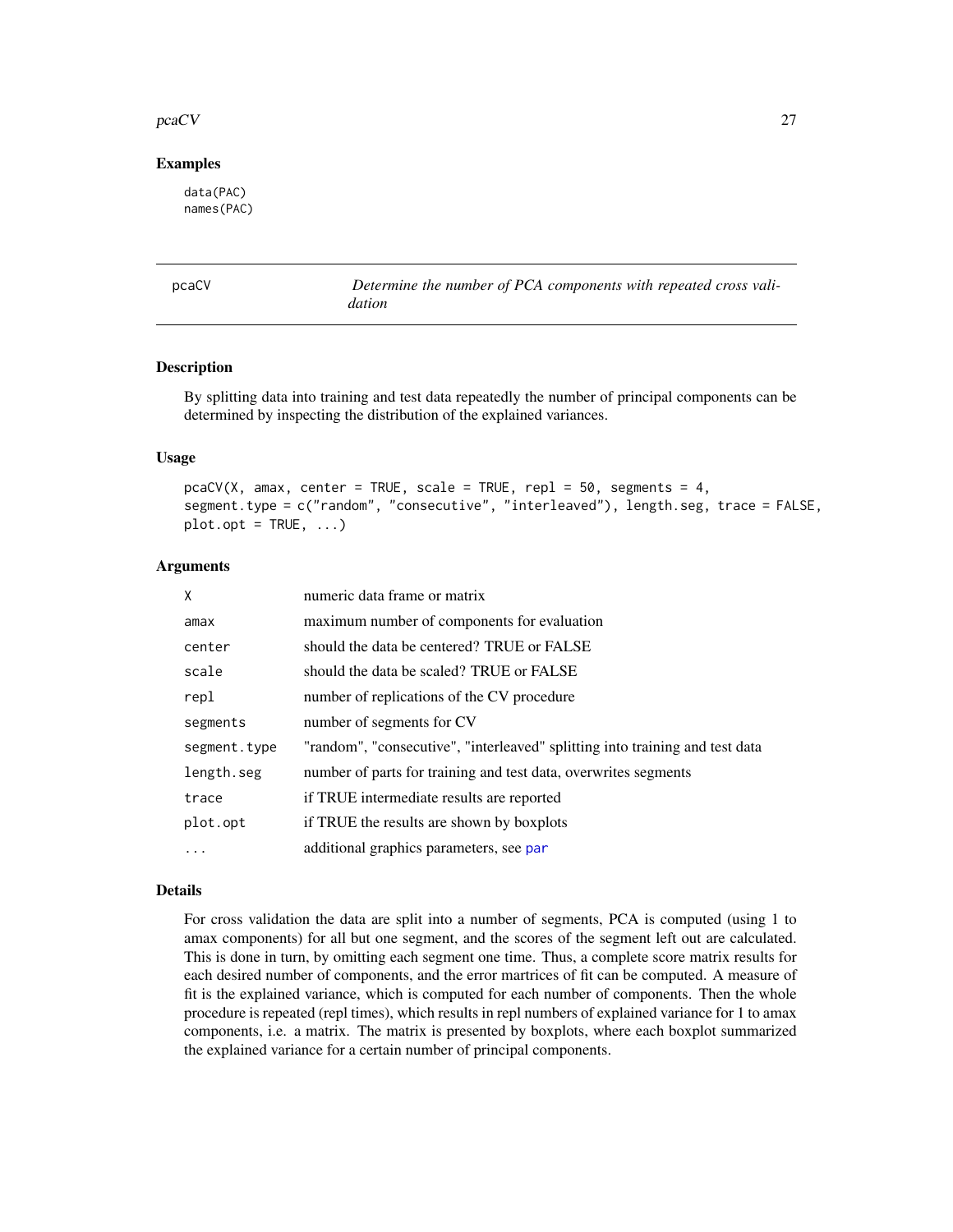## Examples

```
data(PAC)
names(PAC)
```

---

# pcaCV — *Determine the number of PCA components with repeated cross validation*

## Description

By splitting data into training and test data repeatedly the number of principal components can be determined by inspecting the distribution of the explained variances.

## Usage

```
pcaCV(X, amax, center = TRUE, scale = TRUE, repl = 50, segments = 4,
segment.type = c("random", "consecutive", "interleaved"), length.seg, trace = FALSE,
plot.opt = TRUE, ...)
```

## Arguments

| | |
|---|---|
| `X` | numeric data frame or matrix |
| `amax` | maximum number of components for evaluation |
| `center` | should the data be centered? TRUE or FALSE |
| `scale` | should the data be scaled? TRUE or FALSE |
| `repl` | number of replications of the CV procedure |
| `segments` | number of segments for CV |
| `segment.type` | "random", "consecutive", "interleaved" splitting into training and test data |
| `length.seg` | number of parts for training and test data, overwrites segments |
| `trace` | if TRUE intermediate results are reported |
| `plot.opt` | if TRUE the results are shown by boxplots |
| `...` | additional graphics parameters, see `par` |

## Details

For cross validation the data are split into a number of segments, PCA is computed (using 1 to amax components) for all but one segment, and the scores of the segment left out are calculated. This is done in turn, by omitting each segment one time. Thus, a complete score matrix results for each desired number of components, and the error martrices of fit can be computed. A measure of fit is the explained variance, which is computed for each number of components. Then the whole procedure is repeated (repl times), which results in repl numbers of explained variance for 1 to amax components, i.e. a matrix. The matrix is presented by boxplots, where each boxplot summarized the explained variance for a certain number of principal components.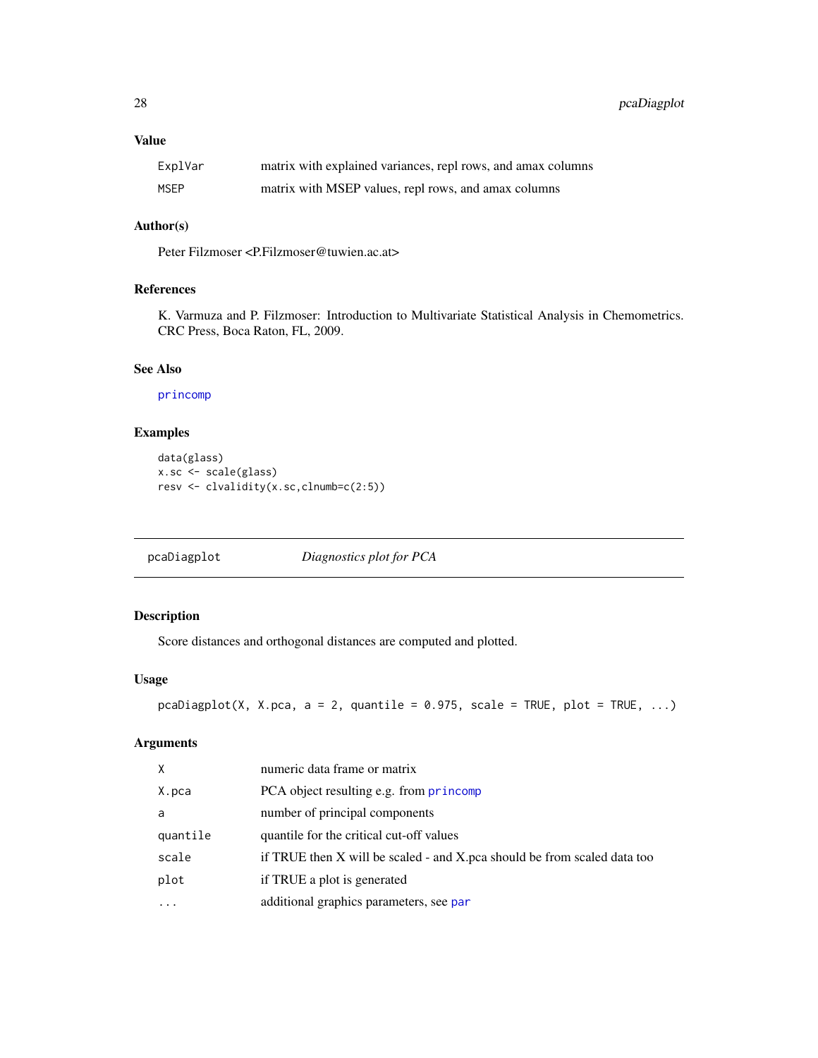### Value

| | |
|---|---|
| ExplVar | matrix with explained variances, repl rows, and amax columns |
| MSEP | matrix with MSEP values, repl rows, and amax columns |

### Author(s)

Peter Filzmoser <P.Filzmoser@tuwien.ac.at>

### References

K. Varmuza and P. Filzmoser: Introduction to Multivariate Statistical Analysis in Chemometrics. CRC Press, Boca Raton, FL, 2009.

### See Also

princomp

### Examples

```
data(glass)
x.sc <- scale(glass)
resv <- clvalidity(x.sc,clnumb=c(2:5))
```

---

## pcaDiagplot — *Diagnostics plot for PCA*

### Description

Score distances and orthogonal distances are computed and plotted.

### Usage

```
pcaDiagplot(X, X.pca, a = 2, quantile = 0.975, scale = TRUE, plot = TRUE, ...)
```

### Arguments

| | |
|---|---|
| X | numeric data frame or matrix |
| X.pca | PCA object resulting e.g. from princomp |
| a | number of principal components |
| quantile | quantile for the critical cut-off values |
| scale | if TRUE then X will be scaled - and X.pca should be from scaled data too |
| plot | if TRUE a plot is generated |
| ... | additional graphics parameters, see par |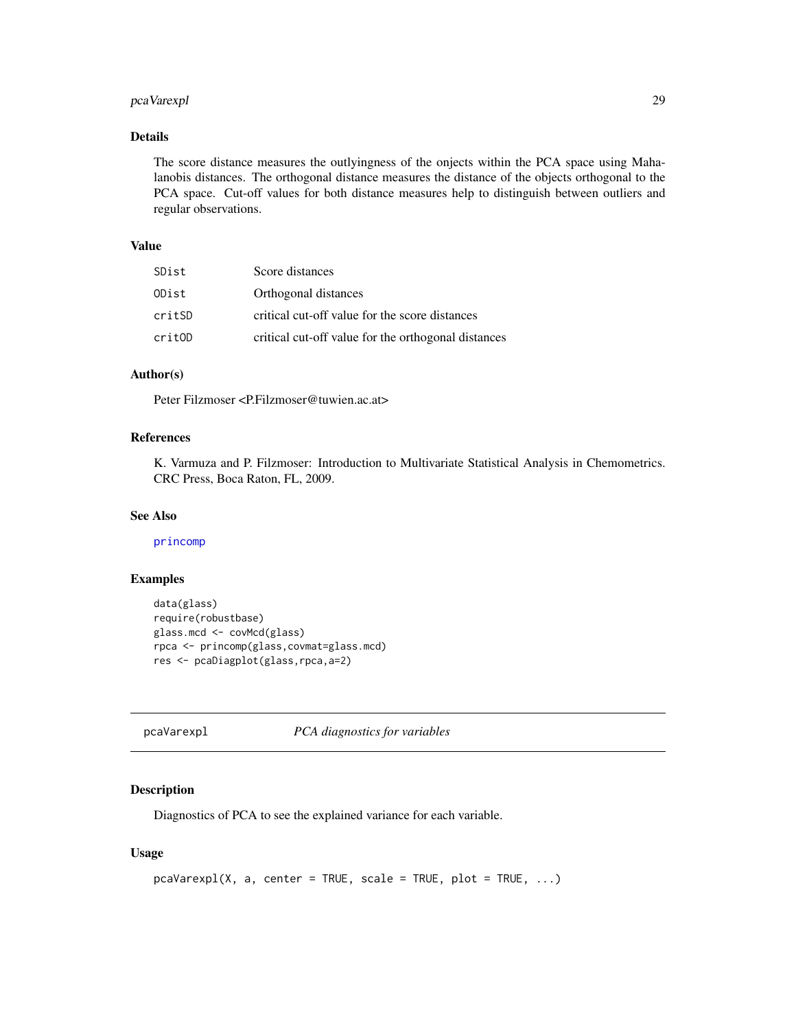### Details

The score distance measures the outlyingness of the onjects within the PCA space using Mahalanobis distances. The orthogonal distance measures the distance of the objects orthogonal to the PCA space. Cut-off values for both distance measures help to distinguish between outliers and regular observations.

### Value

| | |
|---|---|
| `SDist` | Score distances |
| `ODist` | Orthogonal distances |
| `critSD` | critical cut-off value for the score distances |
| `critOD` | critical cut-off value for the orthogonal distances |

### Author(s)

Peter Filzmoser <P.Filzmoser@tuwien.ac.at>

### References

K. Varmuza and P. Filzmoser: Introduction to Multivariate Statistical Analysis in Chemometrics. CRC Press, Boca Raton, FL, 2009.

### See Also

`princomp`

### Examples

```
data(glass)
require(robustbase)
glass.mcd <- covMcd(glass)
rpca <- princomp(glass,covmat=glass.mcd)
res <- pcaDiagplot(glass,rpca,a=2)
```

---

## pcaVarexpl — *PCA diagnostics for variables*

---

### Description

Diagnostics of PCA to see the explained variance for each variable.

### Usage

```
pcaVarexpl(X, a, center = TRUE, scale = TRUE, plot = TRUE, ...)
```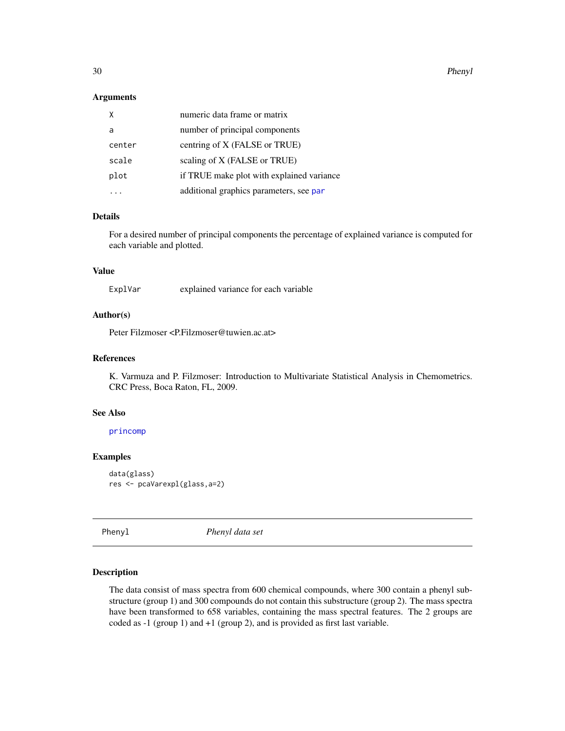### Arguments

| | |
|---|---|
| X | numeric data frame or matrix |
| a | number of principal components |
| center | centring of X (FALSE or TRUE) |
| scale | scaling of X (FALSE or TRUE) |
| plot | if TRUE make plot with explained variance |
| ... | additional graphics parameters, see par |

### Details

For a desired number of principal components the percentage of explained variance is computed for each variable and plotted.

### Value

| | |
|---|---|
| ExplVar | explained variance for each variable |

### Author(s)

Peter Filzmoser <P.Filzmoser@tuwien.ac.at>

### References

K. Varmuza and P. Filzmoser: Introduction to Multivariate Statistical Analysis in Chemometrics. CRC Press, Boca Raton, FL, 2009.

### See Also

princomp

### Examples

```
data(glass)
res <- pcaVarexpl(glass,a=2)
```

---

## Phenyl    *Phenyl data set*

---

### Description

The data consist of mass spectra from 600 chemical compounds, where 300 contain a phenyl substructure (group 1) and 300 compounds do not contain this substructure (group 2). The mass spectra have been transformed to 658 variables, containing the mass spectral features. The 2 groups are coded as -1 (group 1) and +1 (group 2), and is provided as first last variable.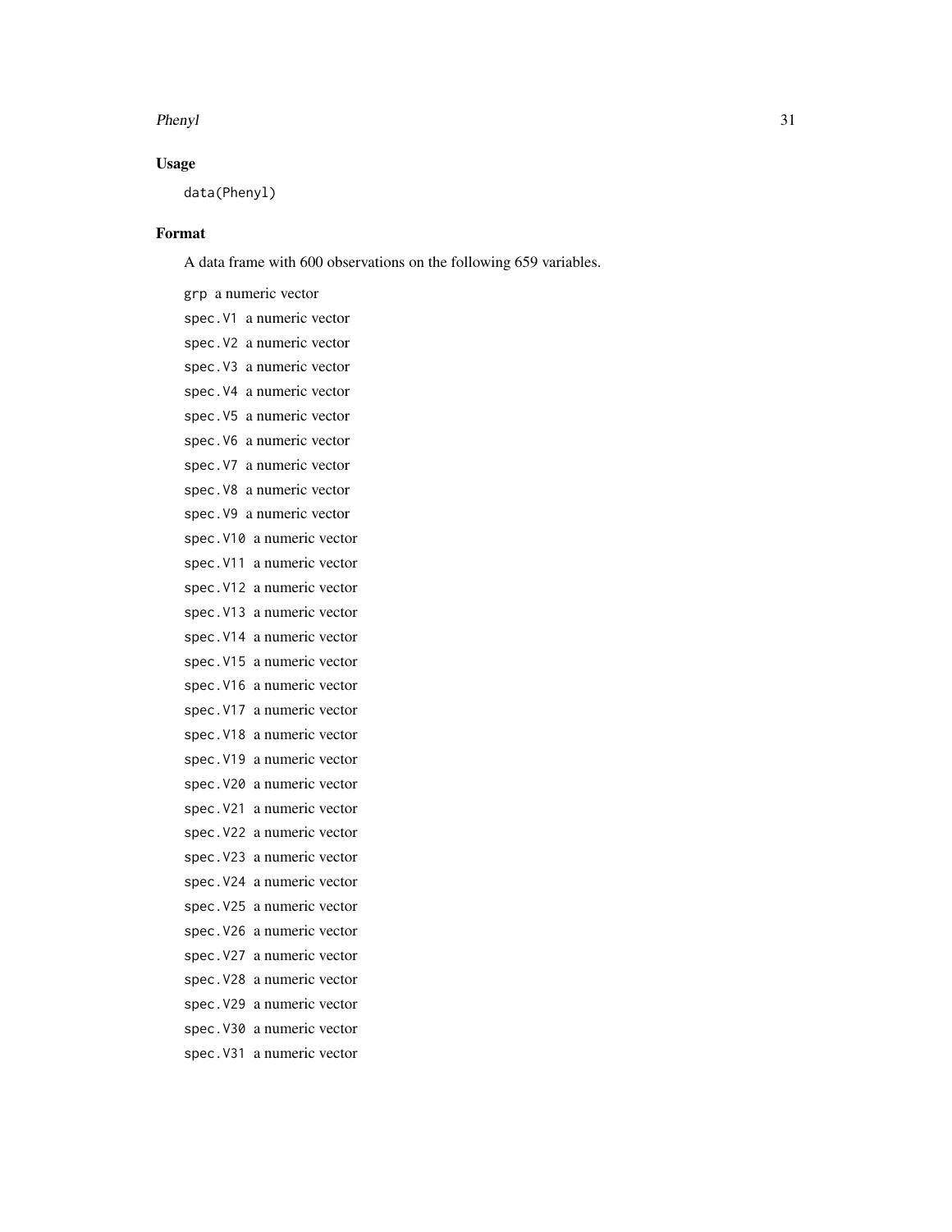## Usage

```
data(Phenyl)
```

## Format

A data frame with 600 observations on the following 659 variables.

`grp` a numeric vector

`spec.V1` a numeric vector

`spec.V2` a numeric vector

`spec.V3` a numeric vector

`spec.V4` a numeric vector

`spec.V5` a numeric vector

`spec.V6` a numeric vector

`spec.V7` a numeric vector

`spec.V8` a numeric vector

`spec.V9` a numeric vector

`spec.V10` a numeric vector

`spec.V11` a numeric vector

`spec.V12` a numeric vector

`spec.V13` a numeric vector

`spec.V14` a numeric vector

`spec.V15` a numeric vector

`spec.V16` a numeric vector

`spec.V17` a numeric vector

`spec.V18` a numeric vector

`spec.V19` a numeric vector

`spec.V20` a numeric vector

`spec.V21` a numeric vector

`spec.V22` a numeric vector

`spec.V23` a numeric vector

`spec.V24` a numeric vector

`spec.V25` a numeric vector

`spec.V26` a numeric vector

`spec.V27` a numeric vector

`spec.V28` a numeric vector

`spec.V29` a numeric vector

`spec.V30` a numeric vector

`spec.V31` a numeric vector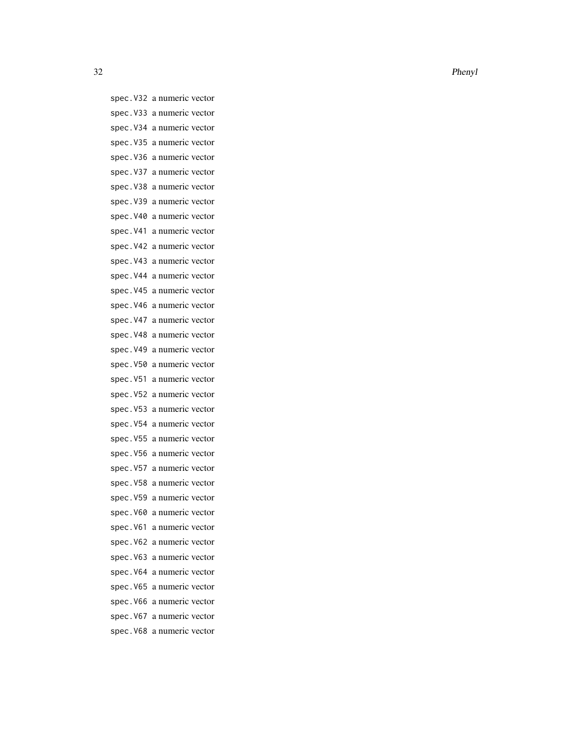`spec.V32` a numeric vector
`spec.V33` a numeric vector
`spec.V34` a numeric vector
`spec.V35` a numeric vector
`spec.V36` a numeric vector
`spec.V37` a numeric vector
`spec.V38` a numeric vector
`spec.V39` a numeric vector
`spec.V40` a numeric vector
`spec.V41` a numeric vector
`spec.V42` a numeric vector
`spec.V43` a numeric vector
`spec.V44` a numeric vector
`spec.V45` a numeric vector
`spec.V46` a numeric vector
`spec.V47` a numeric vector
`spec.V48` a numeric vector
`spec.V49` a numeric vector
`spec.V50` a numeric vector
`spec.V51` a numeric vector
`spec.V52` a numeric vector
`spec.V53` a numeric vector
`spec.V54` a numeric vector
`spec.V55` a numeric vector
`spec.V56` a numeric vector
`spec.V57` a numeric vector
`spec.V58` a numeric vector
`spec.V59` a numeric vector
`spec.V60` a numeric vector
`spec.V61` a numeric vector
`spec.V62` a numeric vector
`spec.V63` a numeric vector
`spec.V64` a numeric vector
`spec.V65` a numeric vector
`spec.V66` a numeric vector
`spec.V67` a numeric vector
`spec.V68` a numeric vector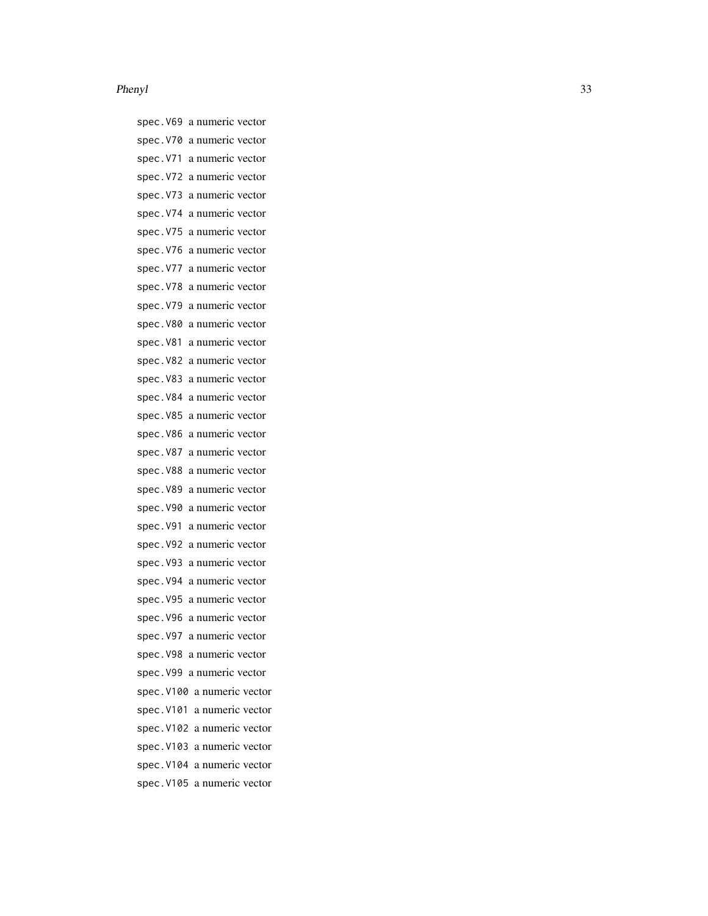`spec.V69` a numeric vector

`spec.V70` a numeric vector

`spec.V71` a numeric vector

`spec.V72` a numeric vector

`spec.V73` a numeric vector

`spec.V74` a numeric vector

`spec.V75` a numeric vector

`spec.V76` a numeric vector

`spec.V77` a numeric vector

`spec.V78` a numeric vector

`spec.V79` a numeric vector

`spec.V80` a numeric vector

`spec.V81` a numeric vector

`spec.V82` a numeric vector

`spec.V83` a numeric vector

`spec.V84` a numeric vector

`spec.V85` a numeric vector

`spec.V86` a numeric vector

`spec.V87` a numeric vector

`spec.V88` a numeric vector

`spec.V89` a numeric vector

`spec.V90` a numeric vector

`spec.V91` a numeric vector

`spec.V92` a numeric vector

`spec.V93` a numeric vector

`spec.V94` a numeric vector

`spec.V95` a numeric vector

`spec.V96` a numeric vector

`spec.V97` a numeric vector

`spec.V98` a numeric vector

`spec.V99` a numeric vector

`spec.V100` a numeric vector

`spec.V101` a numeric vector

`spec.V102` a numeric vector

`spec.V103` a numeric vector

`spec.V104` a numeric vector

`spec.V105` a numeric vector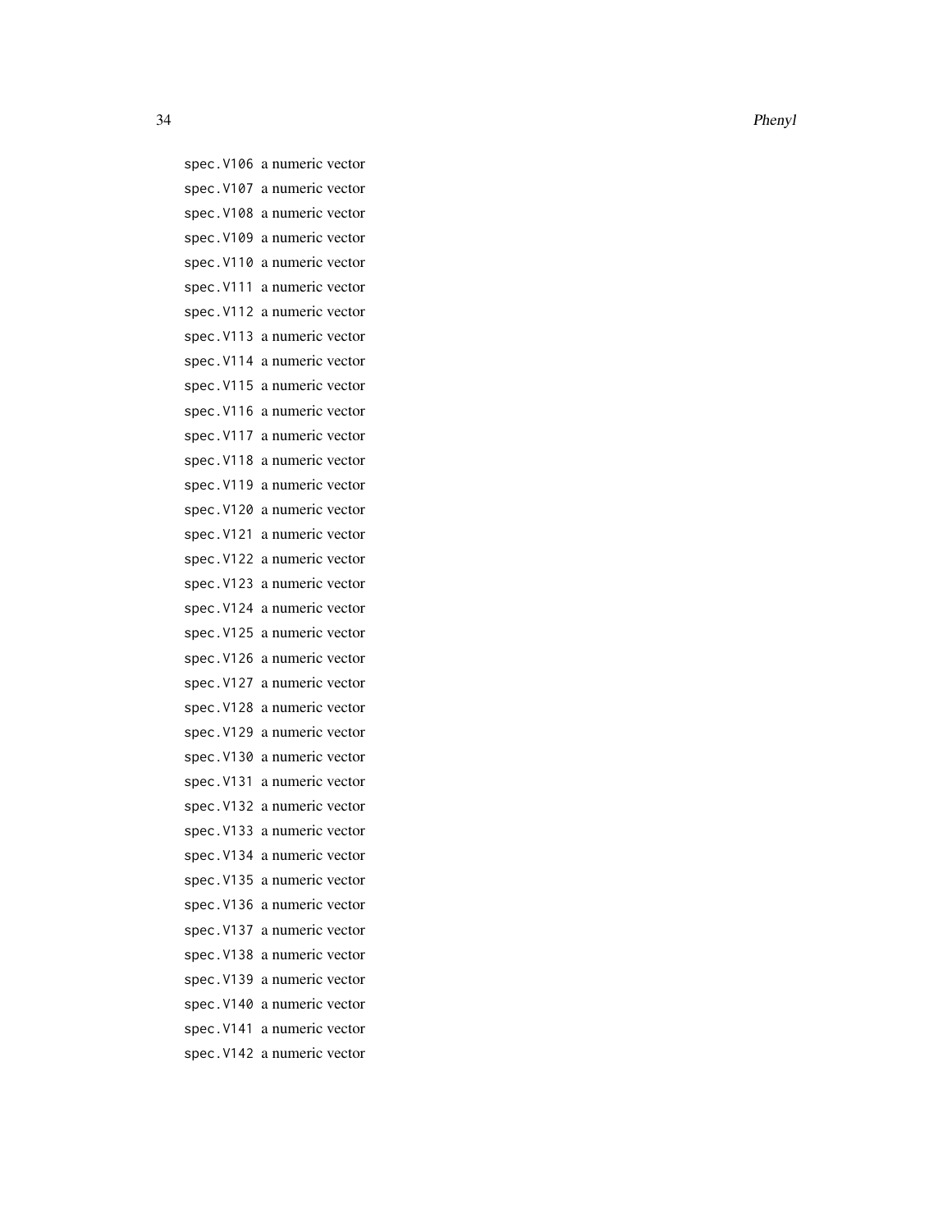spec.V106 a numeric vector

spec.V107 a numeric vector

spec.V108 a numeric vector

spec.V109 a numeric vector

spec.V110 a numeric vector

spec.V111 a numeric vector

spec.V112 a numeric vector

spec.V113 a numeric vector

spec.V114 a numeric vector

spec.V115 a numeric vector

spec.V116 a numeric vector

spec.V117 a numeric vector

spec.V118 a numeric vector

spec.V119 a numeric vector

spec.V120 a numeric vector

spec.V121 a numeric vector

spec.V122 a numeric vector

spec.V123 a numeric vector

spec.V124 a numeric vector

spec.V125 a numeric vector

spec.V126 a numeric vector

spec.V127 a numeric vector

spec.V128 a numeric vector

spec.V129 a numeric vector

spec.V130 a numeric vector

spec.V131 a numeric vector

spec.V132 a numeric vector

spec.V133 a numeric vector

spec.V134 a numeric vector

spec.V135 a numeric vector

spec.V136 a numeric vector

spec.V137 a numeric vector

spec.V138 a numeric vector

spec.V139 a numeric vector

spec.V140 a numeric vector

spec.V141 a numeric vector

spec.V142 a numeric vector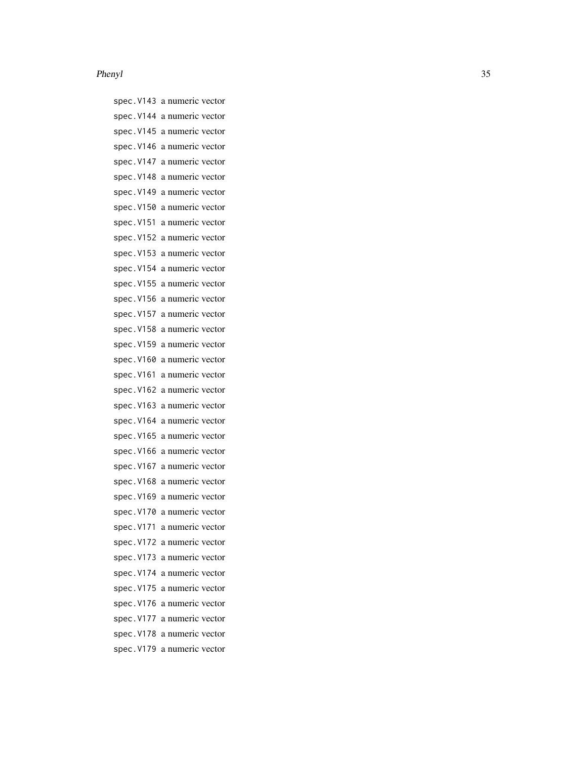spec.V143 a numeric vector
spec.V144 a numeric vector
spec.V145 a numeric vector
spec.V146 a numeric vector
spec.V147 a numeric vector
spec.V148 a numeric vector
spec.V149 a numeric vector
spec.V150 a numeric vector
spec.V151 a numeric vector
spec.V152 a numeric vector
spec.V153 a numeric vector
spec.V154 a numeric vector
spec.V155 a numeric vector
spec.V156 a numeric vector
spec.V157 a numeric vector
spec.V158 a numeric vector
spec.V159 a numeric vector
spec.V160 a numeric vector
spec.V161 a numeric vector
spec.V162 a numeric vector
spec.V163 a numeric vector
spec.V164 a numeric vector
spec.V165 a numeric vector
spec.V166 a numeric vector
spec.V167 a numeric vector
spec.V168 a numeric vector
spec.V169 a numeric vector
spec.V170 a numeric vector
spec.V171 a numeric vector
spec.V172 a numeric vector
spec.V173 a numeric vector
spec.V174 a numeric vector
spec.V175 a numeric vector
spec.V176 a numeric vector
spec.V177 a numeric vector
spec.V178 a numeric vector
spec.V179 a numeric vector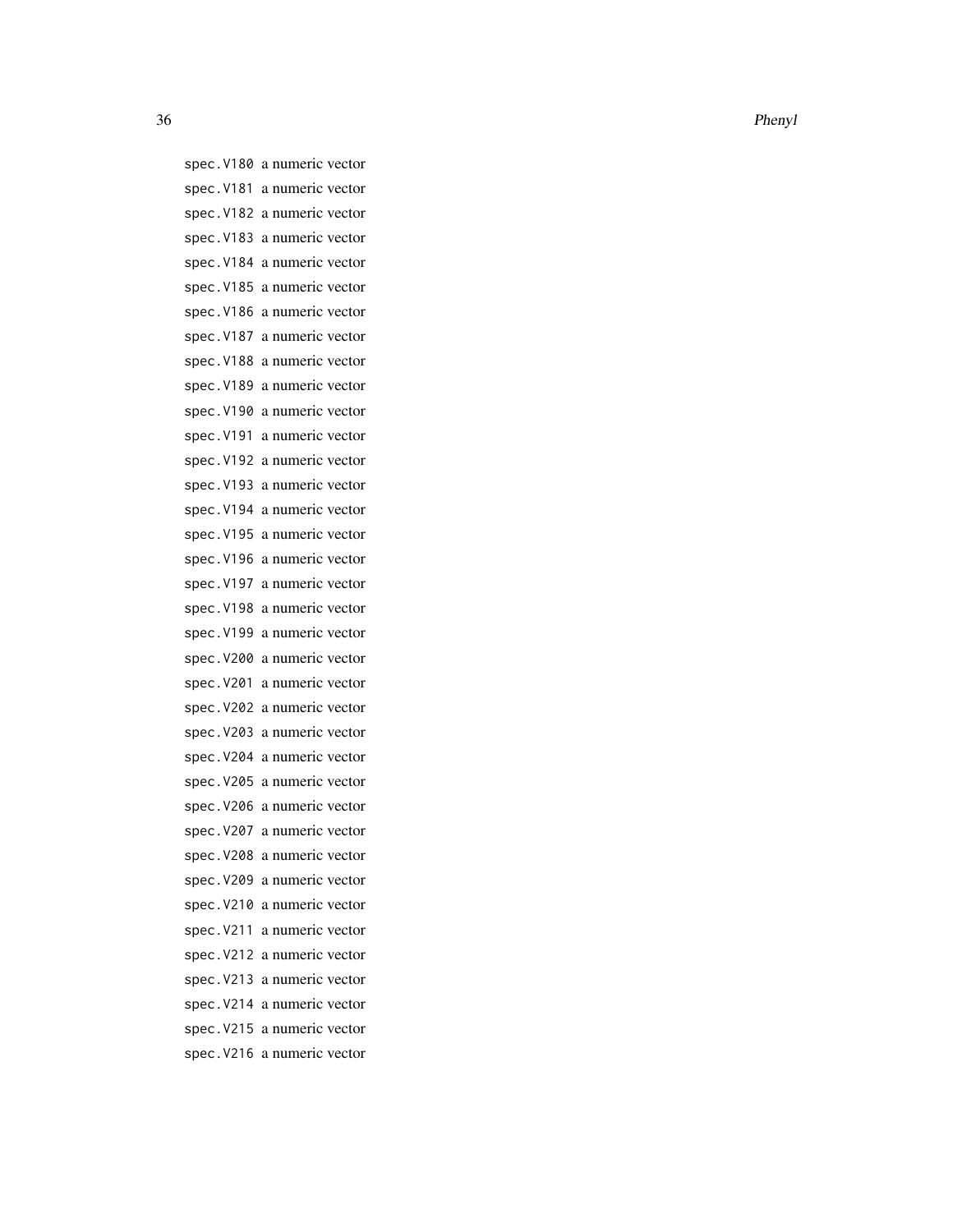spec.V180 a numeric vector

spec.V181 a numeric vector

spec.V182 a numeric vector

spec.V183 a numeric vector

spec.V184 a numeric vector

spec.V185 a numeric vector

spec.V186 a numeric vector

spec.V187 a numeric vector

spec.V188 a numeric vector

spec.V189 a numeric vector

spec.V190 a numeric vector

spec.V191 a numeric vector

spec.V192 a numeric vector

spec.V193 a numeric vector

spec.V194 a numeric vector

spec.V195 a numeric vector

spec.V196 a numeric vector

spec.V197 a numeric vector

spec.V198 a numeric vector

spec.V199 a numeric vector

spec.V200 a numeric vector

spec.V201 a numeric vector

spec.V202 a numeric vector

spec.V203 a numeric vector

spec.V204 a numeric vector

spec.V205 a numeric vector

spec.V206 a numeric vector

spec.V207 a numeric vector

spec.V208 a numeric vector

spec.V209 a numeric vector

spec.V210 a numeric vector

spec.V211 a numeric vector

spec.V212 a numeric vector

spec.V213 a numeric vector

spec.V214 a numeric vector

spec.V215 a numeric vector

spec.V216 a numeric vector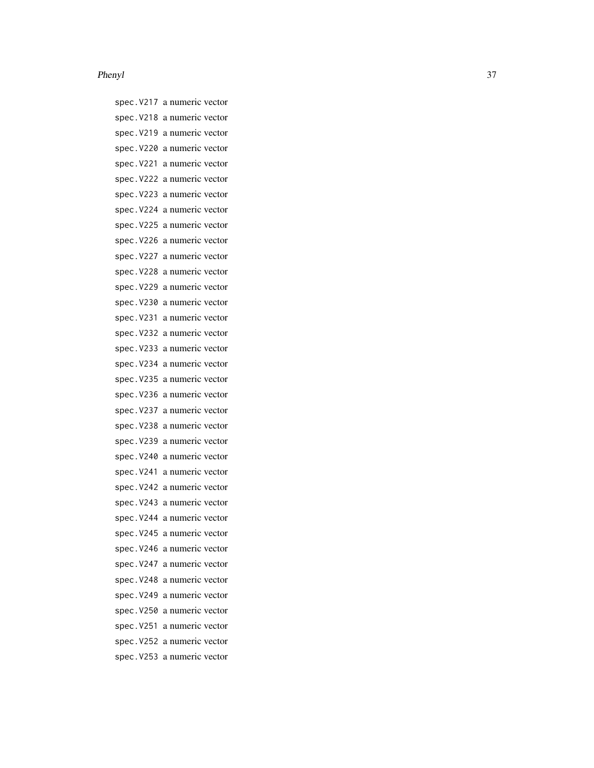spec.V217 a numeric vector
spec.V218 a numeric vector
spec.V219 a numeric vector
spec.V220 a numeric vector
spec.V221 a numeric vector
spec.V222 a numeric vector
spec.V223 a numeric vector
spec.V224 a numeric vector
spec.V225 a numeric vector
spec.V226 a numeric vector
spec.V227 a numeric vector
spec.V228 a numeric vector
spec.V229 a numeric vector
spec.V230 a numeric vector
spec.V231 a numeric vector
spec.V232 a numeric vector
spec.V233 a numeric vector
spec.V234 a numeric vector
spec.V235 a numeric vector
spec.V236 a numeric vector
spec.V237 a numeric vector
spec.V238 a numeric vector
spec.V239 a numeric vector
spec.V240 a numeric vector
spec.V241 a numeric vector
spec.V242 a numeric vector
spec.V243 a numeric vector
spec.V244 a numeric vector
spec.V245 a numeric vector
spec.V246 a numeric vector
spec.V247 a numeric vector
spec.V248 a numeric vector
spec.V249 a numeric vector
spec.V250 a numeric vector
spec.V251 a numeric vector
spec.V252 a numeric vector
spec.V253 a numeric vector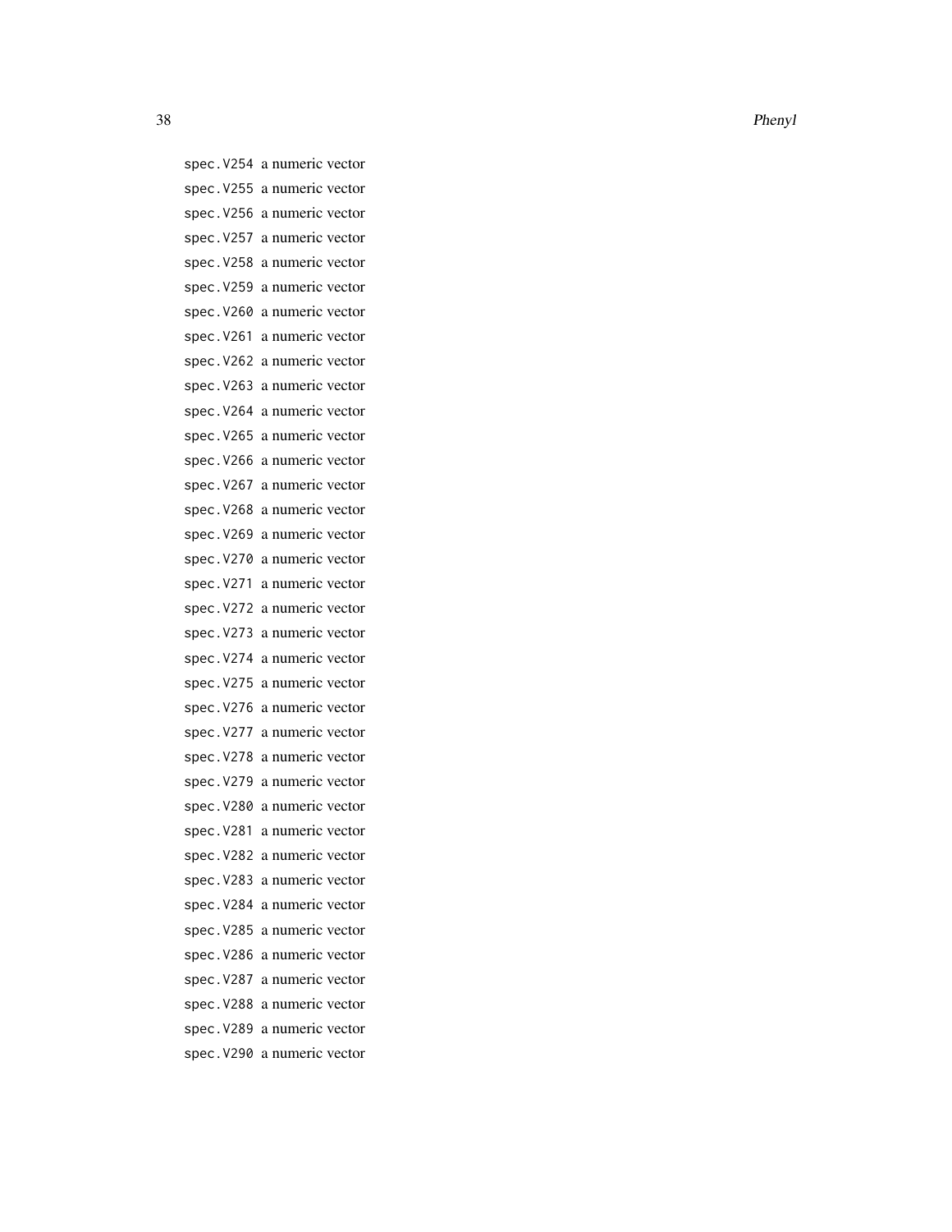spec.V254 a numeric vector
spec.V255 a numeric vector
spec.V256 a numeric vector
spec.V257 a numeric vector
spec.V258 a numeric vector
spec.V259 a numeric vector
spec.V260 a numeric vector
spec.V261 a numeric vector
spec.V262 a numeric vector
spec.V263 a numeric vector
spec.V264 a numeric vector
spec.V265 a numeric vector
spec.V266 a numeric vector
spec.V267 a numeric vector
spec.V268 a numeric vector
spec.V269 a numeric vector
spec.V270 a numeric vector
spec.V271 a numeric vector
spec.V272 a numeric vector
spec.V273 a numeric vector
spec.V274 a numeric vector
spec.V275 a numeric vector
spec.V276 a numeric vector
spec.V277 a numeric vector
spec.V278 a numeric vector
spec.V279 a numeric vector
spec.V280 a numeric vector
spec.V281 a numeric vector
spec.V282 a numeric vector
spec.V283 a numeric vector
spec.V284 a numeric vector
spec.V285 a numeric vector
spec.V286 a numeric vector
spec.V287 a numeric vector
spec.V288 a numeric vector
spec.V289 a numeric vector
spec.V290 a numeric vector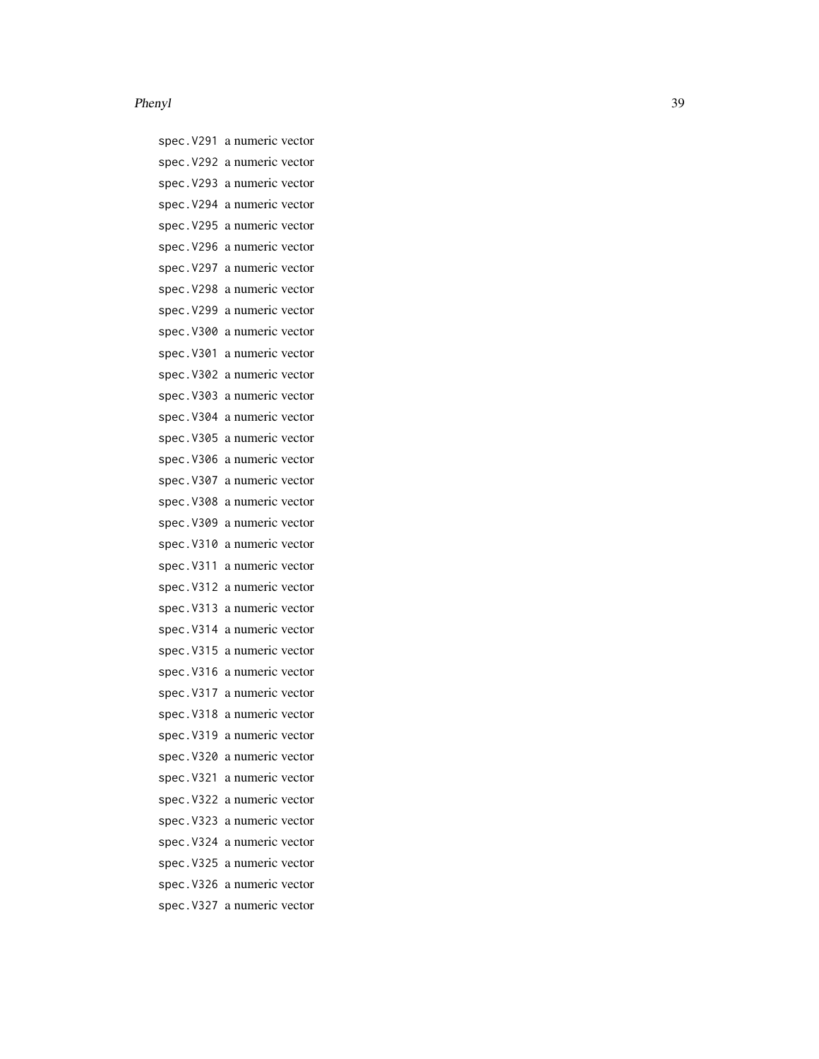spec.V291 a numeric vector
spec.V292 a numeric vector
spec.V293 a numeric vector
spec.V294 a numeric vector
spec.V295 a numeric vector
spec.V296 a numeric vector
spec.V297 a numeric vector
spec.V298 a numeric vector
spec.V299 a numeric vector
spec.V300 a numeric vector
spec.V301 a numeric vector
spec.V302 a numeric vector
spec.V303 a numeric vector
spec.V304 a numeric vector
spec.V305 a numeric vector
spec.V306 a numeric vector
spec.V307 a numeric vector
spec.V308 a numeric vector
spec.V309 a numeric vector
spec.V310 a numeric vector
spec.V311 a numeric vector
spec.V312 a numeric vector
spec.V313 a numeric vector
spec.V314 a numeric vector
spec.V315 a numeric vector
spec.V316 a numeric vector
spec.V317 a numeric vector
spec.V318 a numeric vector
spec.V319 a numeric vector
spec.V320 a numeric vector
spec.V321 a numeric vector
spec.V322 a numeric vector
spec.V323 a numeric vector
spec.V324 a numeric vector
spec.V325 a numeric vector
spec.V326 a numeric vector
spec.V327 a numeric vector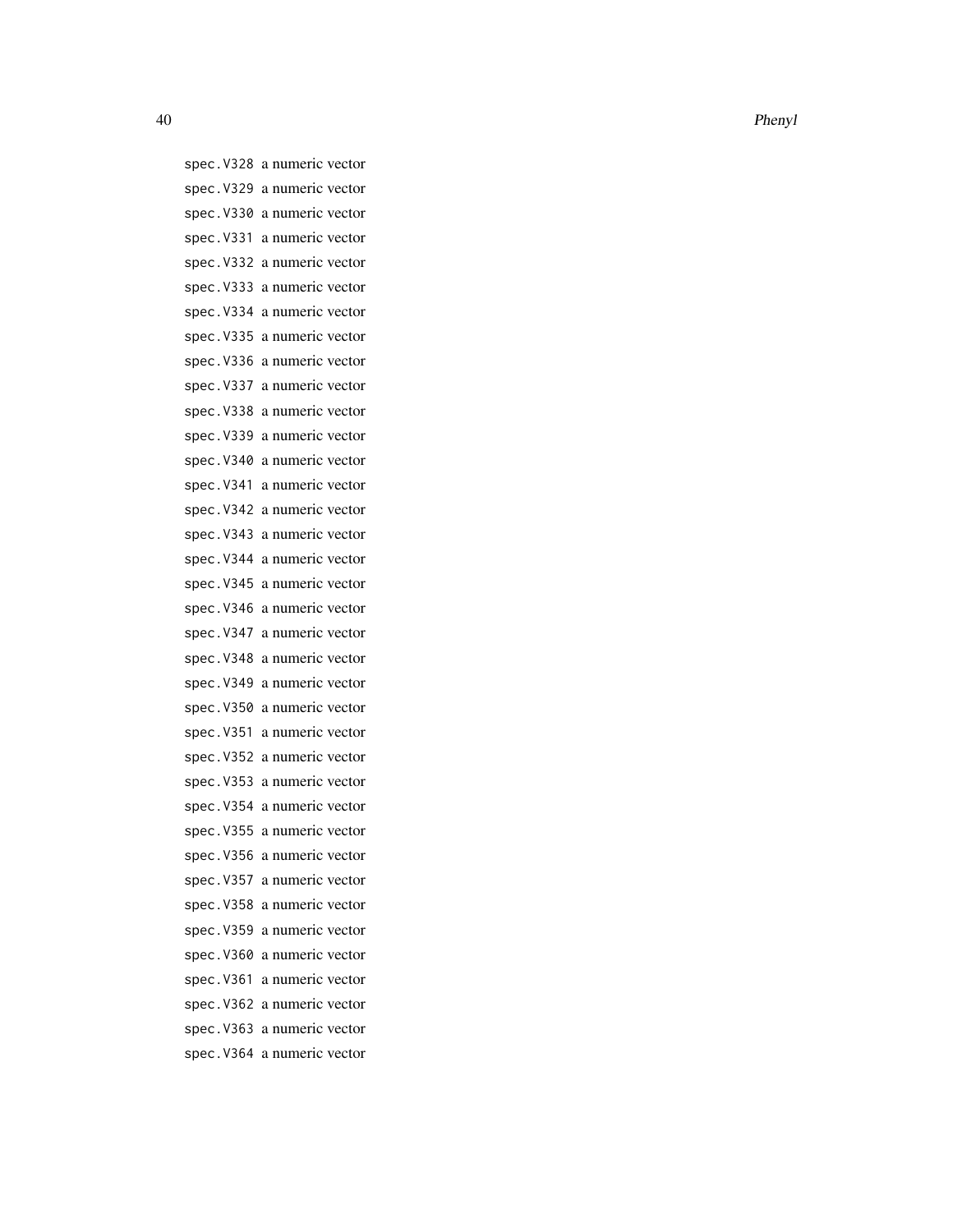`spec.V328` a numeric vector
`spec.V329` a numeric vector
`spec.V330` a numeric vector
`spec.V331` a numeric vector
`spec.V332` a numeric vector
`spec.V333` a numeric vector
`spec.V334` a numeric vector
`spec.V335` a numeric vector
`spec.V336` a numeric vector
`spec.V337` a numeric vector
`spec.V338` a numeric vector
`spec.V339` a numeric vector
`spec.V340` a numeric vector
`spec.V341` a numeric vector
`spec.V342` a numeric vector
`spec.V343` a numeric vector
`spec.V344` a numeric vector
`spec.V345` a numeric vector
`spec.V346` a numeric vector
`spec.V347` a numeric vector
`spec.V348` a numeric vector
`spec.V349` a numeric vector
`spec.V350` a numeric vector
`spec.V351` a numeric vector
`spec.V352` a numeric vector
`spec.V353` a numeric vector
`spec.V354` a numeric vector
`spec.V355` a numeric vector
`spec.V356` a numeric vector
`spec.V357` a numeric vector
`spec.V358` a numeric vector
`spec.V359` a numeric vector
`spec.V360` a numeric vector
`spec.V361` a numeric vector
`spec.V362` a numeric vector
`spec.V363` a numeric vector
`spec.V364` a numeric vector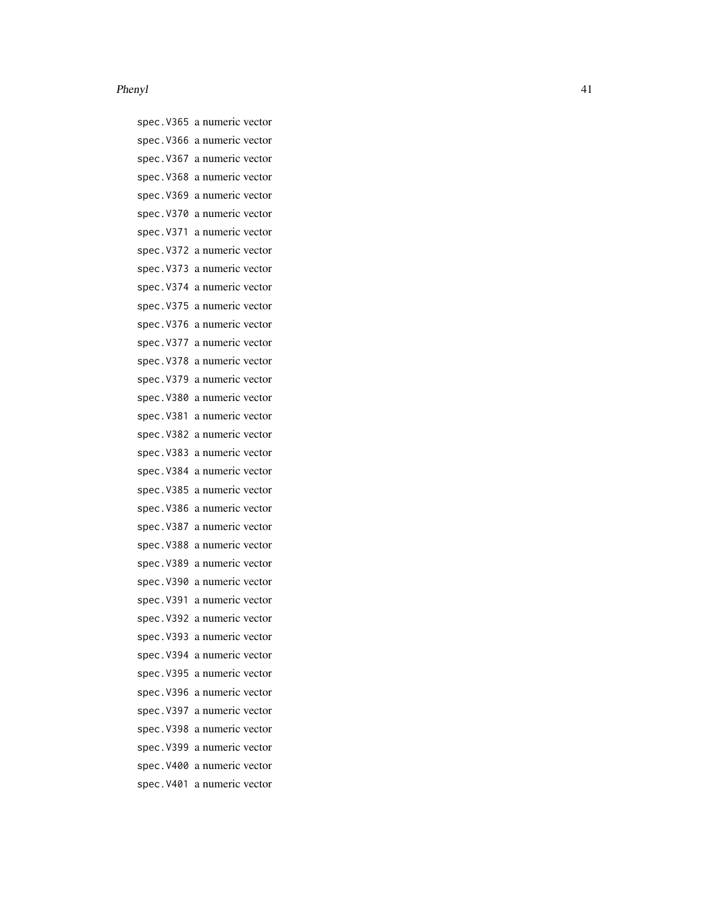spec.V365 a numeric vector
spec.V366 a numeric vector
spec.V367 a numeric vector
spec.V368 a numeric vector
spec.V369 a numeric vector
spec.V370 a numeric vector
spec.V371 a numeric vector
spec.V372 a numeric vector
spec.V373 a numeric vector
spec.V374 a numeric vector
spec.V375 a numeric vector
spec.V376 a numeric vector
spec.V377 a numeric vector
spec.V378 a numeric vector
spec.V379 a numeric vector
spec.V380 a numeric vector
spec.V381 a numeric vector
spec.V382 a numeric vector
spec.V383 a numeric vector
spec.V384 a numeric vector
spec.V385 a numeric vector
spec.V386 a numeric vector
spec.V387 a numeric vector
spec.V388 a numeric vector
spec.V389 a numeric vector
spec.V390 a numeric vector
spec.V391 a numeric vector
spec.V392 a numeric vector
spec.V393 a numeric vector
spec.V394 a numeric vector
spec.V395 a numeric vector
spec.V396 a numeric vector
spec.V397 a numeric vector
spec.V398 a numeric vector
spec.V399 a numeric vector
spec.V400 a numeric vector
spec.V401 a numeric vector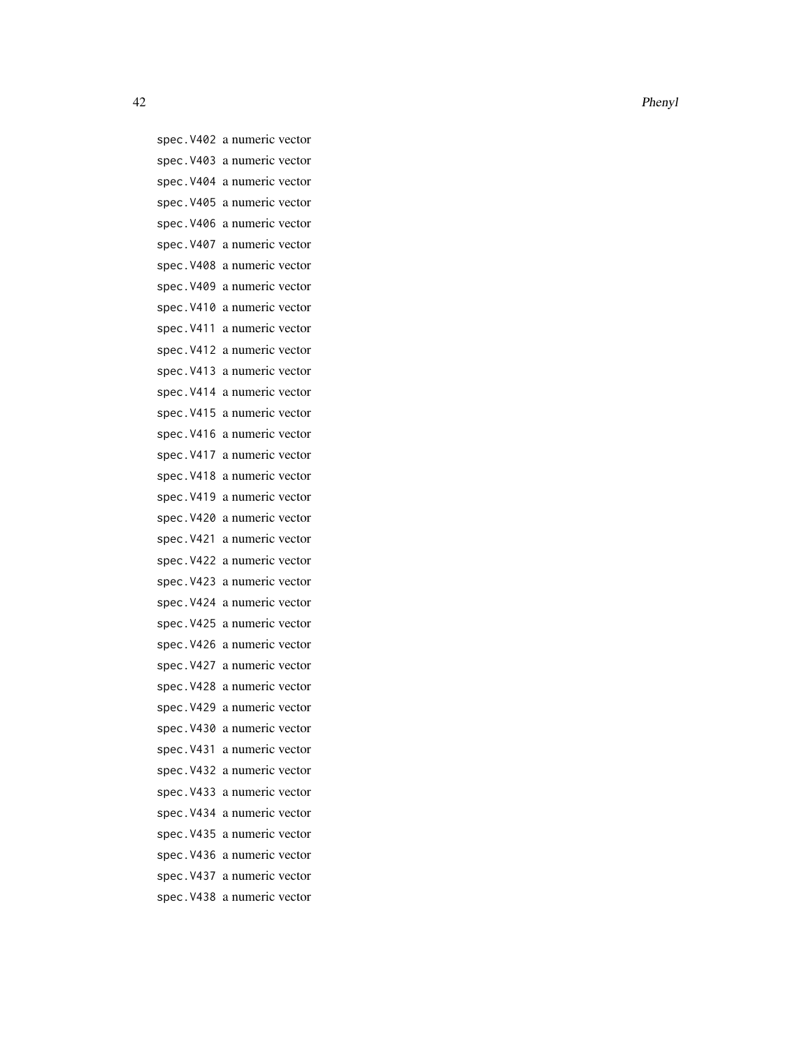spec.V402 a numeric vector

spec.V403 a numeric vector

spec.V404 a numeric vector

spec.V405 a numeric vector

spec.V406 a numeric vector

spec.V407 a numeric vector

spec.V408 a numeric vector

spec.V409 a numeric vector

spec.V410 a numeric vector

spec.V411 a numeric vector

spec.V412 a numeric vector

spec.V413 a numeric vector

spec.V414 a numeric vector

spec.V415 a numeric vector

spec.V416 a numeric vector

spec.V417 a numeric vector

spec.V418 a numeric vector

spec.V419 a numeric vector

spec.V420 a numeric vector

spec.V421 a numeric vector

spec.V422 a numeric vector

spec.V423 a numeric vector

spec.V424 a numeric vector

spec.V425 a numeric vector

spec.V426 a numeric vector

spec.V427 a numeric vector

spec.V428 a numeric vector

spec.V429 a numeric vector

spec.V430 a numeric vector

spec.V431 a numeric vector

spec.V432 a numeric vector

spec.V433 a numeric vector

spec.V434 a numeric vector

spec.V435 a numeric vector

spec.V436 a numeric vector

spec.V437 a numeric vector

spec.V438 a numeric vector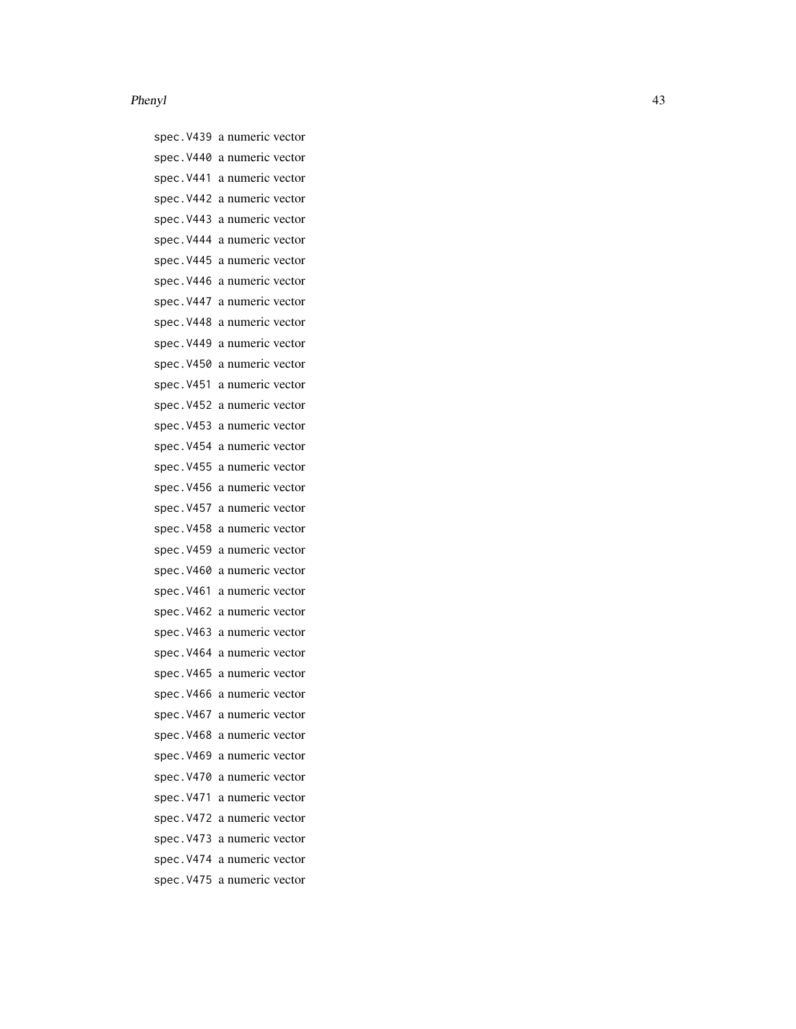`spec.V439` a numeric vector
`spec.V440` a numeric vector
`spec.V441` a numeric vector
`spec.V442` a numeric vector
`spec.V443` a numeric vector
`spec.V444` a numeric vector
`spec.V445` a numeric vector
`spec.V446` a numeric vector
`spec.V447` a numeric vector
`spec.V448` a numeric vector
`spec.V449` a numeric vector
`spec.V450` a numeric vector
`spec.V451` a numeric vector
`spec.V452` a numeric vector
`spec.V453` a numeric vector
`spec.V454` a numeric vector
`spec.V455` a numeric vector
`spec.V456` a numeric vector
`spec.V457` a numeric vector
`spec.V458` a numeric vector
`spec.V459` a numeric vector
`spec.V460` a numeric vector
`spec.V461` a numeric vector
`spec.V462` a numeric vector
`spec.V463` a numeric vector
`spec.V464` a numeric vector
`spec.V465` a numeric vector
`spec.V466` a numeric vector
`spec.V467` a numeric vector
`spec.V468` a numeric vector
`spec.V469` a numeric vector
`spec.V470` a numeric vector
`spec.V471` a numeric vector
`spec.V472` a numeric vector
`spec.V473` a numeric vector
`spec.V474` a numeric vector
`spec.V475` a numeric vector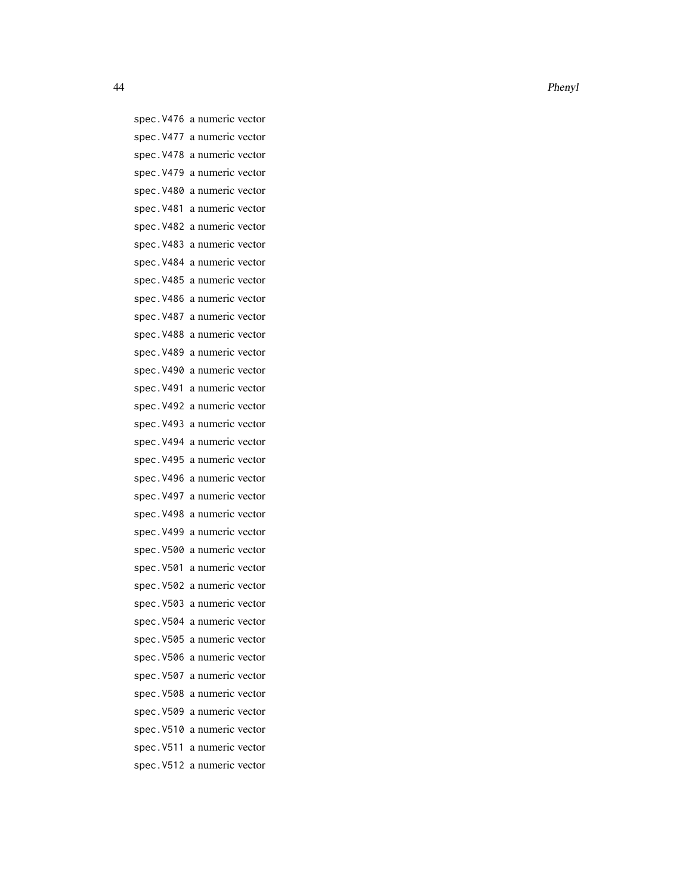`spec.V476` a numeric vector

`spec.V477` a numeric vector

`spec.V478` a numeric vector

`spec.V479` a numeric vector

`spec.V480` a numeric vector

`spec.V481` a numeric vector

`spec.V482` a numeric vector

`spec.V483` a numeric vector

`spec.V484` a numeric vector

`spec.V485` a numeric vector

`spec.V486` a numeric vector

`spec.V487` a numeric vector

`spec.V488` a numeric vector

`spec.V489` a numeric vector

`spec.V490` a numeric vector

`spec.V491` a numeric vector

`spec.V492` a numeric vector

`spec.V493` a numeric vector

`spec.V494` a numeric vector

`spec.V495` a numeric vector

`spec.V496` a numeric vector

`spec.V497` a numeric vector

`spec.V498` a numeric vector

`spec.V499` a numeric vector

`spec.V500` a numeric vector

`spec.V501` a numeric vector

`spec.V502` a numeric vector

`spec.V503` a numeric vector

`spec.V504` a numeric vector

`spec.V505` a numeric vector

`spec.V506` a numeric vector

`spec.V507` a numeric vector

`spec.V508` a numeric vector

`spec.V509` a numeric vector

`spec.V510` a numeric vector

`spec.V511` a numeric vector

`spec.V512` a numeric vector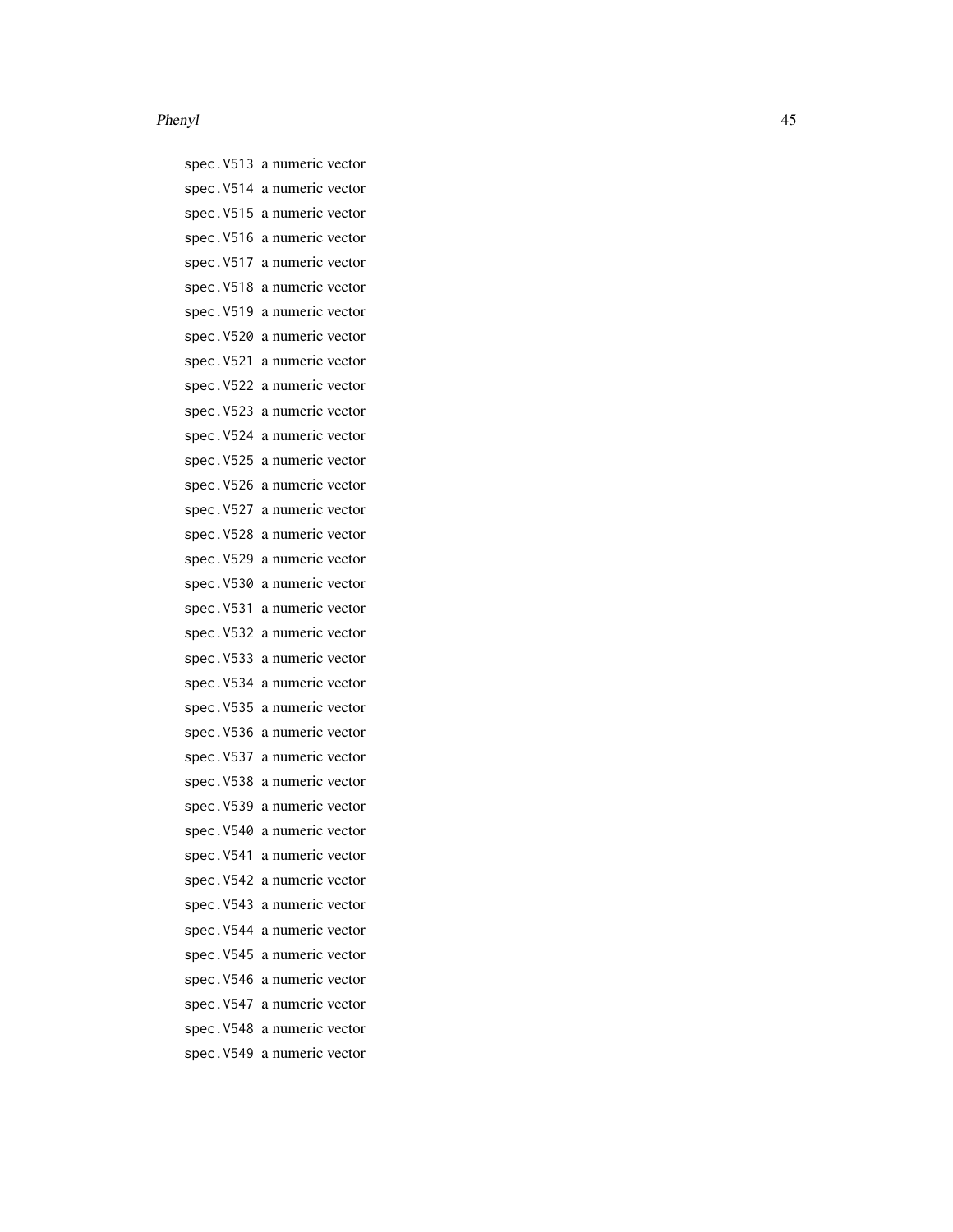spec.V513 a numeric vector
spec.V514 a numeric vector
spec.V515 a numeric vector
spec.V516 a numeric vector
spec.V517 a numeric vector
spec.V518 a numeric vector
spec.V519 a numeric vector
spec.V520 a numeric vector
spec.V521 a numeric vector
spec.V522 a numeric vector
spec.V523 a numeric vector
spec.V524 a numeric vector
spec.V525 a numeric vector
spec.V526 a numeric vector
spec.V527 a numeric vector
spec.V528 a numeric vector
spec.V529 a numeric vector
spec.V530 a numeric vector
spec.V531 a numeric vector
spec.V532 a numeric vector
spec.V533 a numeric vector
spec.V534 a numeric vector
spec.V535 a numeric vector
spec.V536 a numeric vector
spec.V537 a numeric vector
spec.V538 a numeric vector
spec.V539 a numeric vector
spec.V540 a numeric vector
spec.V541 a numeric vector
spec.V542 a numeric vector
spec.V543 a numeric vector
spec.V544 a numeric vector
spec.V545 a numeric vector
spec.V546 a numeric vector
spec.V547 a numeric vector
spec.V548 a numeric vector
spec.V549 a numeric vector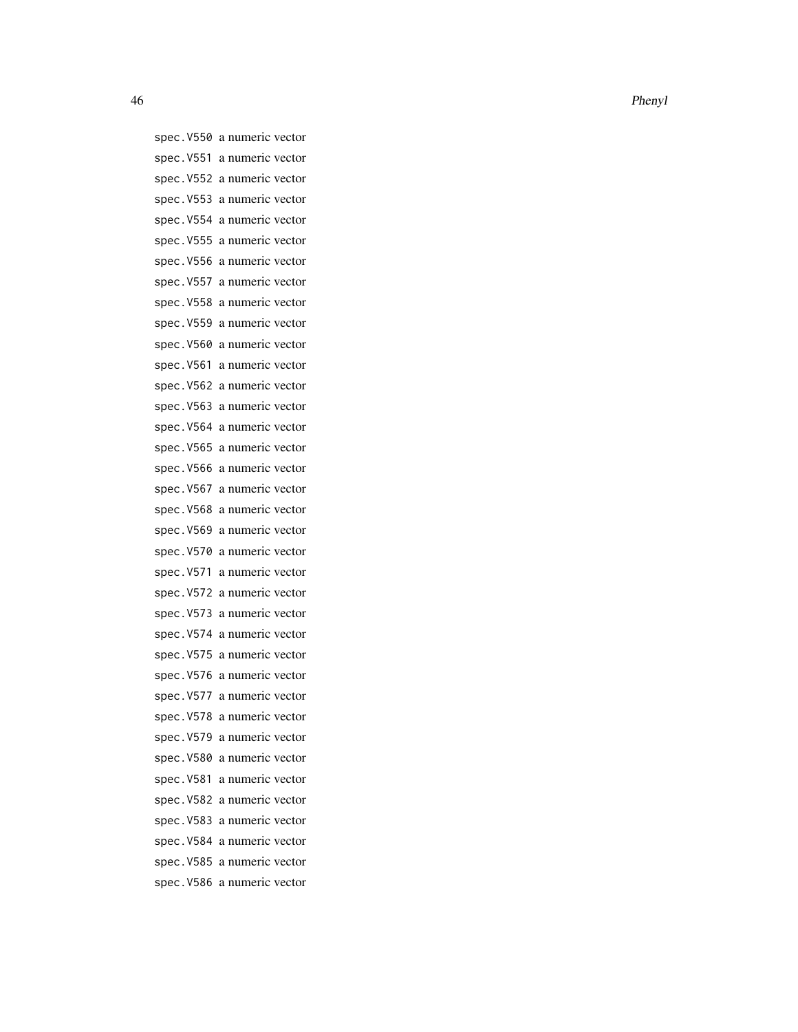spec.V550 a numeric vector
spec.V551 a numeric vector
spec.V552 a numeric vector
spec.V553 a numeric vector
spec.V554 a numeric vector
spec.V555 a numeric vector
spec.V556 a numeric vector
spec.V557 a numeric vector
spec.V558 a numeric vector
spec.V559 a numeric vector
spec.V560 a numeric vector
spec.V561 a numeric vector
spec.V562 a numeric vector
spec.V563 a numeric vector
spec.V564 a numeric vector
spec.V565 a numeric vector
spec.V566 a numeric vector
spec.V567 a numeric vector
spec.V568 a numeric vector
spec.V569 a numeric vector
spec.V570 a numeric vector
spec.V571 a numeric vector
spec.V572 a numeric vector
spec.V573 a numeric vector
spec.V574 a numeric vector
spec.V575 a numeric vector
spec.V576 a numeric vector
spec.V577 a numeric vector
spec.V578 a numeric vector
spec.V579 a numeric vector
spec.V580 a numeric vector
spec.V581 a numeric vector
spec.V582 a numeric vector
spec.V583 a numeric vector
spec.V584 a numeric vector
spec.V585 a numeric vector
spec.V586 a numeric vector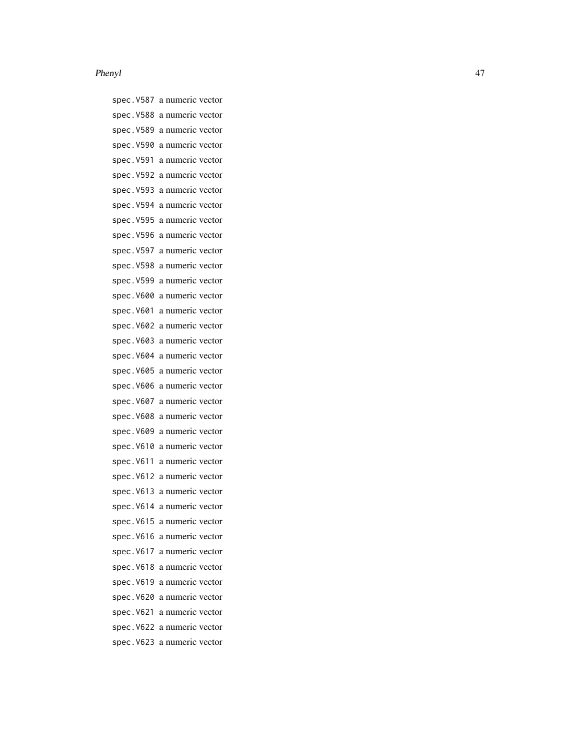spec.V587 a numeric vector
spec.V588 a numeric vector
spec.V589 a numeric vector
spec.V590 a numeric vector
spec.V591 a numeric vector
spec.V592 a numeric vector
spec.V593 a numeric vector
spec.V594 a numeric vector
spec.V595 a numeric vector
spec.V596 a numeric vector
spec.V597 a numeric vector
spec.V598 a numeric vector
spec.V599 a numeric vector
spec.V600 a numeric vector
spec.V601 a numeric vector
spec.V602 a numeric vector
spec.V603 a numeric vector
spec.V604 a numeric vector
spec.V605 a numeric vector
spec.V606 a numeric vector
spec.V607 a numeric vector
spec.V608 a numeric vector
spec.V609 a numeric vector
spec.V610 a numeric vector
spec.V611 a numeric vector
spec.V612 a numeric vector
spec.V613 a numeric vector
spec.V614 a numeric vector
spec.V615 a numeric vector
spec.V616 a numeric vector
spec.V617 a numeric vector
spec.V618 a numeric vector
spec.V619 a numeric vector
spec.V620 a numeric vector
spec.V621 a numeric vector
spec.V622 a numeric vector
spec.V623 a numeric vector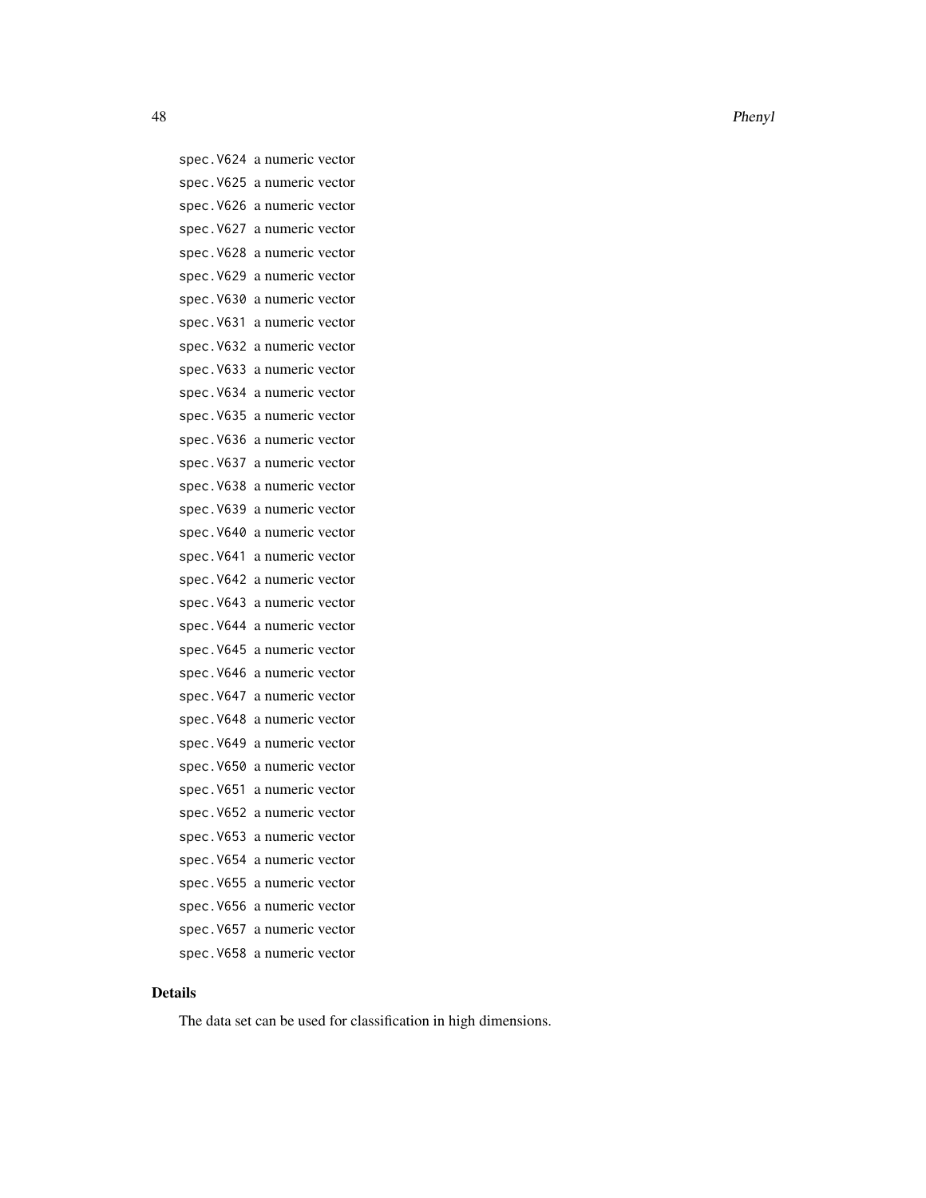spec.V624 a numeric vector
spec.V625 a numeric vector
spec.V626 a numeric vector
spec.V627 a numeric vector
spec.V628 a numeric vector
spec.V629 a numeric vector
spec.V630 a numeric vector
spec.V631 a numeric vector
spec.V632 a numeric vector
spec.V633 a numeric vector
spec.V634 a numeric vector
spec.V635 a numeric vector
spec.V636 a numeric vector
spec.V637 a numeric vector
spec.V638 a numeric vector
spec.V639 a numeric vector
spec.V640 a numeric vector
spec.V641 a numeric vector
spec.V642 a numeric vector
spec.V643 a numeric vector
spec.V644 a numeric vector
spec.V645 a numeric vector
spec.V646 a numeric vector
spec.V647 a numeric vector
spec.V648 a numeric vector
spec.V649 a numeric vector
spec.V650 a numeric vector
spec.V651 a numeric vector
spec.V652 a numeric vector
spec.V653 a numeric vector
spec.V654 a numeric vector
spec.V655 a numeric vector
spec.V656 a numeric vector
spec.V657 a numeric vector
spec.V658 a numeric vector

## Details

The data set can be used for classification in high dimensions.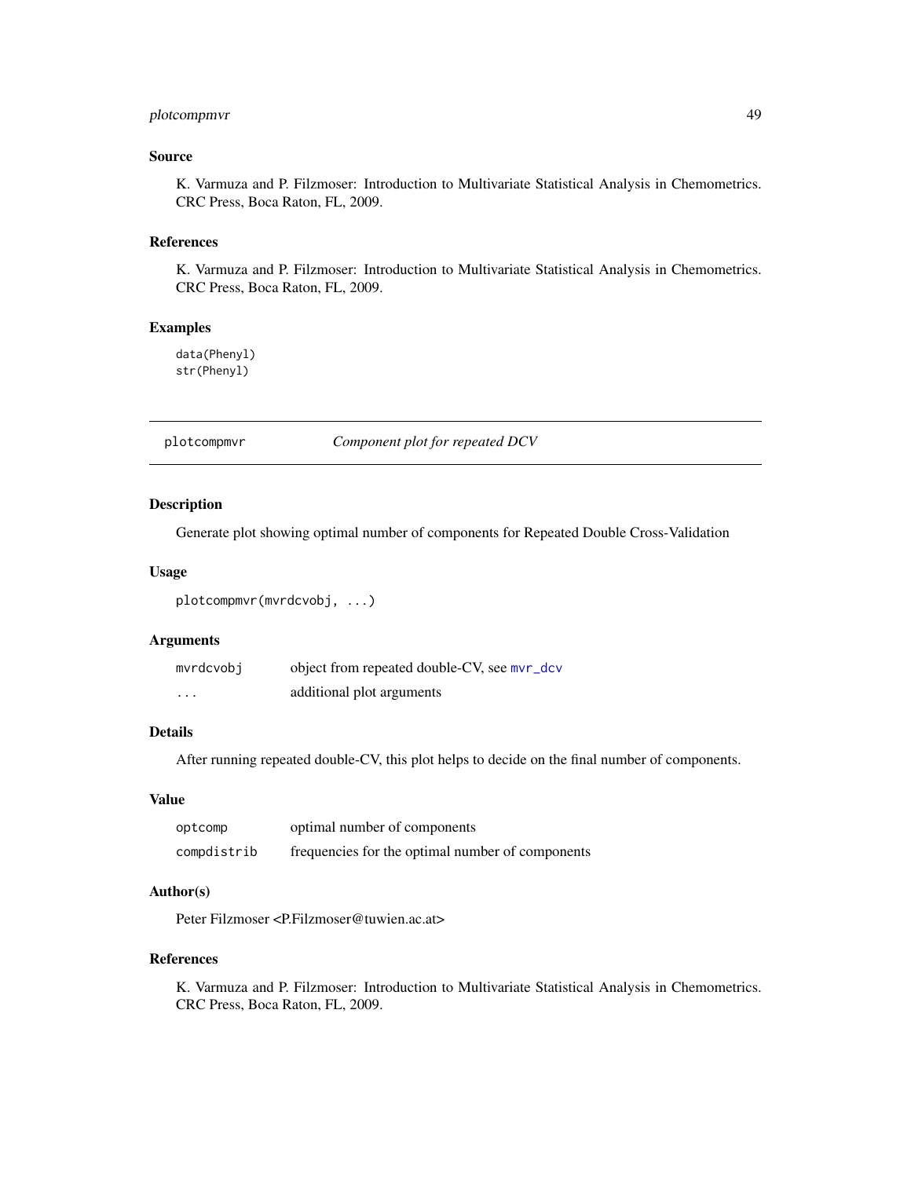### Source

K. Varmuza and P. Filzmoser: Introduction to Multivariate Statistical Analysis in Chemometrics. CRC Press, Boca Raton, FL, 2009.

### References

K. Varmuza and P. Filzmoser: Introduction to Multivariate Statistical Analysis in Chemometrics. CRC Press, Boca Raton, FL, 2009.

### Examples

```
data(Phenyl)
str(Phenyl)
```

---

## plotcompmvr — *Component plot for repeated DCV*

---

### Description

Generate plot showing optimal number of components for Repeated Double Cross-Validation

### Usage

```
plotcompmvr(mvrdcvobj, ...)
```

### Arguments

| | |
|---|---|
| mvrdcvobj | object from repeated double-CV, see mvr_dcv |
| ... | additional plot arguments |

### Details

After running repeated double-CV, this plot helps to decide on the final number of components.

### Value

| | |
|---|---|
| optcomp | optimal number of components |
| compdistrib | frequencies for the optimal number of components |

### Author(s)

Peter Filzmoser <P.Filzmoser@tuwien.ac.at>

### References

K. Varmuza and P. Filzmoser: Introduction to Multivariate Statistical Analysis in Chemometrics. CRC Press, Boca Raton, FL, 2009.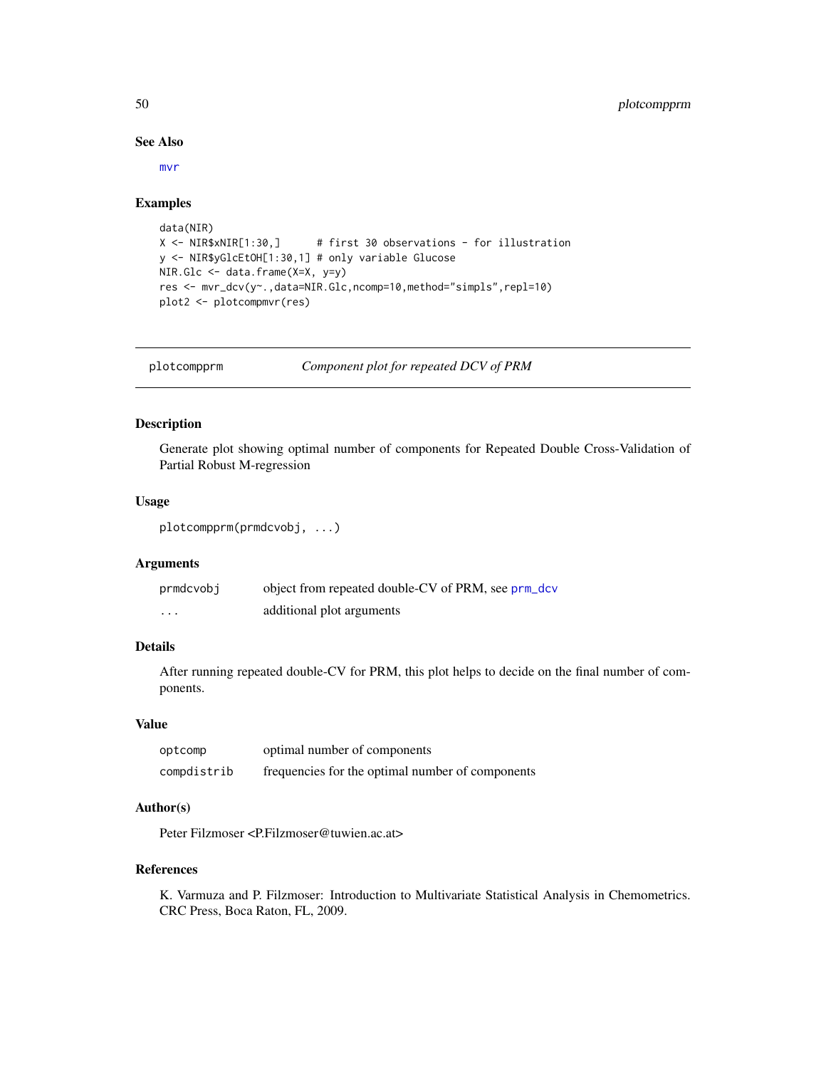## See Also

mvr

## Examples

```
data(NIR)
X <- NIR$xNIR[1:30,]      # first 30 observations - for illustration
y <- NIR$yGlcEtOH[1:30,1] # only variable Glucose
NIR.Glc <- data.frame(X=X, y=y)
res <- mvr_dcv(y~.,data=NIR.Glc,ncomp=10,method="simpls",repl=10)
plot2 <- plotcompmvr(res)
```

---

# plotcompprm — *Component plot for repeated DCV of PRM*

## Description

Generate plot showing optimal number of components for Repeated Double Cross-Validation of Partial Robust M-regression

## Usage

```
plotcompprm(prmdcvobj, ...)
```

## Arguments

| | |
|---|---|
| prmdcvobj | object from repeated double-CV of PRM, see prm_dcv |
| ... | additional plot arguments |

## Details

After running repeated double-CV for PRM, this plot helps to decide on the final number of components.

## Value

| | |
|---|---|
| optcomp | optimal number of components |
| compdistrib | frequencies for the optimal number of components |

## Author(s)

Peter Filzmoser <P.Filzmoser@tuwien.ac.at>

## References

K. Varmuza and P. Filzmoser: Introduction to Multivariate Statistical Analysis in Chemometrics. CRC Press, Boca Raton, FL, 2009.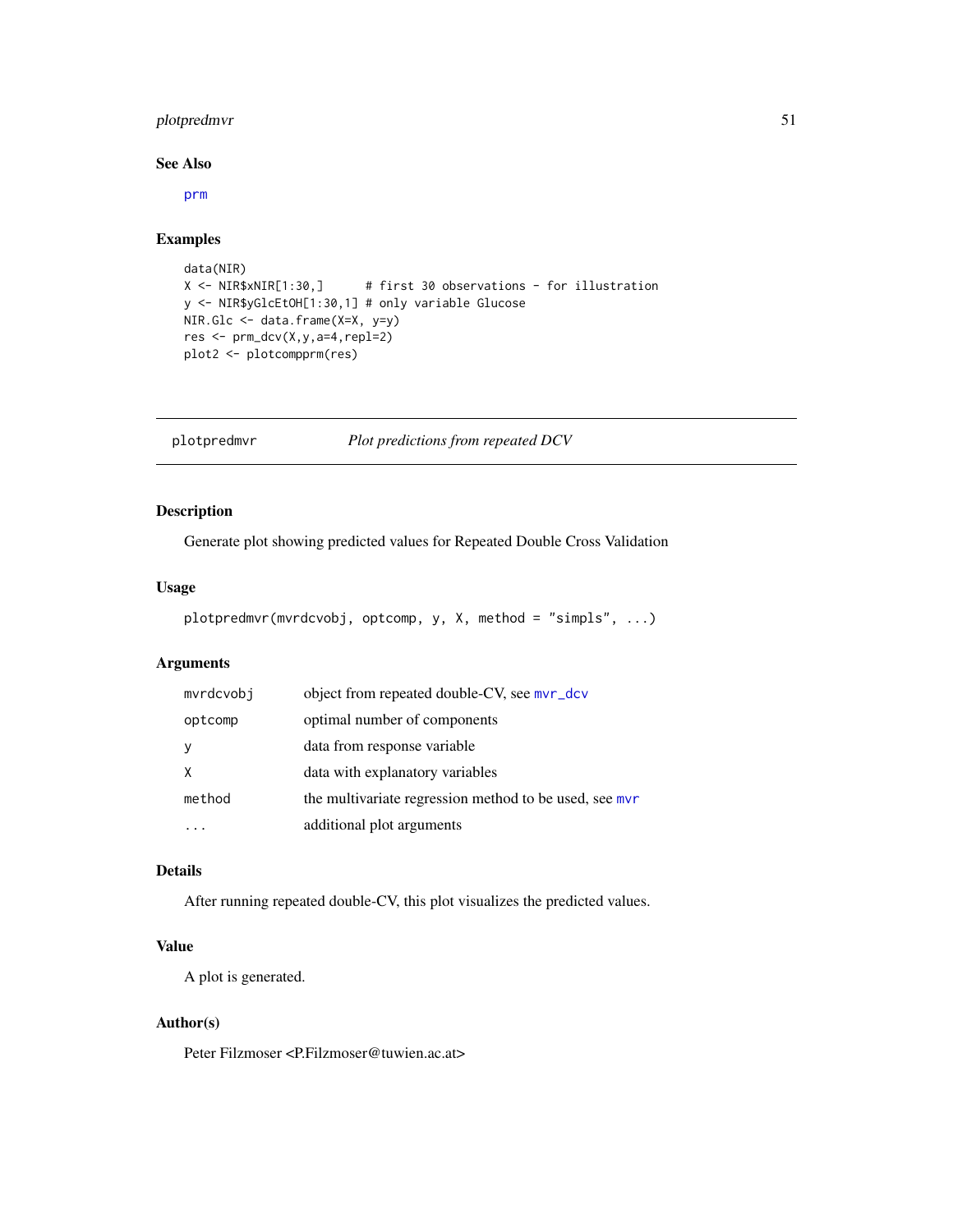## See Also

prm

## Examples

```
data(NIR)
X <- NIR$xNIR[1:30,]      # first 30 observations - for illustration
y <- NIR$yGlcEtOH[1:30,1] # only variable Glucose
NIR.Glc <- data.frame(X=X, y=y)
res <- prm_dcv(X,y,a=4,repl=2)
plot2 <- plotcompprm(res)
```

---

# plotpredmvr — *Plot predictions from repeated DCV*

---

## Description

Generate plot showing predicted values for Repeated Double Cross Validation

## Usage

```
plotpredmvr(mvrdcvobj, optcomp, y, X, method = "simpls", ...)
```

## Arguments

| | |
|---|---|
| mvrdcvobj | object from repeated double-CV, see mvr_dcv |
| optcomp | optimal number of components |
| y | data from response variable |
| X | data with explanatory variables |
| method | the multivariate regression method to be used, see mvr |
| ... | additional plot arguments |

## Details

After running repeated double-CV, this plot visualizes the predicted values.

## Value

A plot is generated.

## Author(s)

Peter Filzmoser <P.Filzmoser@tuwien.ac.at>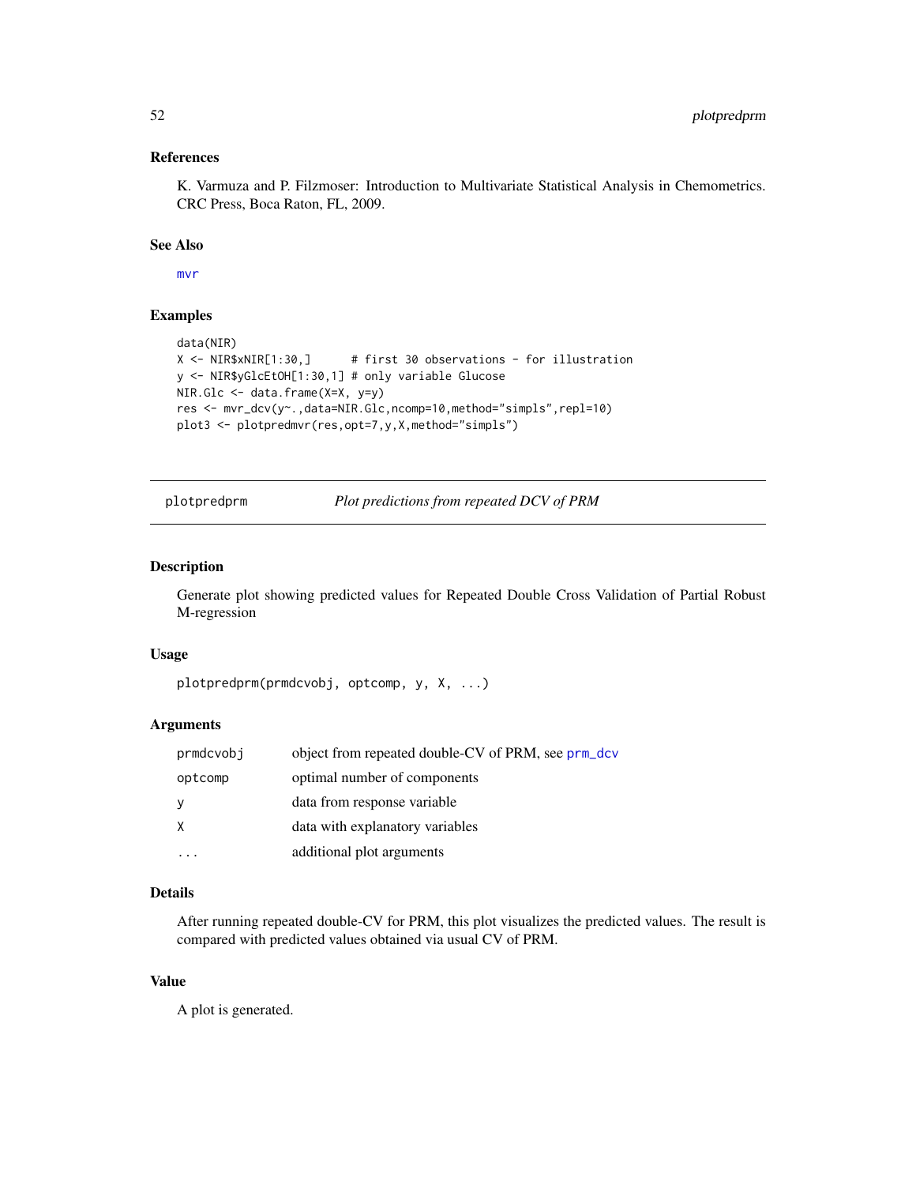### References

K. Varmuza and P. Filzmoser: Introduction to Multivariate Statistical Analysis in Chemometrics. CRC Press, Boca Raton, FL, 2009.

### See Also

mvr

### Examples

```
data(NIR)
X <- NIR$xNIR[1:30,]      # first 30 observations - for illustration
y <- NIR$yGlcEtOH[1:30,1] # only variable Glucose
NIR.Glc <- data.frame(X=X, y=y)
res <- mvr_dcv(y~.,data=NIR.Glc,ncomp=10,method="simpls",repl=10)
plot3 <- plotpredmvr(res,opt=7,y,X,method="simpls")
```

---

## plotpredprm — *Plot predictions from repeated DCV of PRM*

### Description

Generate plot showing predicted values for Repeated Double Cross Validation of Partial Robust M-regression

### Usage

```
plotpredprm(prmdcvobj, optcomp, y, X, ...)
```

### Arguments

| | |
|---|---|
| prmdcvobj | object from repeated double-CV of PRM, see prm_dcv |
| optcomp | optimal number of components |
| y | data from response variable |
| X | data with explanatory variables |
| ... | additional plot arguments |

### Details

After running repeated double-CV for PRM, this plot visualizes the predicted values. The result is compared with predicted values obtained via usual CV of PRM.

### Value

A plot is generated.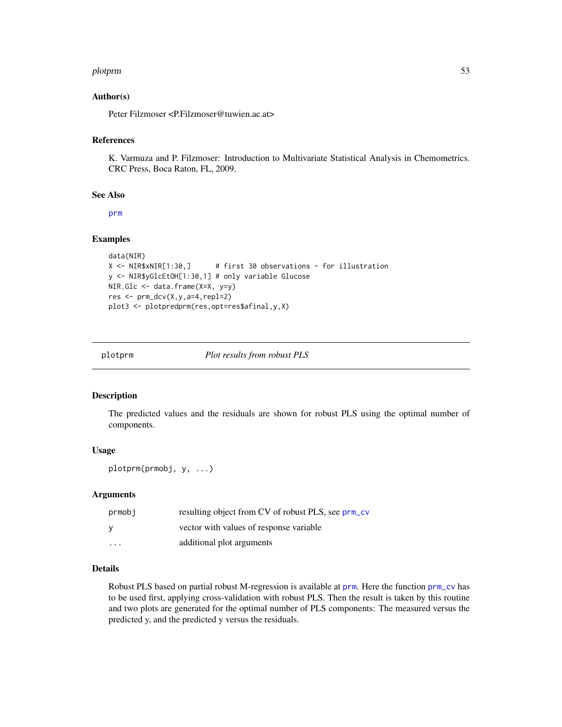### Author(s)

Peter Filzmoser <P.Filzmoser@tuwien.ac.at>

### References

K. Varmuza and P. Filzmoser: Introduction to Multivariate Statistical Analysis in Chemometrics. CRC Press, Boca Raton, FL, 2009.

### See Also

prm

### Examples

```
data(NIR)
X <- NIR$xNIR[1:30,]      # first 30 observations - for illustration
y <- NIR$yGlcEtOH[1:30,1] # only variable Glucose
NIR.Glc <- data.frame(X=X, y=y)
res <- prm_dcv(X,y,a=4,repl=2)
plot3 <- plotpredprm(res,opt=res$afinal,y,X)
```

---

## plotprm *Plot results from robust PLS*

### Description

The predicted values and the residuals are shown for robust PLS using the optimal number of components.

### Usage

```
plotprm(prmobj, y, ...)
```

### Arguments

| | |
|---|---|
| prmobj | resulting object from CV of robust PLS, see prm_cv |
| y | vector with values of response variable |
| ... | additional plot arguments |

### Details

Robust PLS based on partial robust M-regression is available at prm. Here the function prm_cv has to be used first, applying cross-validation with robust PLS. Then the result is taken by this routine and two plots are generated for the optimal number of PLS components: The measured versus the predicted y, and the predicted y versus the residuals.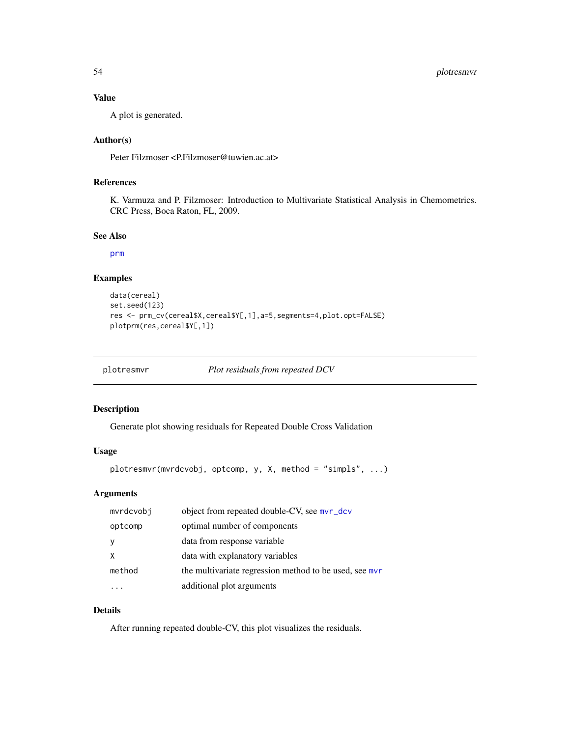### Value

A plot is generated.

### Author(s)

Peter Filzmoser <P.Filzmoser@tuwien.ac.at>

### References

K. Varmuza and P. Filzmoser: Introduction to Multivariate Statistical Analysis in Chemometrics. CRC Press, Boca Raton, FL, 2009.

### See Also

prm

### Examples

```
data(cereal)
set.seed(123)
res <- prm_cv(cereal$X,cereal$Y[,1],a=5,segments=4,plot.opt=FALSE)
plotprm(res,cereal$Y[,1])
```

---

## plotresmvr — *Plot residuals from repeated DCV*

### Description

Generate plot showing residuals for Repeated Double Cross Validation

### Usage

```
plotresmvr(mvrdcvobj, optcomp, y, X, method = "simpls", ...)
```

### Arguments

| | |
|---|---|
| mvrdcvobj | object from repeated double-CV, see mvr_dcv |
| optcomp | optimal number of components |
| y | data from response variable |
| X | data with explanatory variables |
| method | the multivariate regression method to be used, see mvr |
| ... | additional plot arguments |

### Details

After running repeated double-CV, this plot visualizes the residuals.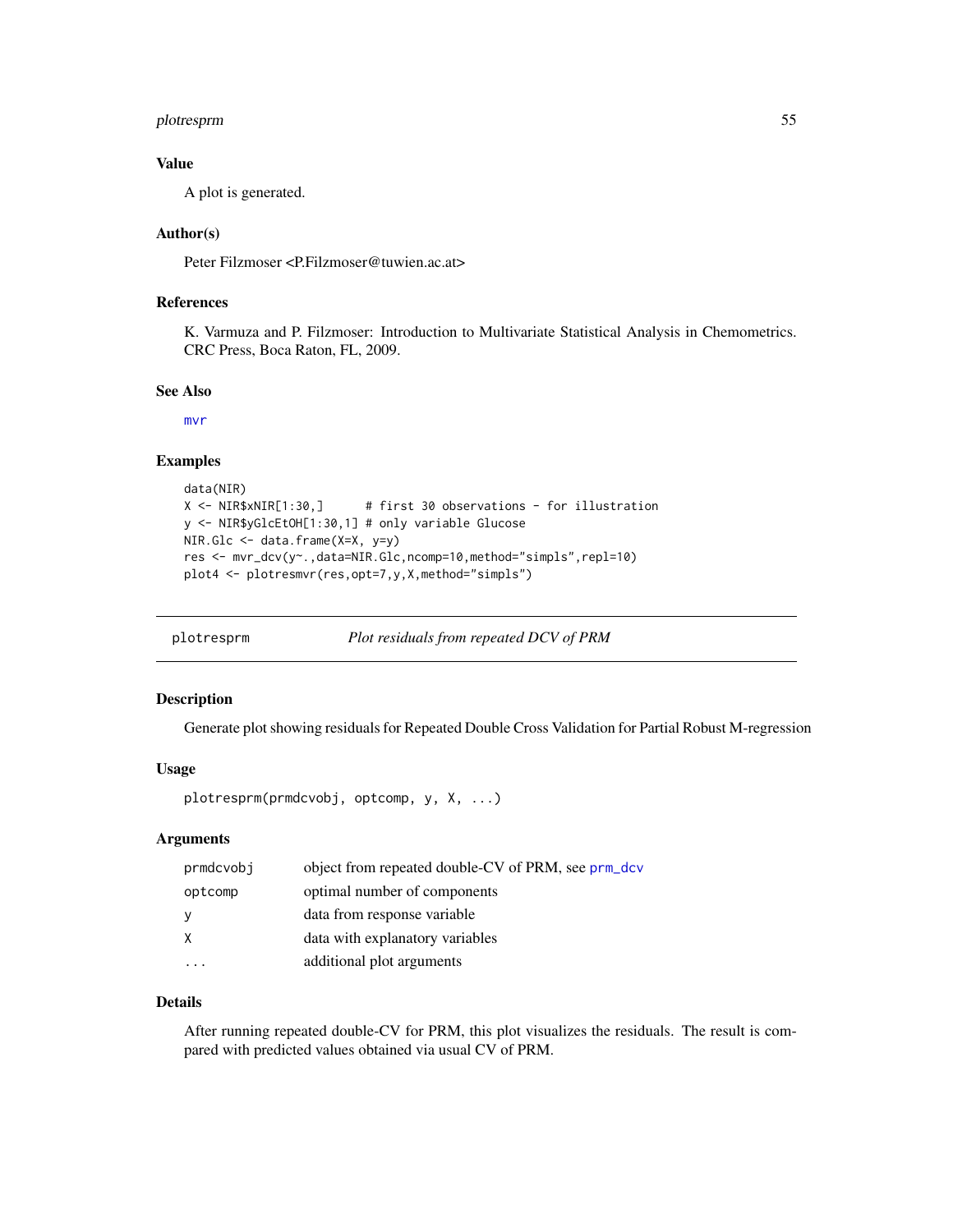### Value

A plot is generated.

### Author(s)

Peter Filzmoser <P.Filzmoser@tuwien.ac.at>

### References

K. Varmuza and P. Filzmoser: Introduction to Multivariate Statistical Analysis in Chemometrics. CRC Press, Boca Raton, FL, 2009.

### See Also

mvr

### Examples

```
data(NIR)
X <- NIR$xNIR[1:30,]      # first 30 observations - for illustration
y <- NIR$yGlcEtOH[1:30,1] # only variable Glucose
NIR.Glc <- data.frame(X=X, y=y)
res <- mvr_dcv(y~.,data=NIR.Glc,ncomp=10,method="simpls",repl=10)
plot4 <- plotresmvr(res,opt=7,y,X,method="simpls")
```

---

## plotresprm — *Plot residuals from repeated DCV of PRM*

### Description

Generate plot showing residuals for Repeated Double Cross Validation for Partial Robust M-regression

### Usage

```
plotresprm(prmdcvobj, optcomp, y, X, ...)
```

### Arguments

| | |
|---|---|
| prmdcvobj | object from repeated double-CV of PRM, see prm_dcv |
| optcomp | optimal number of components |
| y | data from response variable |
| X | data with explanatory variables |
| ... | additional plot arguments |

### Details

After running repeated double-CV for PRM, this plot visualizes the residuals. The result is compared with predicted values obtained via usual CV of PRM.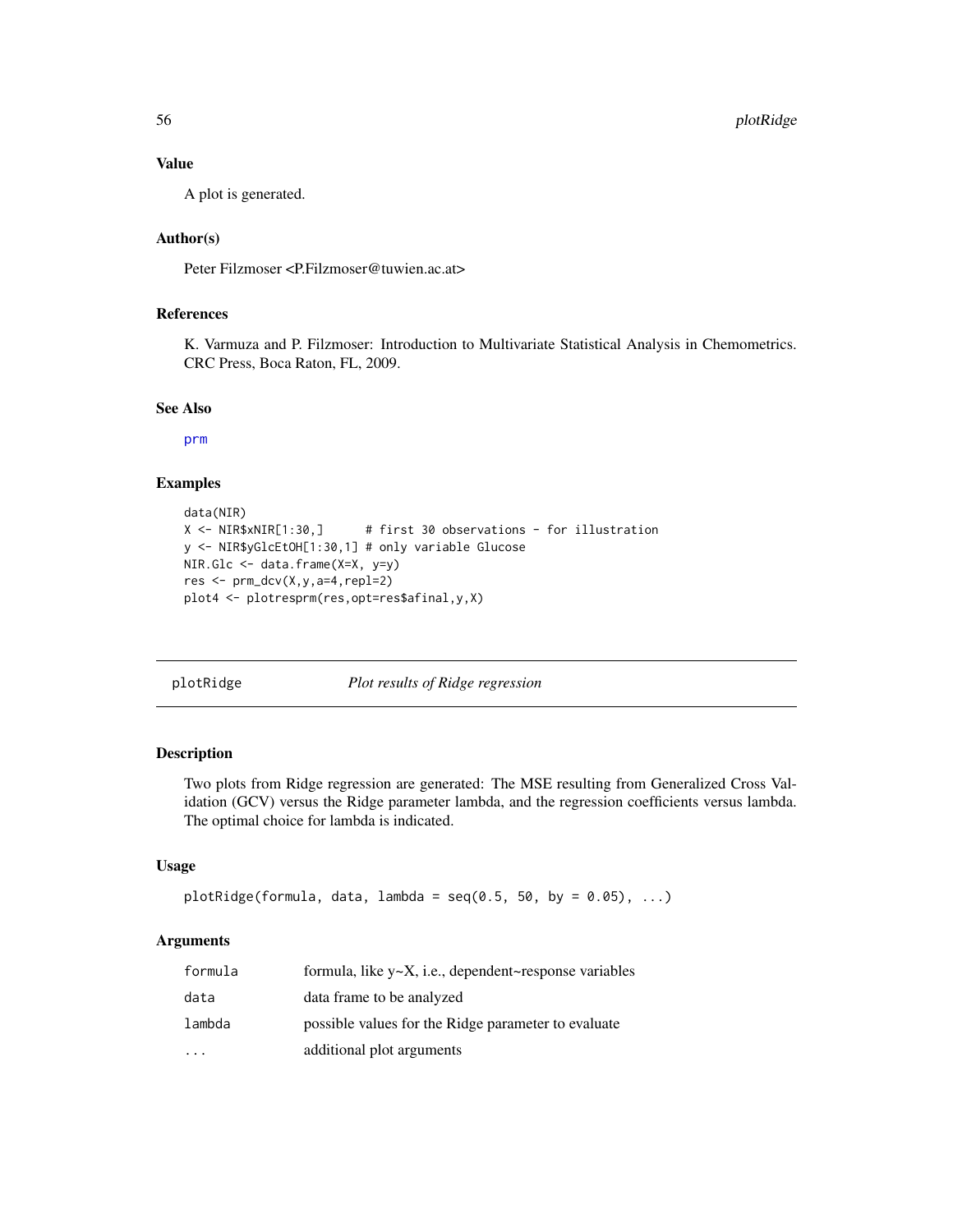### Value

A plot is generated.

### Author(s)

Peter Filzmoser <P.Filzmoser@tuwien.ac.at>

### References

K. Varmuza and P. Filzmoser: Introduction to Multivariate Statistical Analysis in Chemometrics. CRC Press, Boca Raton, FL, 2009.

### See Also

prm

### Examples

```
data(NIR)
X <- NIR$xNIR[1:30,]      # first 30 observations - for illustration
y <- NIR$yGlcEtOH[1:30,1] # only variable Glucose
NIR.Glc <- data.frame(X=X, y=y)
res <- prm_dcv(X,y,a=4,repl=2)
plot4 <- plotresprm(res,opt=res$afinal,y,X)
```

---

## plotRidge — *Plot results of Ridge regression*

### Description

Two plots from Ridge regression are generated: The MSE resulting from Generalized Cross Validation (GCV) versus the Ridge parameter lambda, and the regression coefficients versus lambda. The optimal choice for lambda is indicated.

### Usage

```
plotRidge(formula, data, lambda = seq(0.5, 50, by = 0.05), ...)
```

### Arguments

| | |
|---|---|
| formula | formula, like y~X, i.e., dependent~response variables |
| data | data frame to be analyzed |
| lambda | possible values for the Ridge parameter to evaluate |
| ... | additional plot arguments |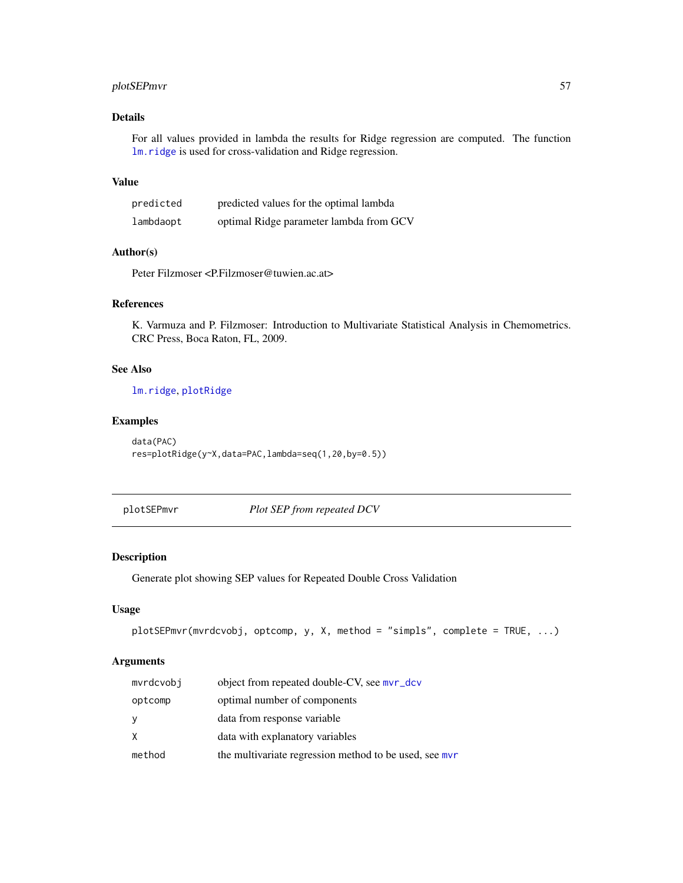## Details

For all values provided in lambda the results for Ridge regression are computed. The function lm.ridge is used for cross-validation and Ridge regression.

## Value

| | |
|---|---|
| predicted | predicted values for the optimal lambda |
| lambdaopt | optimal Ridge parameter lambda from GCV |

## Author(s)

Peter Filzmoser <P.Filzmoser@tuwien.ac.at>

## References

K. Varmuza and P. Filzmoser: Introduction to Multivariate Statistical Analysis in Chemometrics. CRC Press, Boca Raton, FL, 2009.

## See Also

lm.ridge, plotRidge

## Examples

```
data(PAC)
res=plotRidge(y~X,data=PAC,lambda=seq(1,20,by=0.5))
```

---

# plotSEPmvr &nbsp;&nbsp;&nbsp; *Plot SEP from repeated DCV*

## Description

Generate plot showing SEP values for Repeated Double Cross Validation

## Usage

```
plotSEPmvr(mvrdcvobj, optcomp, y, X, method = "simpls", complete = TRUE, ...)
```

## Arguments

| | |
|---|---|
| mvrdcvobj | object from repeated double-CV, see mvr_dcv |
| optcomp | optimal number of components |
| y | data from response variable |
| X | data with explanatory variables |
| method | the multivariate regression method to be used, see mvr |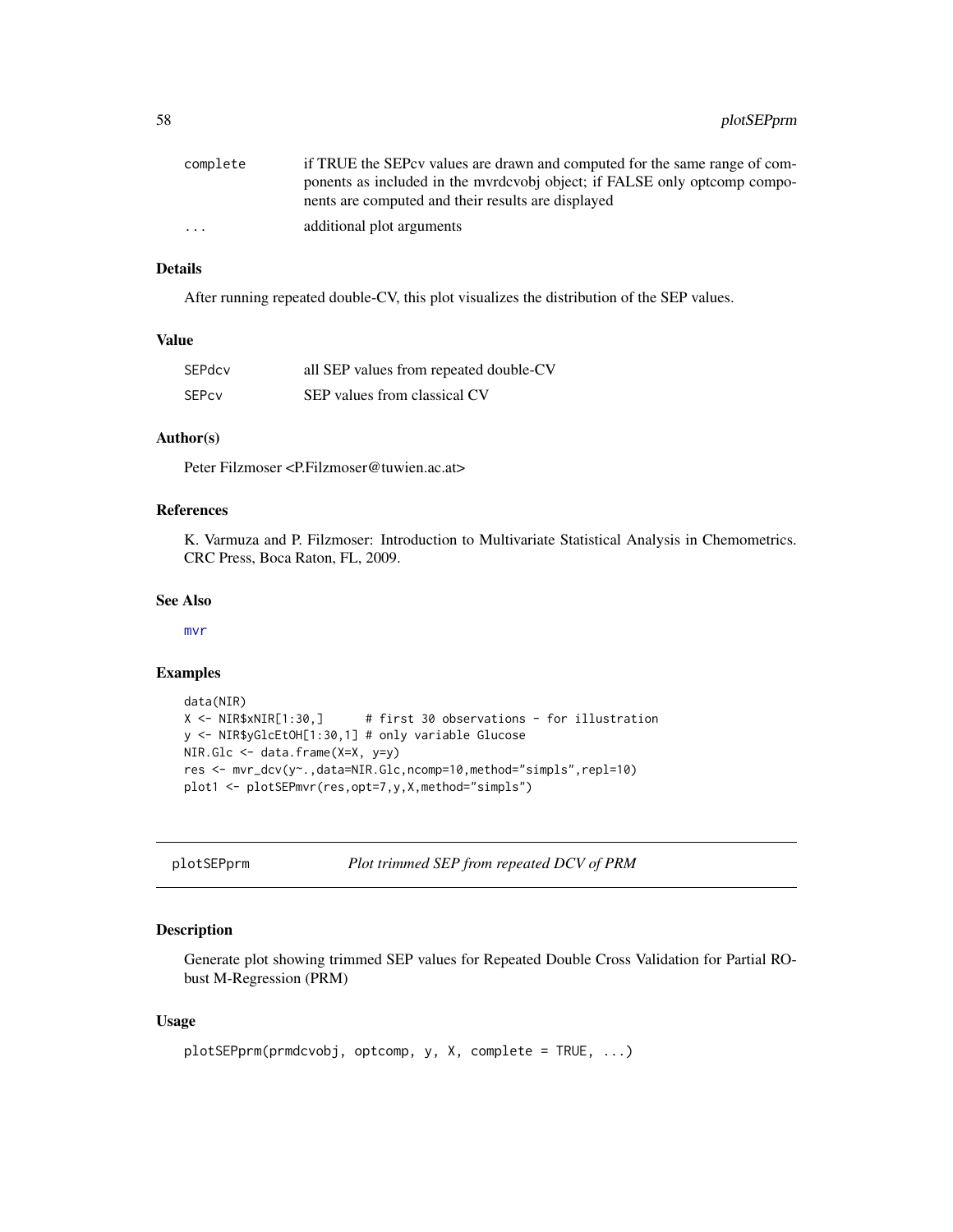| | |
|---|---|
| `complete` | if TRUE the SEPcv values are drawn and computed for the same range of components as included in the mvrdcvobj object; if FALSE only optcomp components are computed and their results are displayed |
| `...` | additional plot arguments |

### Details

After running repeated double-CV, this plot visualizes the distribution of the SEP values.

### Value

| | |
|---|---|
| `SEPdcv` | all SEP values from repeated double-CV |
| `SEPcv` | SEP values from classical CV |

### Author(s)

Peter Filzmoser <P.Filzmoser@tuwien.ac.at>

### References

K. Varmuza and P. Filzmoser: Introduction to Multivariate Statistical Analysis in Chemometrics. CRC Press, Boca Raton, FL, 2009.

### See Also

`mvr`

### Examples

```
data(NIR)
X <- NIR$xNIR[1:30,]      # first 30 observations - for illustration
y <- NIR$yGlcEtOH[1:30,1] # only variable Glucose
NIR.Glc <- data.frame(X=X, y=y)
res <- mvr_dcv(y~.,data=NIR.Glc,ncomp=10,method="simpls",repl=10)
plot1 <- plotSEPmvr(res,opt=7,y,X,method="simpls")
```

---

## `plotSEPprm` *Plot trimmed SEP from repeated DCV of PRM*

### Description

Generate plot showing trimmed SEP values for Repeated Double Cross Validation for Partial RObust M-Regression (PRM)

### Usage

```
plotSEPprm(prmdcvobj, optcomp, y, X, complete = TRUE, ...)
```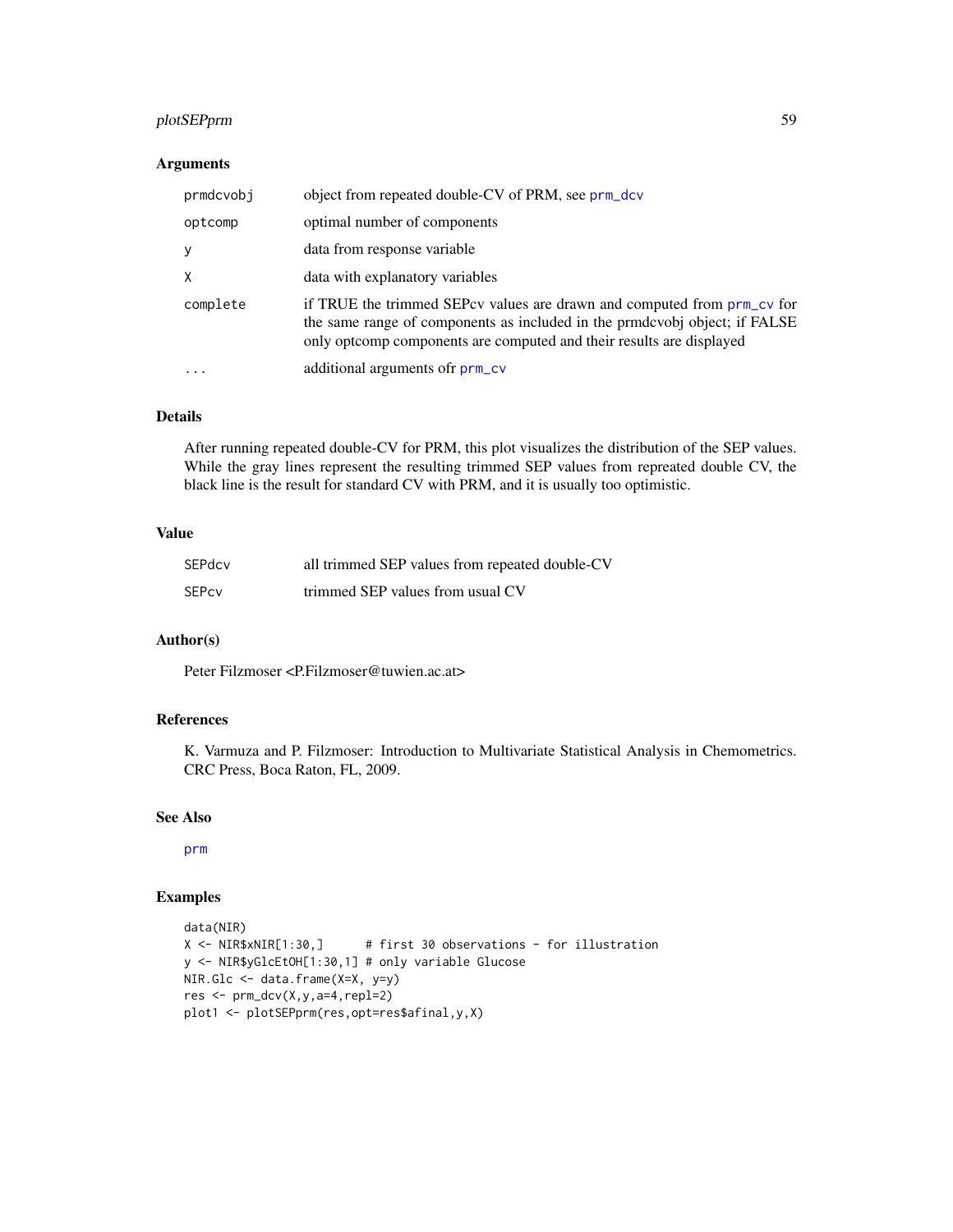### Arguments

| | |
|---|---|
| prmdcvobj | object from repeated double-CV of PRM, see prm_dcv |
| optcomp | optimal number of components |
| y | data from response variable |
| X | data with explanatory variables |
| complete | if TRUE the trimmed SEPcv values are drawn and computed from prm_cv for the same range of components as included in the prmdcvobj object; if FALSE only optcomp components are computed and their results are displayed |
| ... | additional arguments ofr prm_cv |

### Details

After running repeated double-CV for PRM, this plot visualizes the distribution of the SEP values. While the gray lines represent the resulting trimmed SEP values from repreated double CV, the black line is the result for standard CV with PRM, and it is usually too optimistic.

### Value

| | |
|---|---|
| SEPdcv | all trimmed SEP values from repeated double-CV |
| SEPcv | trimmed SEP values from usual CV |

### Author(s)

Peter Filzmoser <P.Filzmoser@tuwien.ac.at>

### References

K. Varmuza and P. Filzmoser: Introduction to Multivariate Statistical Analysis in Chemometrics. CRC Press, Boca Raton, FL, 2009.

### See Also

prm

### Examples

```
data(NIR)
X <- NIR$xNIR[1:30,]      # first 30 observations - for illustration
y <- NIR$yGlcEtOH[1:30,1] # only variable Glucose
NIR.Glc <- data.frame(X=X, y=y)
res <- prm_dcv(X,y,a=4,repl=2)
plot1 <- plotSEPprm(res,opt=res$afinal,y,X)
```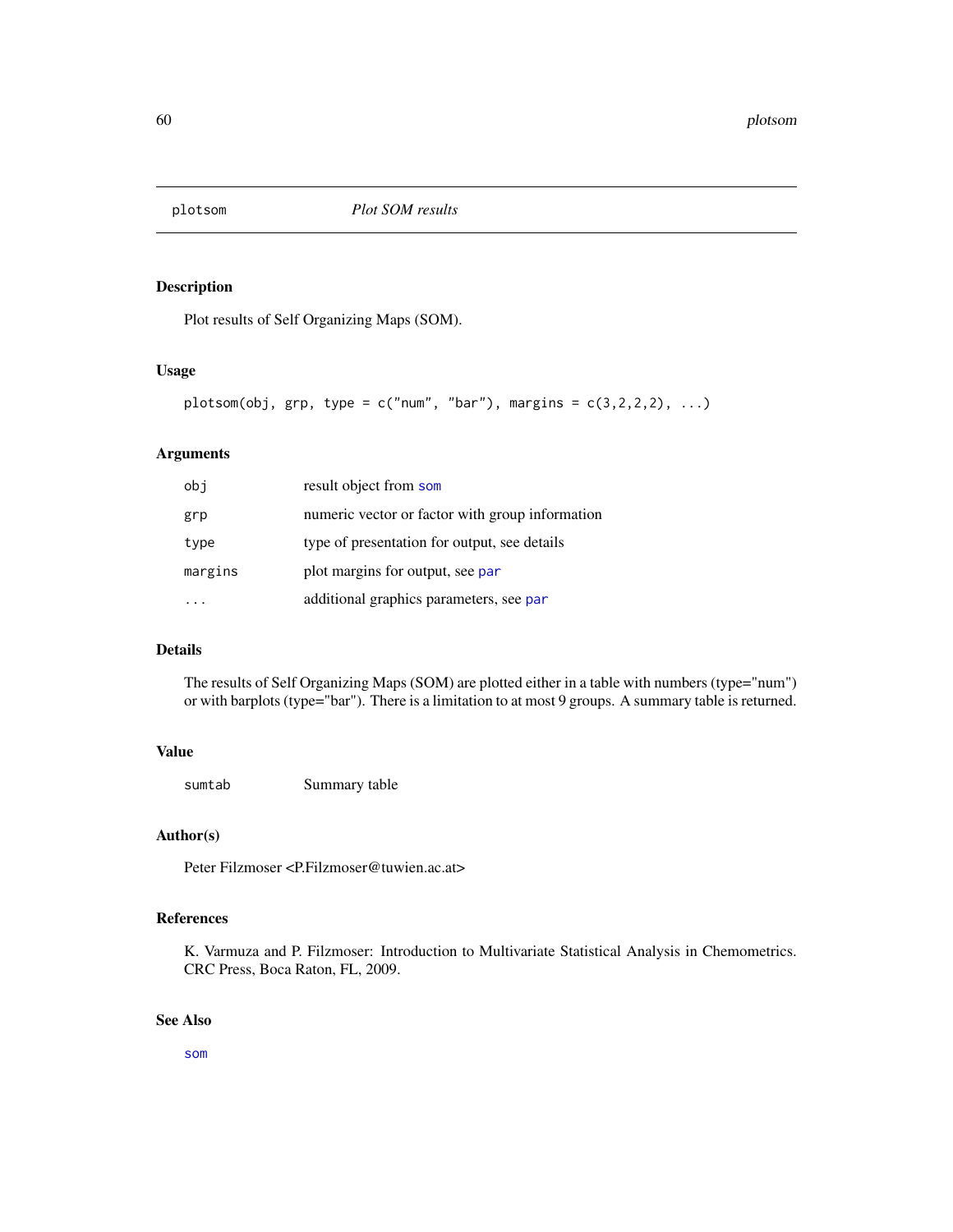# plotsom — *Plot SOM results*

## Description

Plot results of Self Organizing Maps (SOM).

## Usage

```
plotsom(obj, grp, type = c("num", "bar"), margins = c(3,2,2,2), ...)
```

## Arguments

| | |
|---|---|
| `obj` | result object from `som` |
| `grp` | numeric vector or factor with group information |
| `type` | type of presentation for output, see details |
| `margins` | plot margins for output, see `par` |
| `...` | additional graphics parameters, see `par` |

## Details

The results of Self Organizing Maps (SOM) are plotted either in a table with numbers (type="num") or with barplots (type="bar"). There is a limitation to at most 9 groups. A summary table is returned.

## Value

| | |
|---|---|
| `sumtab` | Summary table |

## Author(s)

Peter Filzmoser <P.Filzmoser@tuwien.ac.at>

## References

K. Varmuza and P. Filzmoser: Introduction to Multivariate Statistical Analysis in Chemometrics. CRC Press, Boca Raton, FL, 2009.

## See Also

`som`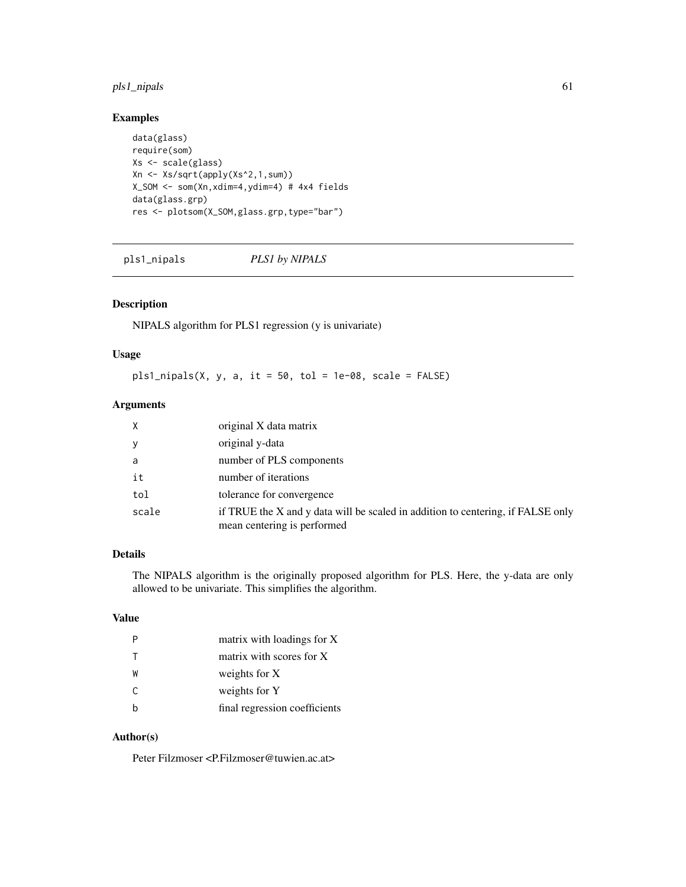## Examples

```
data(glass)
require(som)
Xs <- scale(glass)
Xn <- Xs/sqrt(apply(Xs^2,1,sum))
X_SOM <- som(Xn,xdim=4,ydim=4) # 4x4 fields
data(glass.grp)
res <- plotsom(X_SOM,glass.grp,type="bar")
```

---

# pls1_nipals *PLS1 by NIPALS*

---

## Description

NIPALS algorithm for PLS1 regression (y is univariate)

## Usage

```
pls1_nipals(X, y, a, it = 50, tol = 1e-08, scale = FALSE)
```

## Arguments

| | |
|---|---|
| X | original X data matrix |
| y | original y-data |
| a | number of PLS components |
| it | number of iterations |
| tol | tolerance for convergence |
| scale | if TRUE the X and y data will be scaled in addition to centering, if FALSE only mean centering is performed |

## Details

The NIPALS algorithm is the originally proposed algorithm for PLS. Here, the y-data are only allowed to be univariate. This simplifies the algorithm.

## Value

| | |
|---|---|
| P | matrix with loadings for X |
| T | matrix with scores for X |
| W | weights for X |
| C | weights for Y |
| b | final regression coefficients |

## Author(s)

Peter Filzmoser <P.Filzmoser@tuwien.ac.at>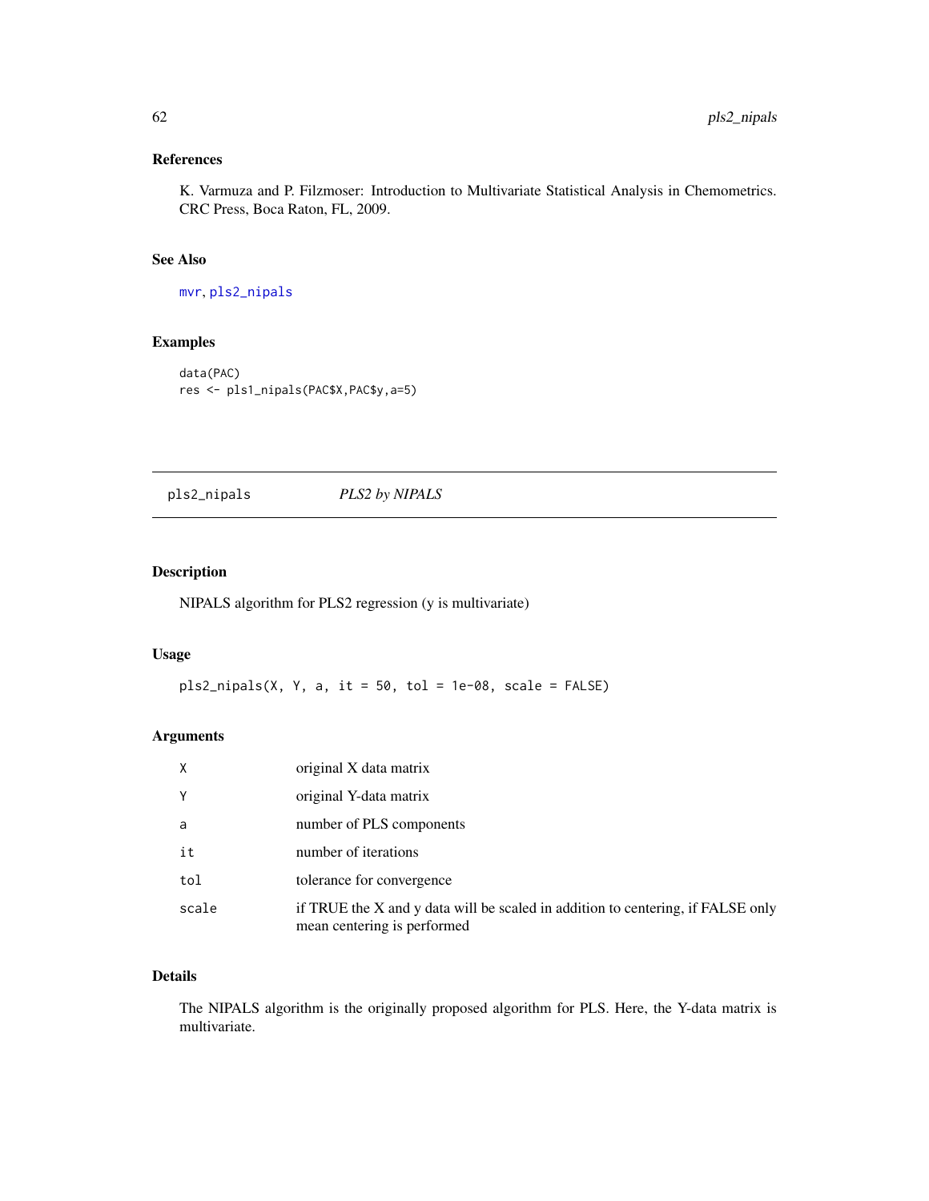### References

K. Varmuza and P. Filzmoser: Introduction to Multivariate Statistical Analysis in Chemometrics. CRC Press, Boca Raton, FL, 2009.

### See Also

mvr, pls2_nipals

### Examples

```
data(PAC)
res <- pls1_nipals(PAC$X,PAC$y,a=5)
```

---

## pls2_nipals — *PLS2 by NIPALS*

### Description

NIPALS algorithm for PLS2 regression (y is multivariate)

### Usage

```
pls2_nipals(X, Y, a, it = 50, tol = 1e-08, scale = FALSE)
```

### Arguments

| | |
|---|---|
| X | original X data matrix |
| Y | original Y-data matrix |
| a | number of PLS components |
| it | number of iterations |
| tol | tolerance for convergence |
| scale | if TRUE the X and y data will be scaled in addition to centering, if FALSE only mean centering is performed |

### Details

The NIPALS algorithm is the originally proposed algorithm for PLS. Here, the Y-data matrix is multivariate.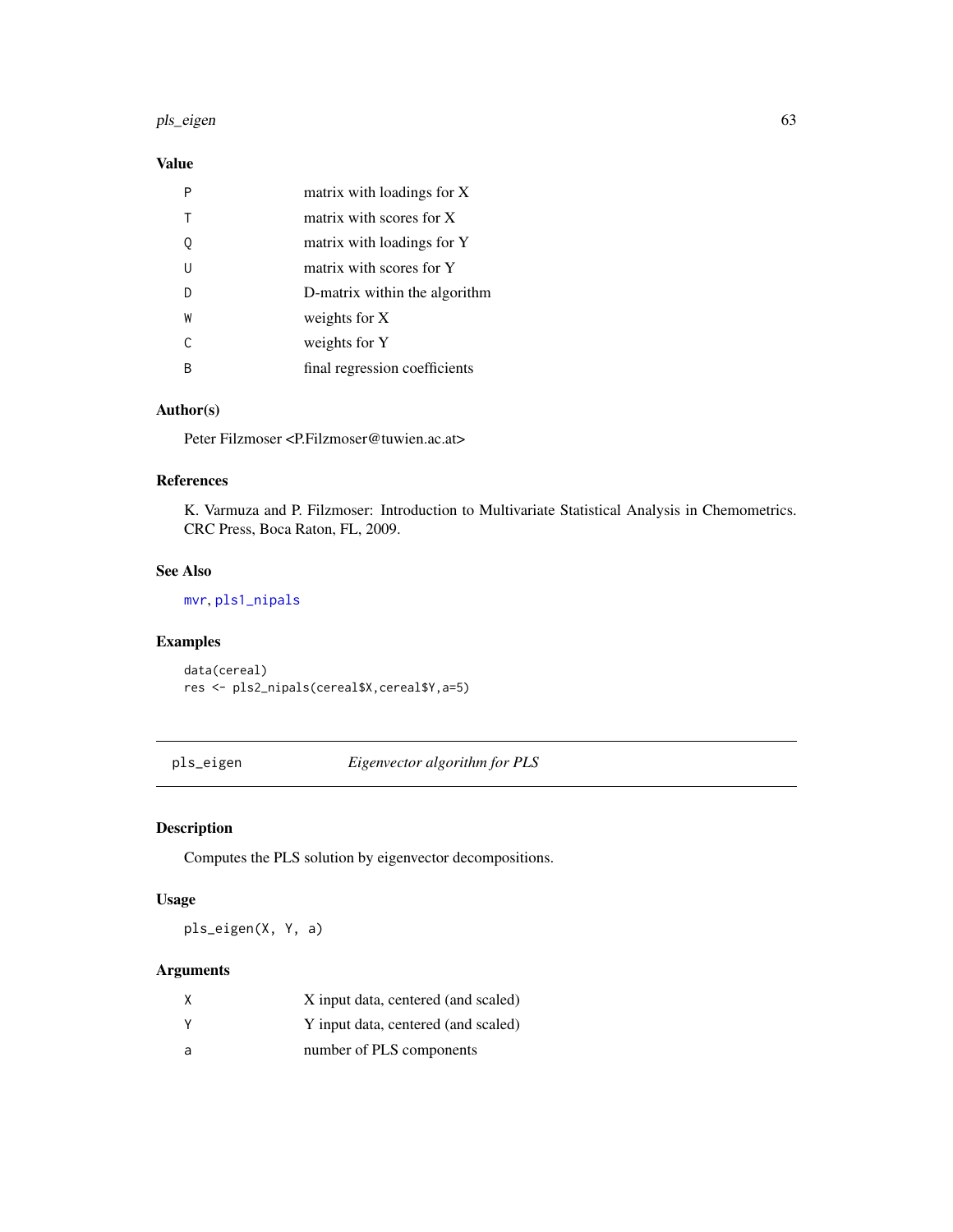### Value

| | |
|---|---|
| P | matrix with loadings for X |
| T | matrix with scores for X |
| Q | matrix with loadings for Y |
| U | matrix with scores for Y |
| D | D-matrix within the algorithm |
| W | weights for X |
| C | weights for Y |
| B | final regression coefficients |

### Author(s)

Peter Filzmoser <P.Filzmoser@tuwien.ac.at>

### References

K. Varmuza and P. Filzmoser: Introduction to Multivariate Statistical Analysis in Chemometrics. CRC Press, Boca Raton, FL, 2009.

### See Also

mvr, pls1_nipals

### Examples

```
data(cereal)
res <- pls2_nipals(cereal$X,cereal$Y,a=5)
```

---

## pls_eigen — *Eigenvector algorithm for PLS*

### Description

Computes the PLS solution by eigenvector decompositions.

### Usage

```
pls_eigen(X, Y, a)
```

### Arguments

| | |
|---|---|
| X | X input data, centered (and scaled) |
| Y | Y input data, centered (and scaled) |
| a | number of PLS components |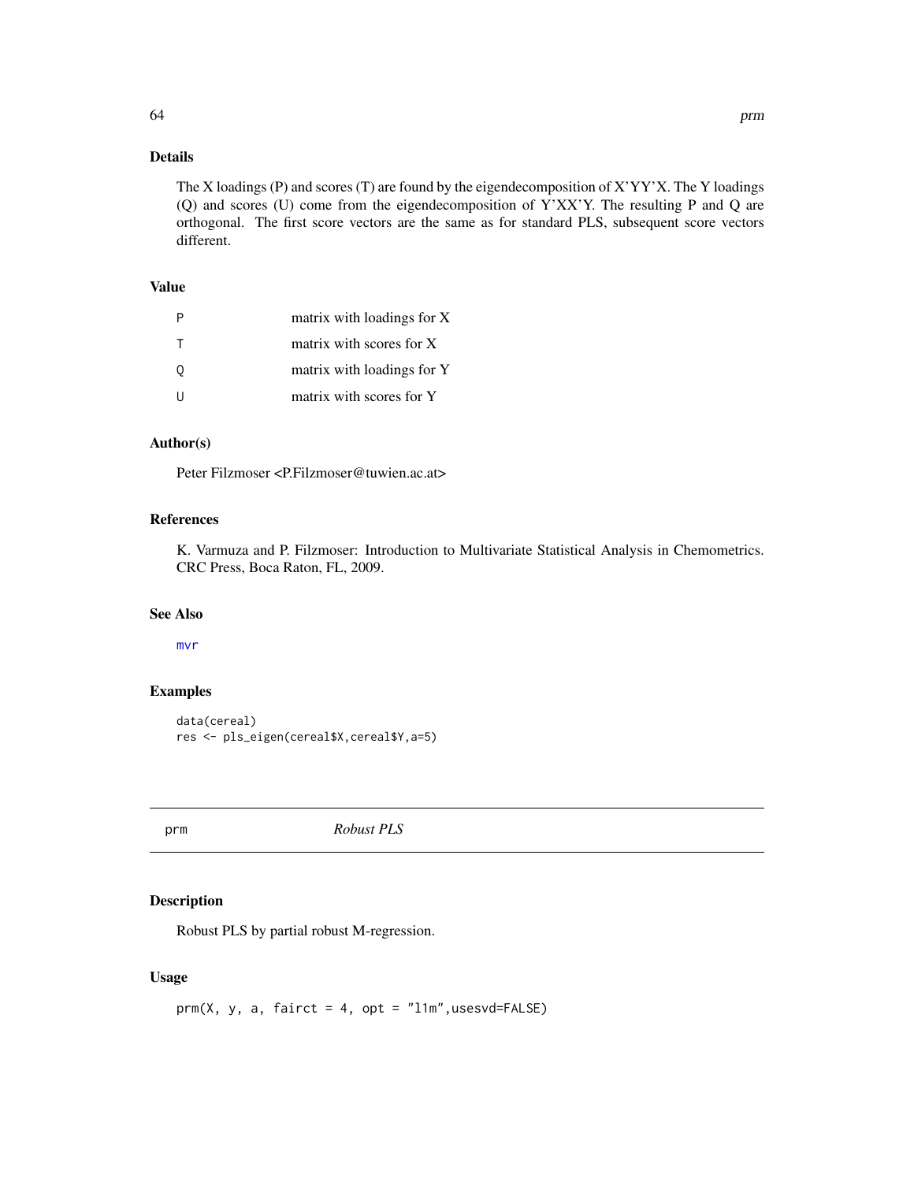### Details

The X loadings (P) and scores (T) are found by the eigendecomposition of X'YY'X. The Y loadings (Q) and scores (U) come from the eigendecomposition of Y'XX'Y. The resulting P and Q are orthogonal. The first score vectors are the same as for standard PLS, subsequent score vectors different.

### Value

| | |
|---|---|
| P | matrix with loadings for X |
| T | matrix with scores for X |
| Q | matrix with loadings for Y |
| U | matrix with scores for Y |

### Author(s)

Peter Filzmoser <P.Filzmoser@tuwien.ac.at>

### References

K. Varmuza and P. Filzmoser: Introduction to Multivariate Statistical Analysis in Chemometrics. CRC Press, Boca Raton, FL, 2009.

### See Also

mvr

### Examples

```
data(cereal)
res <- pls_eigen(cereal$X,cereal$Y,a=5)
```

---

## prm *Robust PLS*

### Description

Robust PLS by partial robust M-regression.

### Usage

```
prm(X, y, a, fairct = 4, opt = "l1m",usesvd=FALSE)
```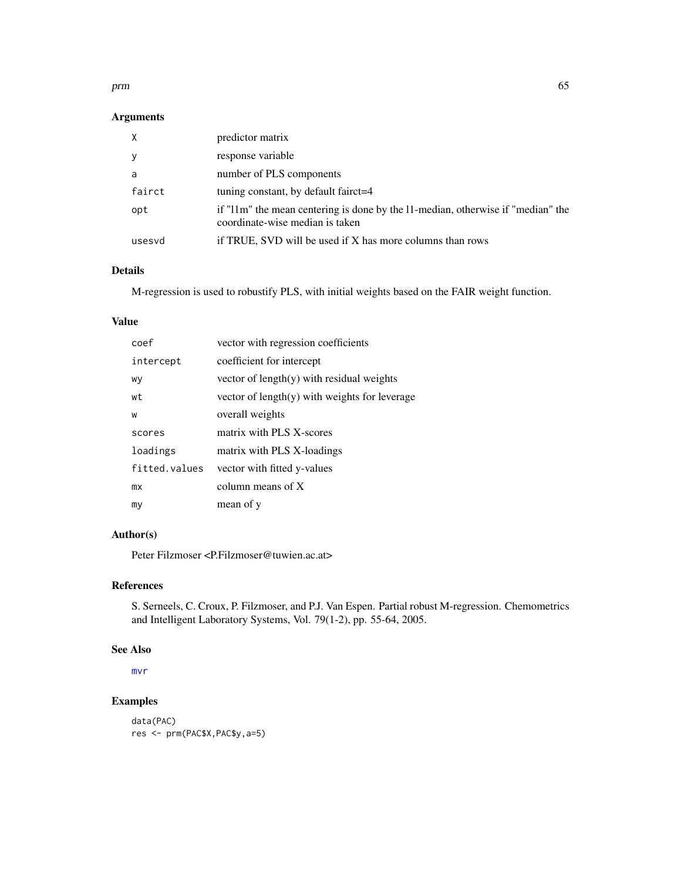## Arguments

| | |
|---|---|
| X | predictor matrix |
| y | response variable |
| a | number of PLS components |
| fairct | tuning constant, by default fairct=4 |
| opt | if "l1m" the mean centering is done by the l1-median, otherwise if "median" the coordinate-wise median is taken |
| usesvd | if TRUE, SVD will be used if X has more columns than rows |

## Details

M-regression is used to robustify PLS, with initial weights based on the FAIR weight function.

## Value

| | |
|---|---|
| coef | vector with regression coefficients |
| intercept | coefficient for intercept |
| wy | vector of length(y) with residual weights |
| wt | vector of length(y) with weights for leverage |
| w | overall weights |
| scores | matrix with PLS X-scores |
| loadings | matrix with PLS X-loadings |
| fitted.values | vector with fitted y-values |
| mx | column means of X |
| my | mean of y |

## Author(s)

Peter Filzmoser <P.Filzmoser@tuwien.ac.at>

## References

S. Serneels, C. Croux, P. Filzmoser, and P.J. Van Espen. Partial robust M-regression. Chemometrics and Intelligent Laboratory Systems, Vol. 79(1-2), pp. 55-64, 2005.

## See Also

mvr

## Examples

```
data(PAC)
res <- prm(PAC$X,PAC$y,a=5)
```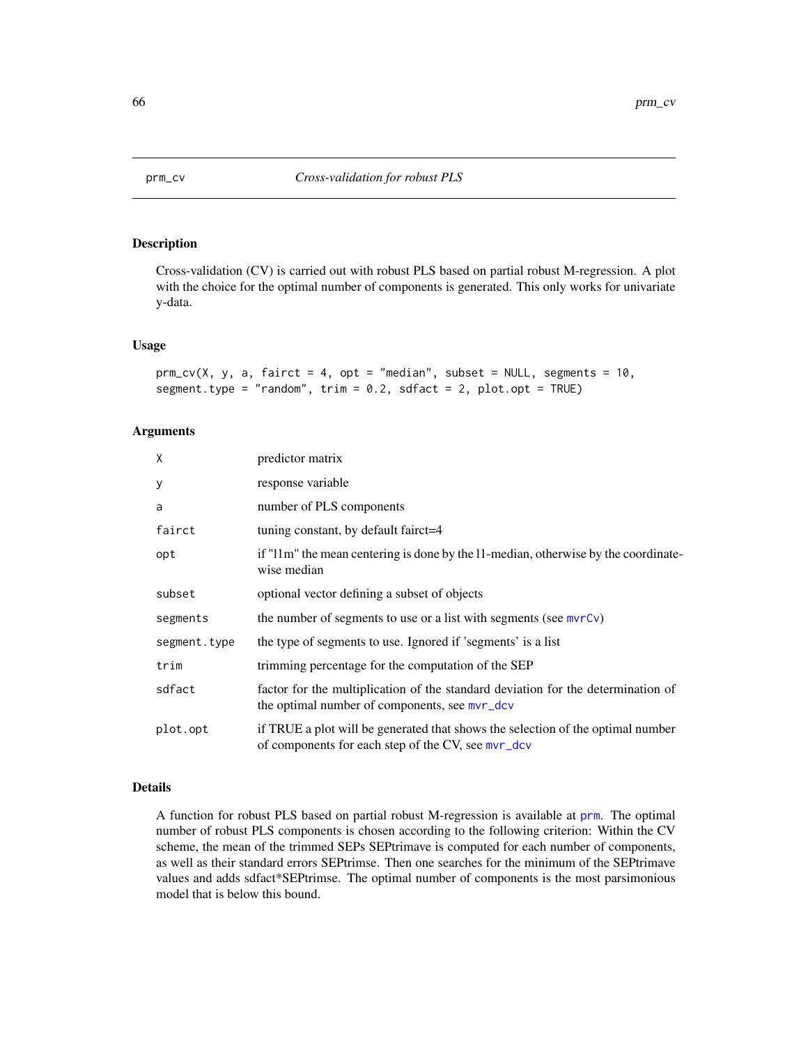## prm_cv *Cross-validation for robust PLS*

### Description

Cross-validation (CV) is carried out with robust PLS based on partial robust M-regression. A plot with the choice for the optimal number of components is generated. This only works for univariate y-data.

### Usage

```
prm_cv(X, y, a, fairct = 4, opt = "median", subset = NULL, segments = 10,
segment.type = "random", trim = 0.2, sdfact = 2, plot.opt = TRUE)
```

### Arguments

| | |
|---|---|
| `X` | predictor matrix |
| `y` | response variable |
| `a` | number of PLS components |
| `fairct` | tuning constant, by default fairct=4 |
| `opt` | if "l1m" the mean centering is done by the l1-median, otherwise by the coordinate-wise median |
| `subset` | optional vector defining a subset of objects |
| `segments` | the number of segments to use or a list with segments (see `mvrCv`) |
| `segment.type` | the type of segments to use. Ignored if 'segments' is a list |
| `trim` | trimming percentage for the computation of the SEP |
| `sdfact` | factor for the multiplication of the standard deviation for the determination of the optimal number of components, see `mvr_dcv` |
| `plot.opt` | if TRUE a plot will be generated that shows the selection of the optimal number of components for each step of the CV, see `mvr_dcv` |

### Details

A function for robust PLS based on partial robust M-regression is available at `prm`. The optimal number of robust PLS components is chosen according to the following criterion: Within the CV scheme, the mean of the trimmed SEPs SEPtrimave is computed for each number of components, as well as their standard errors SEPtrimse. Then one searches for the minimum of the SEPtrimave values and adds sdfact*SEPtrimse. The optimal number of components is the most parsimonious model that is below this bound.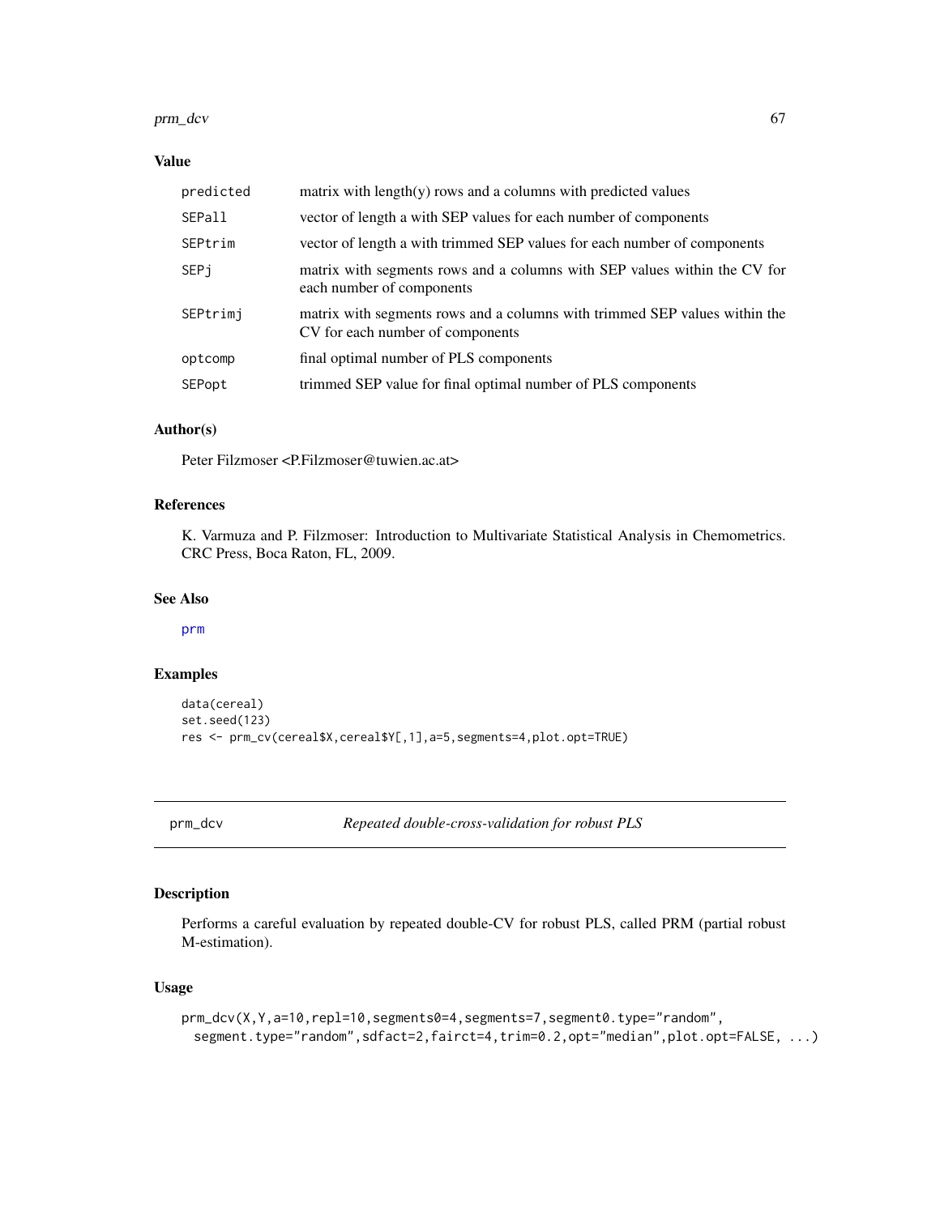### Value

| | |
|---|---|
| predicted | matrix with length(y) rows and a columns with predicted values |
| SEPall | vector of length a with SEP values for each number of components |
| SEPtrim | vector of length a with trimmed SEP values for each number of components |
| SEPj | matrix with segments rows and a columns with SEP values within the CV for each number of components |
| SEPtrimj | matrix with segments rows and a columns with trimmed SEP values within the CV for each number of components |
| optcomp | final optimal number of PLS components |
| SEPopt | trimmed SEP value for final optimal number of PLS components |

### Author(s)

Peter Filzmoser <P.Filzmoser@tuwien.ac.at>

### References

K. Varmuza and P. Filzmoser: Introduction to Multivariate Statistical Analysis in Chemometrics. CRC Press, Boca Raton, FL, 2009.

### See Also

prm

### Examples

```
data(cereal)
set.seed(123)
res <- prm_cv(cereal$X,cereal$Y[,1],a=5,segments=4,plot.opt=TRUE)
```

---

## prm_dcv    *Repeated double-cross-validation for robust PLS*

### Description

Performs a careful evaluation by repeated double-CV for robust PLS, called PRM (partial robust M-estimation).

### Usage

```
prm_dcv(X,Y,a=10,repl=10,segments0=4,segments=7,segment0.type="random",
  segment.type="random",sdfact=2,fairct=4,trim=0.2,opt="median",plot.opt=FALSE, ...)
```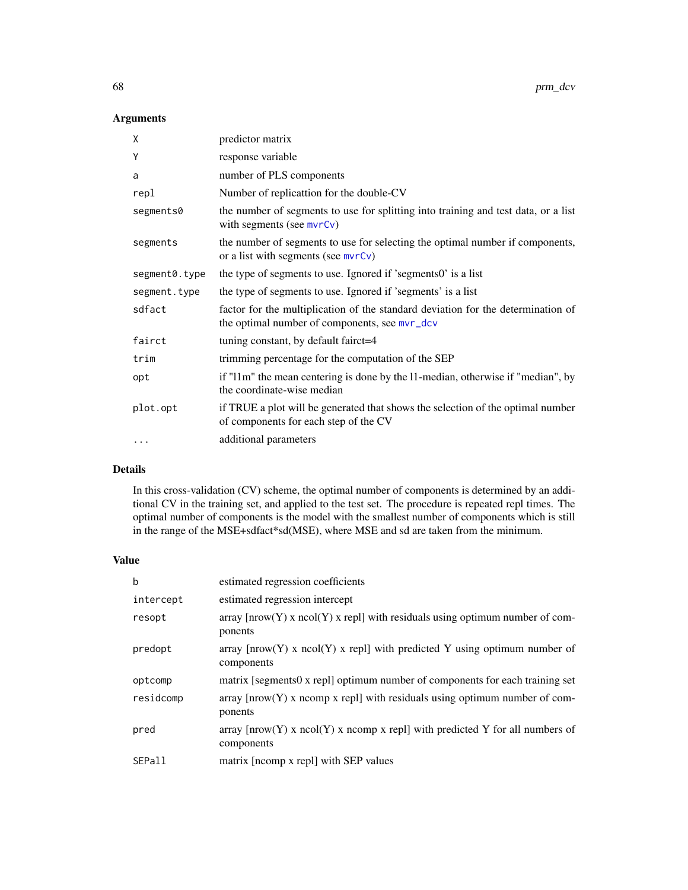## Arguments

| | |
|---|---|
| X | predictor matrix |
| Y | response variable |
| a | number of PLS components |
| repl | Number of replicattion for the double-CV |
| segments0 | the number of segments to use for splitting into training and test data, or a list with segments (see mvrCv) |
| segments | the number of segments to use for selecting the optimal number if components, or a list with segments (see mvrCv) |
| segment0.type | the type of segments to use. Ignored if 'segments0' is a list |
| segment.type | the type of segments to use. Ignored if 'segments' is a list |
| sdfact | factor for the multiplication of the standard deviation for the determination of the optimal number of components, see mvr_dcv |
| fairct | tuning constant, by default fairct=4 |
| trim | trimming percentage for the computation of the SEP |
| opt | if "l1m" the mean centering is done by the l1-median, otherwise if "median", by the coordinate-wise median |
| plot.opt | if TRUE a plot will be generated that shows the selection of the optimal number of components for each step of the CV |
| ... | additional parameters |

## Details

In this cross-validation (CV) scheme, the optimal number of components is determined by an additional CV in the training set, and applied to the test set. The procedure is repeated repl times. The optimal number of components is the model with the smallest number of components which is still in the range of the MSE+sdfact*sd(MSE), where MSE and sd are taken from the minimum.

## Value

| | |
|---|---|
| b | estimated regression coefficients |
| intercept | estimated regression intercept |
| resopt | array [nrow(Y) x ncol(Y) x repl] with residuals using optimum number of components |
| predopt | array [nrow(Y) x ncol(Y) x repl] with predicted Y using optimum number of components |
| optcomp | matrix [segments0 x repl] optimum number of components for each training set |
| residcomp | array [nrow(Y) x ncomp x repl] with residuals using optimum number of components |
| pred | array [nrow(Y) x ncol(Y) x ncomp x repl] with predicted Y for all numbers of components |
| SEPall | matrix [ncomp x repl] with SEP values |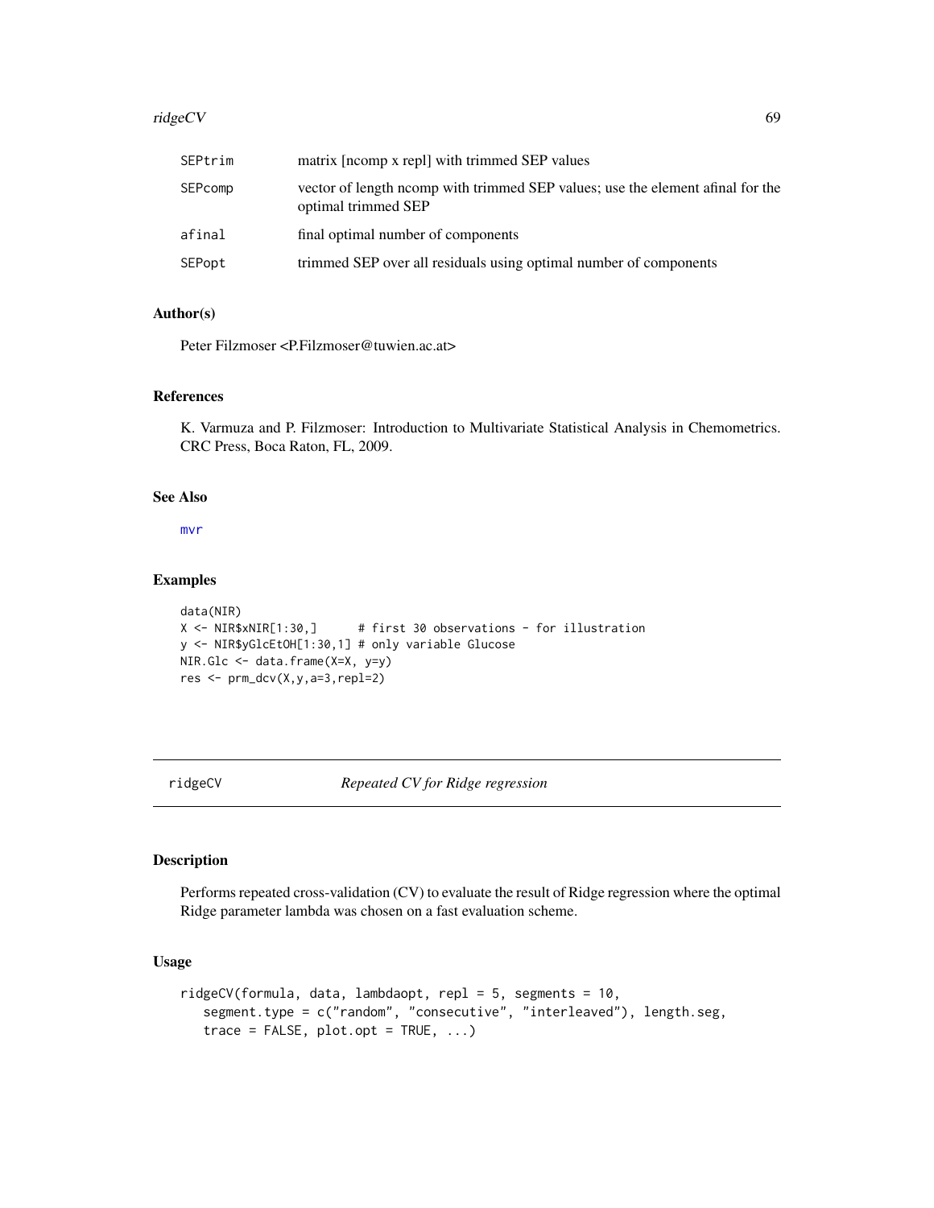| | |
|---|---|
| SEPtrim | matrix [ncomp x repl] with trimmed SEP values |
| SEPcomp | vector of length ncomp with trimmed SEP values; use the element afinal for the optimal trimmed SEP |
| afinal | final optimal number of components |
| SEPopt | trimmed SEP over all residuals using optimal number of components |

### Author(s)

Peter Filzmoser <P.Filzmoser@tuwien.ac.at>

### References

K. Varmuza and P. Filzmoser: Introduction to Multivariate Statistical Analysis in Chemometrics. CRC Press, Boca Raton, FL, 2009.

### See Also

mvr

### Examples

```
data(NIR)
X <- NIR$xNIR[1:30,]      # first 30 observations - for illustration
y <- NIR$yGlcEtOH[1:30,1] # only variable Glucose
NIR.Glc <- data.frame(X=X, y=y)
res <- prm_dcv(X,y,a=3,repl=2)
```

---

## ridgeCV *Repeated CV for Ridge regression*

### Description

Performs repeated cross-validation (CV) to evaluate the result of Ridge regression where the optimal Ridge parameter lambda was chosen on a fast evaluation scheme.

### Usage

```
ridgeCV(formula, data, lambdaopt, repl = 5, segments = 10,
   segment.type = c("random", "consecutive", "interleaved"), length.seg,
   trace = FALSE, plot.opt = TRUE, ...)
```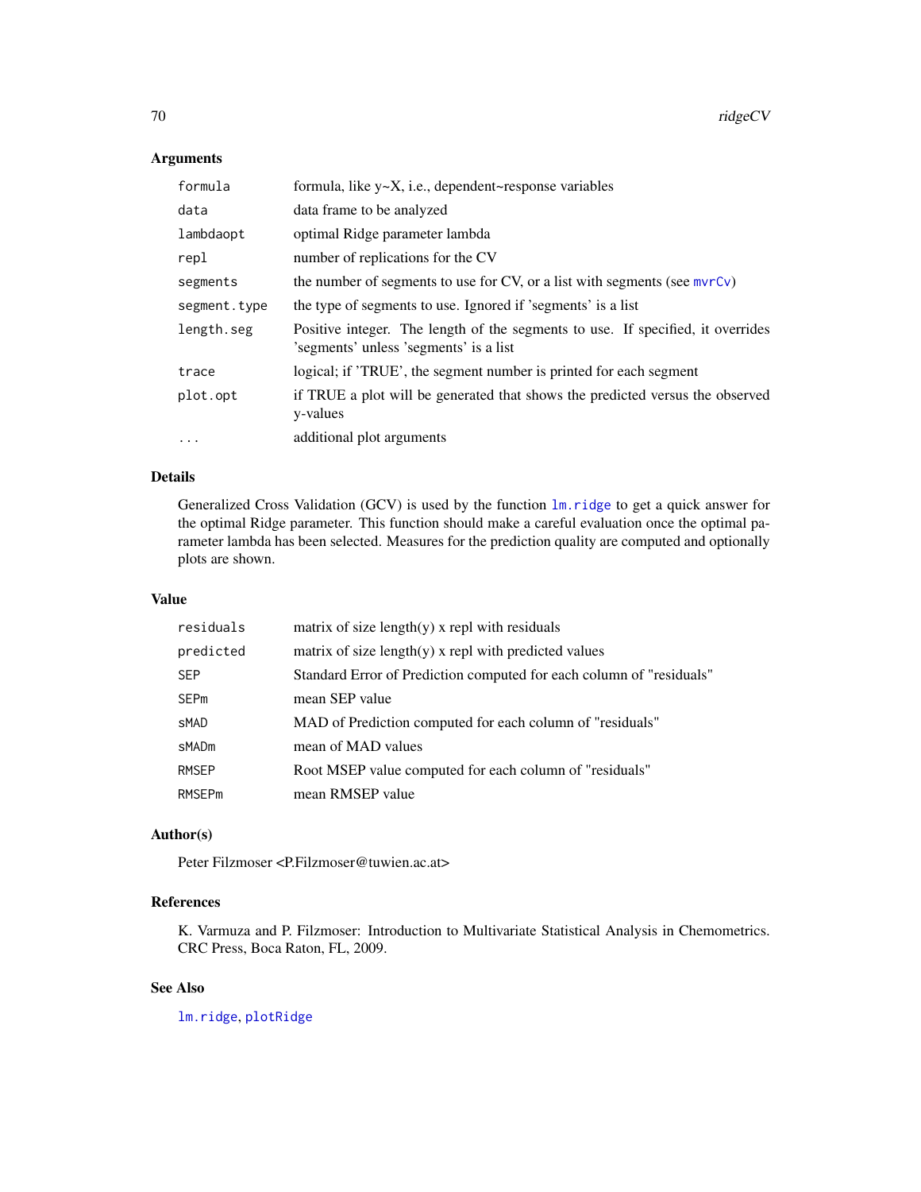### Arguments

| | |
|---|---|
| formula | formula, like y~X, i.e., dependent~response variables |
| data | data frame to be analyzed |
| lambdaopt | optimal Ridge parameter lambda |
| repl | number of replications for the CV |
| segments | the number of segments to use for CV, or a list with segments (see mvrCv) |
| segment.type | the type of segments to use. Ignored if 'segments' is a list |
| length.seg | Positive integer. The length of the segments to use. If specified, it overrides 'segments' unless 'segments' is a list |
| trace | logical; if 'TRUE', the segment number is printed for each segment |
| plot.opt | if TRUE a plot will be generated that shows the predicted versus the observed y-values |
| ... | additional plot arguments |

### Details

Generalized Cross Validation (GCV) is used by the function lm.ridge to get a quick answer for the optimal Ridge parameter. This function should make a careful evaluation once the optimal parameter lambda has been selected. Measures for the prediction quality are computed and optionally plots are shown.

### Value

| | |
|---|---|
| residuals | matrix of size length(y) x repl with residuals |
| predicted | matrix of size length(y) x repl with predicted values |
| SEP | Standard Error of Prediction computed for each column of "residuals" |
| SEPm | mean SEP value |
| sMAD | MAD of Prediction computed for each column of "residuals" |
| sMADm | mean of MAD values |
| RMSEP | Root MSEP value computed for each column of "residuals" |
| RMSEPm | mean RMSEP value |

### Author(s)

Peter Filzmoser <P.Filzmoser@tuwien.ac.at>

### References

K. Varmuza and P. Filzmoser: Introduction to Multivariate Statistical Analysis in Chemometrics. CRC Press, Boca Raton, FL, 2009.

### See Also

lm.ridge, plotRidge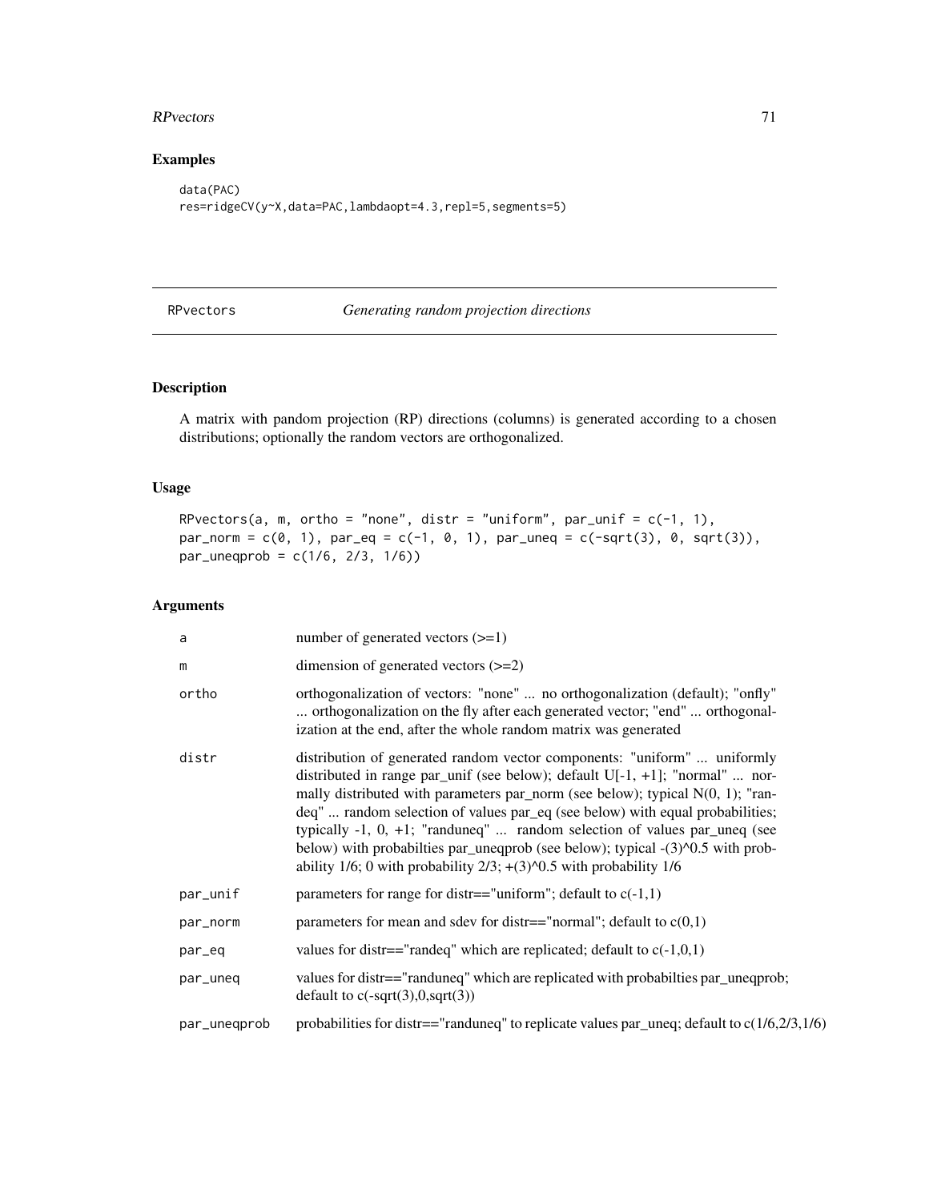## Examples

```
data(PAC)
res=ridgeCV(y~X,data=PAC,lambdaopt=4.3,repl=5,segments=5)
```

---

# RPvectors *Generating random projection directions*

---

## Description

A matrix with pandom projection (RP) directions (columns) is generated according to a chosen distributions; optionally the random vectors are orthogonalized.

## Usage

```
RPvectors(a, m, ortho = "none", distr = "uniform", par_unif = c(-1, 1),
par_norm = c(0, 1), par_eq = c(-1, 0, 1), par_uneq = c(-sqrt(3), 0, sqrt(3)),
par_uneqprob = c(1/6, 2/3, 1/6))
```

## Arguments

| | |
|---|---|
| a | number of generated vectors (>=1) |
| m | dimension of generated vectors (>=2) |
| ortho | orthogonalization of vectors: "none" ... no orthogonalization (default); "onfly" ... orthogonalization on the fly after each generated vector; "end" ... orthogonalization at the end, after the whole random matrix was generated |
| distr | distribution of generated random vector components: "uniform" ... uniformly distributed in range par_unif (see below); default U[-1, +1]; "normal" ... normally distributed with parameters par_norm (see below); typical N(0, 1); "randeq" ... random selection of values par_eq (see below) with equal probabilities; typically -1, 0, +1; "randuneq" ... random selection of values par_uneq (see below) with probabilties par_uneqprob (see below); typical -(3)^0.5 with probability 1/6; 0 with probability 2/3; +(3)^0.5 with probability 1/6 |
| par_unif | parameters for range for distr=="uniform"; default to c(-1,1) |
| par_norm | parameters for mean and sdev for distr=="normal"; default to c(0,1) |
| par_eq | values for distr=="randeq" which are replicated; default to c(-1,0,1) |
| par_uneq | values for distr=="randuneq" which are replicated with probabilties par_uneqprob; default to c(-sqrt(3),0,sqrt(3)) |
| par_uneqprob | probabilities for distr=="randuneq" to replicate values par_uneq; default to c(1/6,2/3,1/6) |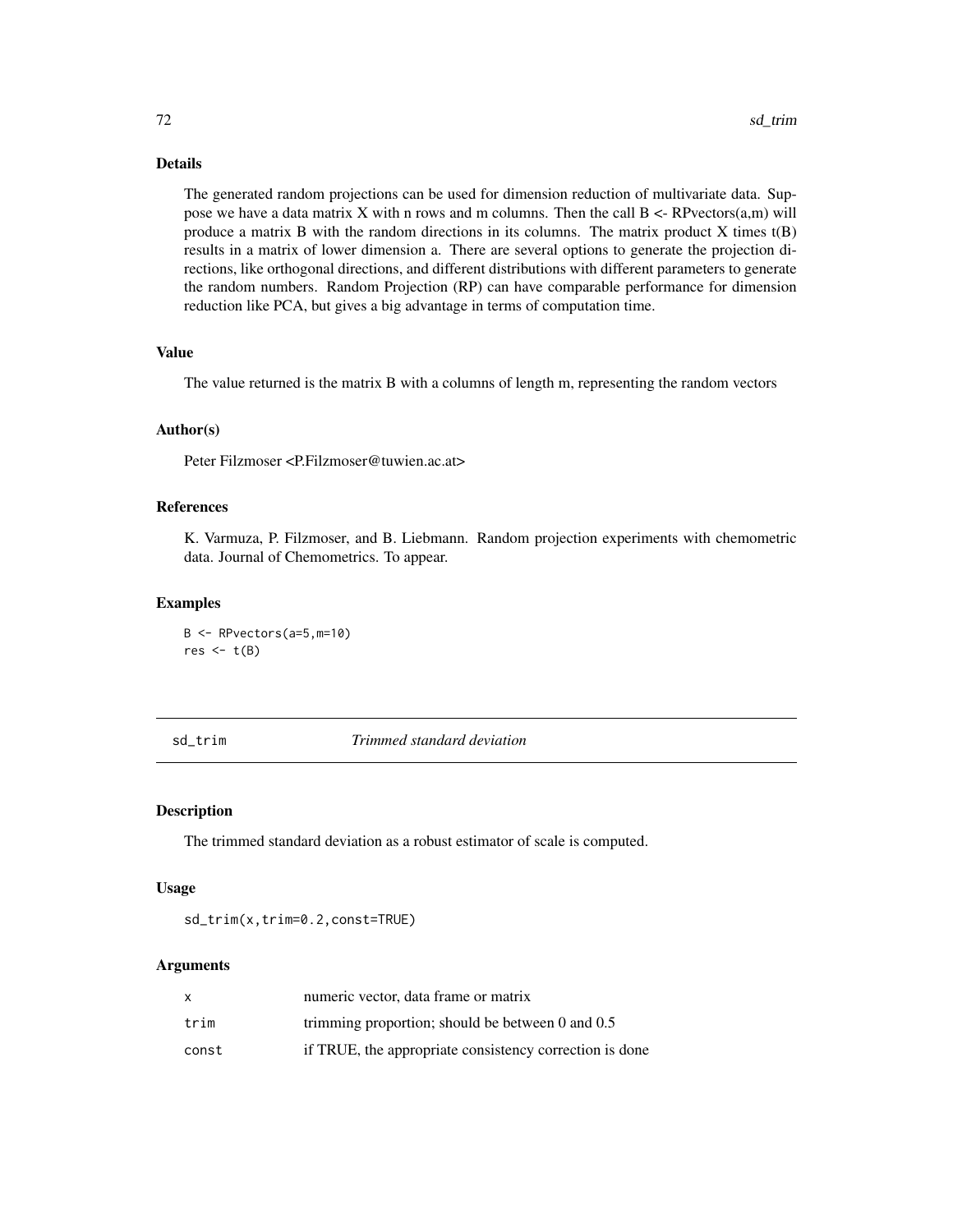### Details

The generated random projections can be used for dimension reduction of multivariate data. Suppose we have a data matrix X with n rows and m columns. Then the call B <- RPvectors(a,m) will produce a matrix B with the random directions in its columns. The matrix product X times t(B) results in a matrix of lower dimension a. There are several options to generate the projection directions, like orthogonal directions, and different distributions with different parameters to generate the random numbers. Random Projection (RP) can have comparable performance for dimension reduction like PCA, but gives a big advantage in terms of computation time.

### Value

The value returned is the matrix B with a columns of length m, representing the random vectors

### Author(s)

Peter Filzmoser <P.Filzmoser@tuwien.ac.at>

### References

K. Varmuza, P. Filzmoser, and B. Liebmann. Random projection experiments with chemometric data. Journal of Chemometrics. To appear.

### Examples

```
B <- RPvectors(a=5,m=10)
res <- t(B)
```

---

## sd_trim *Trimmed standard deviation*

---

### Description

The trimmed standard deviation as a robust estimator of scale is computed.

### Usage

```
sd_trim(x,trim=0.2,const=TRUE)
```

### Arguments

| | |
|---|---|
| x | numeric vector, data frame or matrix |
| trim | trimming proportion; should be between 0 and 0.5 |
| const | if TRUE, the appropriate consistency correction is done |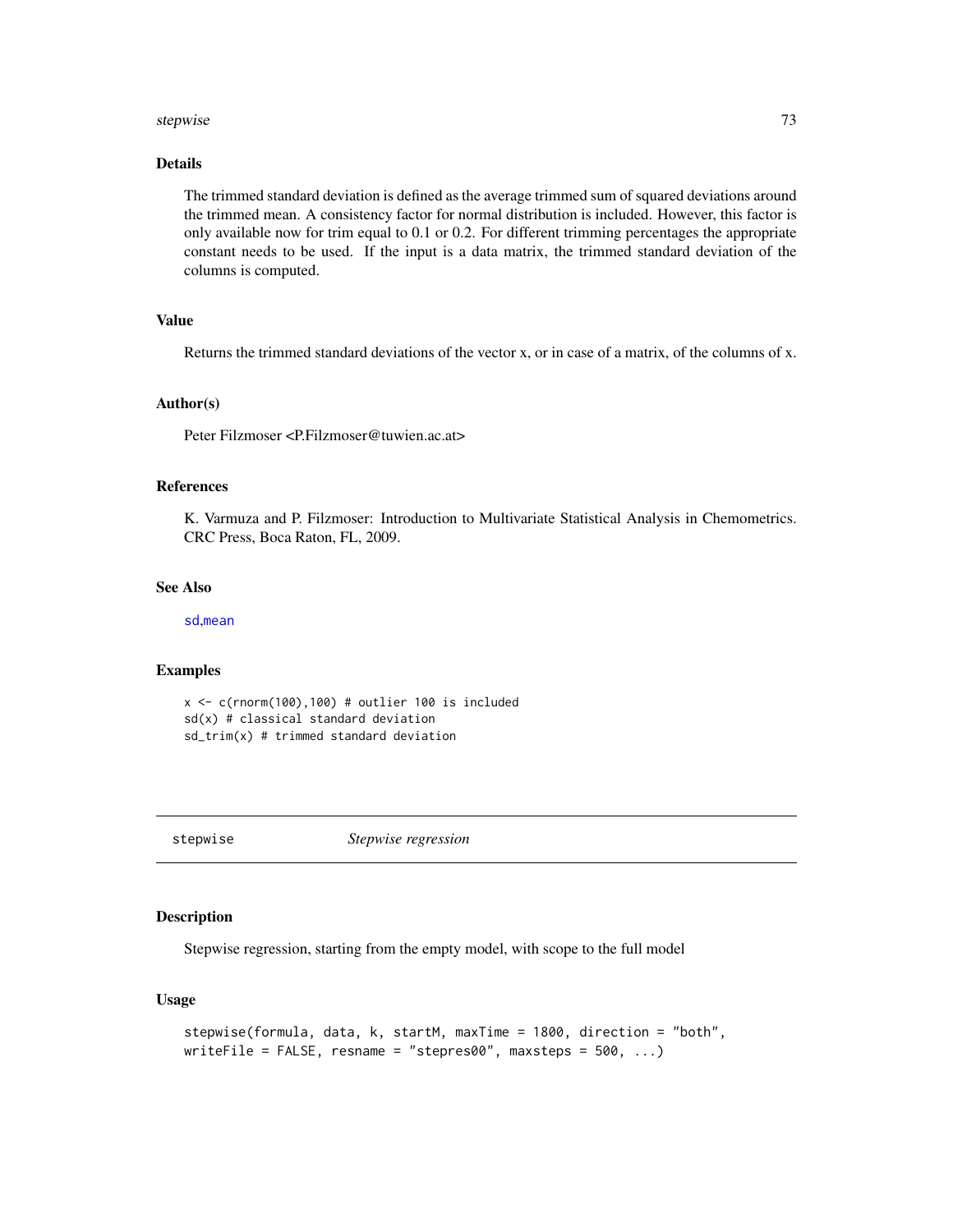### Details

The trimmed standard deviation is defined as the average trimmed sum of squared deviations around the trimmed mean. A consistency factor for normal distribution is included. However, this factor is only available now for trim equal to 0.1 or 0.2. For different trimming percentages the appropriate constant needs to be used. If the input is a data matrix, the trimmed standard deviation of the columns is computed.

### Value

Returns the trimmed standard deviations of the vector x, or in case of a matrix, of the columns of x.

### Author(s)

Peter Filzmoser <P.Filzmoser@tuwien.ac.at>

### References

K. Varmuza and P. Filzmoser: Introduction to Multivariate Statistical Analysis in Chemometrics. CRC Press, Boca Raton, FL, 2009.

### See Also

sd,mean

### Examples

```
x <- c(rnorm(100),100) # outlier 100 is included
sd(x) # classical standard deviation
sd_trim(x) # trimmed standard deviation
```

---

## stepwise *Stepwise regression*

---

### Description

Stepwise regression, starting from the empty model, with scope to the full model

### Usage

```
stepwise(formula, data, k, startM, maxTime = 1800, direction = "both",
writeFile = FALSE, resname = "stepres00", maxsteps = 500, ...)
```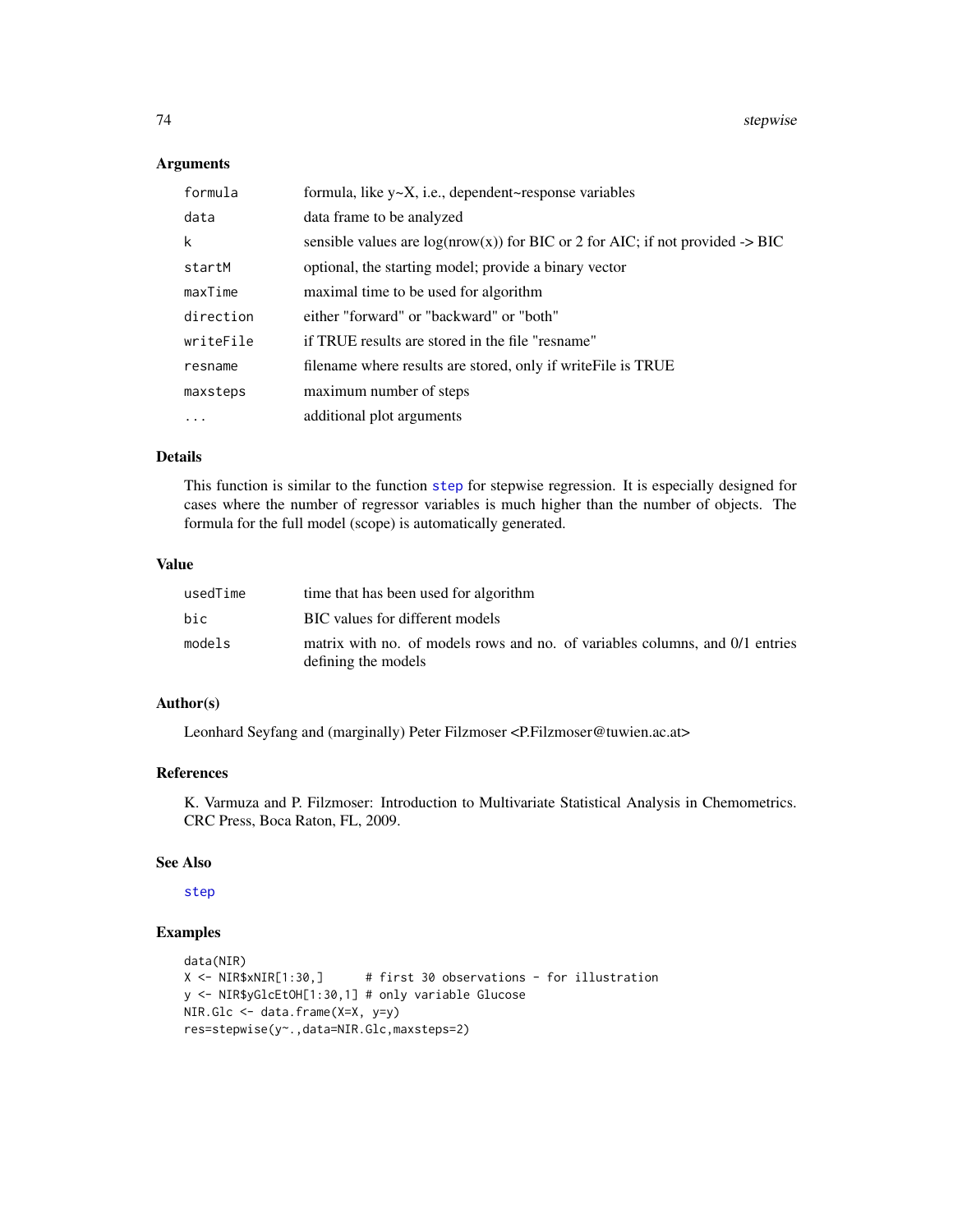### Arguments

| | |
|---|---|
| formula | formula, like y~X, i.e., dependent~response variables |
| data | data frame to be analyzed |
| k | sensible values are log(nrow(x)) for BIC or 2 for AIC; if not provided -> BIC |
| startM | optional, the starting model; provide a binary vector |
| maxTime | maximal time to be used for algorithm |
| direction | either "forward" or "backward" or "both" |
| writeFile | if TRUE results are stored in the file "resname" |
| resname | filename where results are stored, only if writeFile is TRUE |
| maxsteps | maximum number of steps |
| ... | additional plot arguments |

### Details

This function is similar to the function step for stepwise regression. It is especially designed for cases where the number of regressor variables is much higher than the number of objects. The formula for the full model (scope) is automatically generated.

### Value

| | |
|---|---|
| usedTime | time that has been used for algorithm |
| bic | BIC values for different models |
| models | matrix with no. of models rows and no. of variables columns, and 0/1 entries defining the models |

### Author(s)

Leonhard Seyfang and (marginally) Peter Filzmoser <P.Filzmoser@tuwien.ac.at>

### References

K. Varmuza and P. Filzmoser: Introduction to Multivariate Statistical Analysis in Chemometrics. CRC Press, Boca Raton, FL, 2009.

### See Also

step

### Examples

```
data(NIR)
X <- NIR$xNIR[1:30,]      # first 30 observations - for illustration
y <- NIR$yGlcEtOH[1:30,1] # only variable Glucose
NIR.Glc <- data.frame(X=X, y=y)
res=stepwise(y~.,data=NIR.Glc,maxsteps=2)
```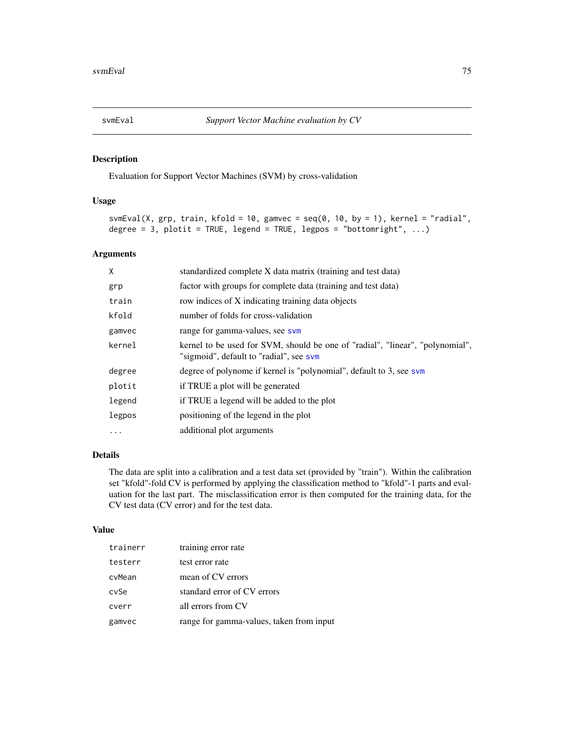# svmEval — *Support Vector Machine evaluation by CV*

## Description

Evaluation for Support Vector Machines (SVM) by cross-validation

## Usage

```
svmEval(X, grp, train, kfold = 10, gamvec = seq(0, 10, by = 1), kernel = "radial",
degree = 3, plotit = TRUE, legend = TRUE, legpos = "bottomright", ...)
```

## Arguments

| Argument | Description |
|---|---|
| `X` | standardized complete X data matrix (training and test data) |
| `grp` | factor with groups for complete data (training and test data) |
| `train` | row indices of X indicating training data objects |
| `kfold` | number of folds for cross-validation |
| `gamvec` | range for gamma-values, see `svm` |
| `kernel` | kernel to be used for SVM, should be one of "radial", "linear", "polynomial", "sigmoid", default to "radial", see `svm` |
| `degree` | degree of polynome if kernel is "polynomial", default to 3, see `svm` |
| `plotit` | if TRUE a plot will be generated |
| `legend` | if TRUE a legend will be added to the plot |
| `legpos` | positioning of the legend in the plot |
| `...` | additional plot arguments |

## Details

The data are split into a calibration and a test data set (provided by "train"). Within the calibration set "kfold"-fold CV is performed by applying the classification method to "kfold"-1 parts and evaluation for the last part. The misclassification error is then computed for the training data, for the CV test data (CV error) and for the test data.

## Value

| Value | Description |
|---|---|
| `trainerr` | training error rate |
| `testerr` | test error rate |
| `cvMean` | mean of CV errors |
| `cvSe` | standard error of CV errors |
| `cverr` | all errors from CV |
| `gamvec` | range for gamma-values, taken from input |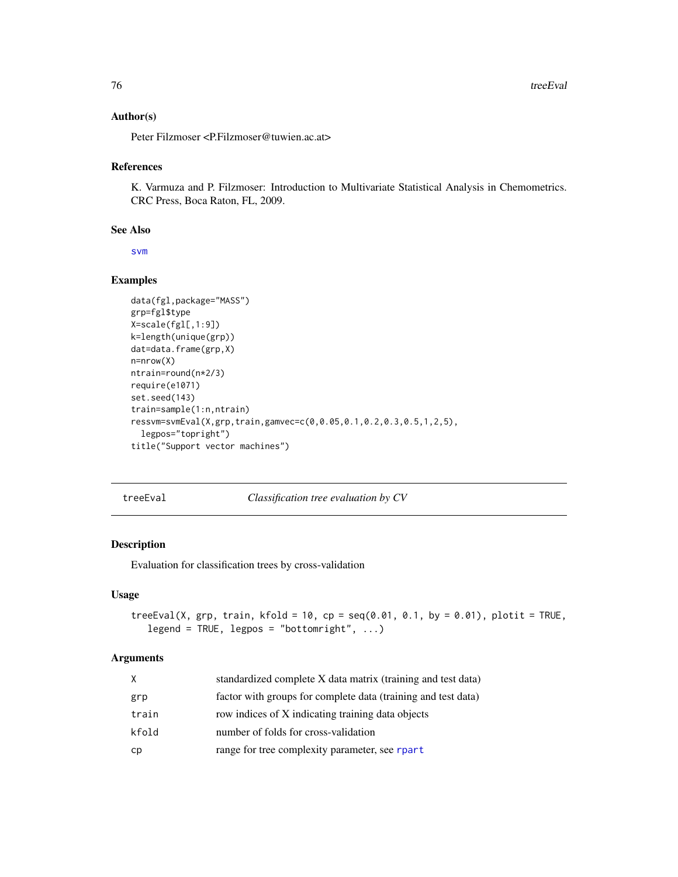### Author(s)

Peter Filzmoser <P.Filzmoser@tuwien.ac.at>

### References

K. Varmuza and P. Filzmoser: Introduction to Multivariate Statistical Analysis in Chemometrics. CRC Press, Boca Raton, FL, 2009.

### See Also

svm

### Examples

```
data(fgl,package="MASS")
grp=fgl$type
X=scale(fgl[,1:9])
k=length(unique(grp))
dat=data.frame(grp,X)
n=nrow(X)
ntrain=round(n*2/3)
require(e1071)
set.seed(143)
train=sample(1:n,ntrain)
ressvm=svmEval(X,grp,train,gamvec=c(0,0.05,0.1,0.2,0.3,0.5,1,2,5),
  legpos="topright")
title("Support vector machines")
```

---

## treeEval — *Classification tree evaluation by CV*

---

### Description

Evaluation for classification trees by cross-validation

### Usage

```
treeEval(X, grp, train, kfold = 10, cp = seq(0.01, 0.1, by = 0.01), plotit = TRUE,
   legend = TRUE, legpos = "bottomright", ...)
```

### Arguments

| | |
|---|---|
| X | standardized complete X data matrix (training and test data) |
| grp | factor with groups for complete data (training and test data) |
| train | row indices of X indicating training data objects |
| kfold | number of folds for cross-validation |
| cp | range for tree complexity parameter, see rpart |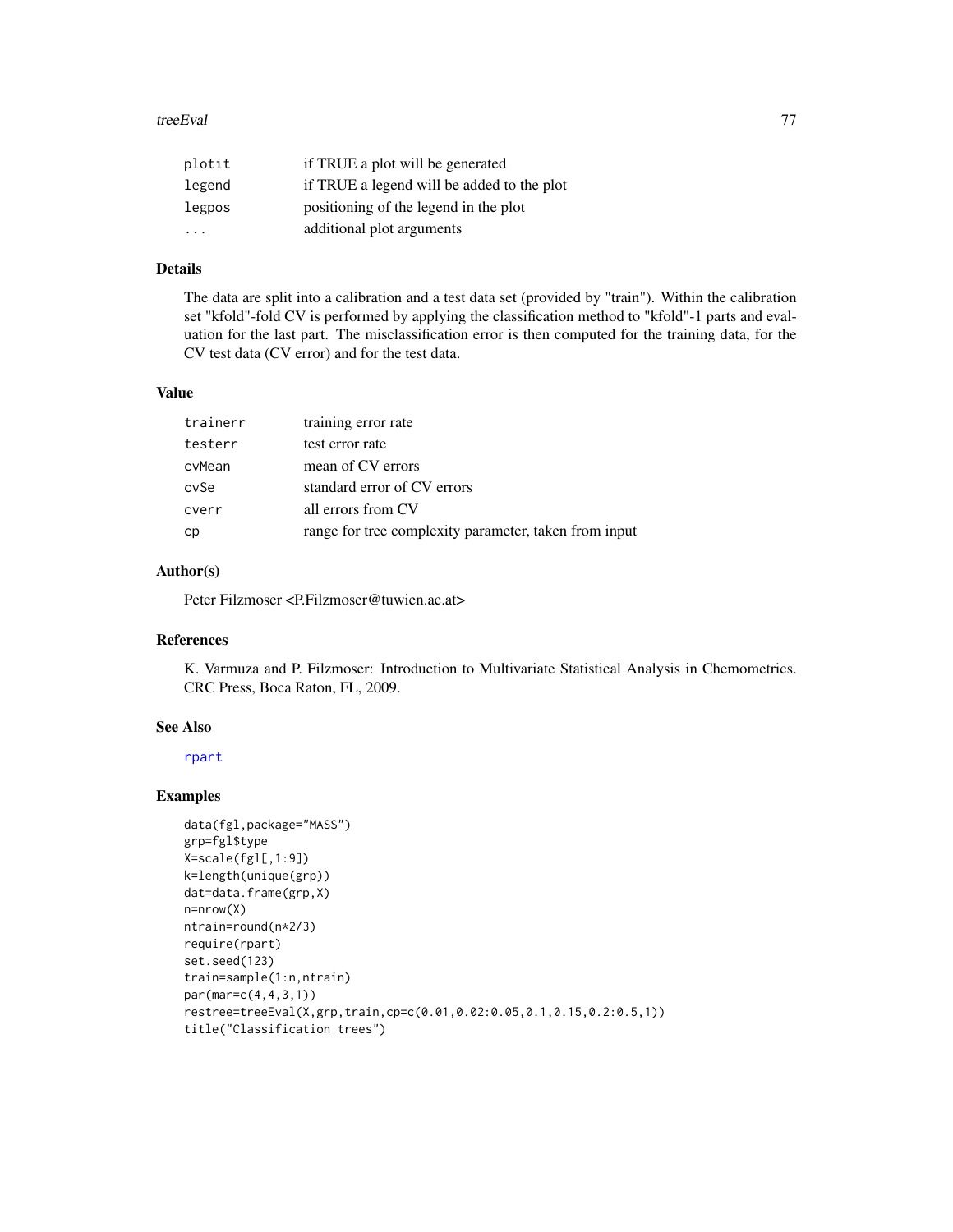| | |
|---|---|
| plotit | if TRUE a plot will be generated |
| legend | if TRUE a legend will be added to the plot |
| legpos | positioning of the legend in the plot |
| ... | additional plot arguments |

## Details

The data are split into a calibration and a test data set (provided by "train"). Within the calibration set "kfold"-fold CV is performed by applying the classification method to "kfold"-1 parts and evaluation for the last part. The misclassification error is then computed for the training data, for the CV test data (CV error) and for the test data.

## Value

| | |
|---|---|
| trainerr | training error rate |
| testerr | test error rate |
| cvMean | mean of CV errors |
| cvSe | standard error of CV errors |
| cverr | all errors from CV |
| cp | range for tree complexity parameter, taken from input |

## Author(s)

Peter Filzmoser <P.Filzmoser@tuwien.ac.at>

## References

K. Varmuza and P. Filzmoser: Introduction to Multivariate Statistical Analysis in Chemometrics. CRC Press, Boca Raton, FL, 2009.

## See Also

rpart

## Examples

```
data(fgl,package="MASS")
grp=fgl$type
X=scale(fgl[,1:9])
k=length(unique(grp))
dat=data.frame(grp,X)
n=nrow(X)
ntrain=round(n*2/3)
require(rpart)
set.seed(123)
train=sample(1:n,ntrain)
par(mar=c(4,4,3,1))
restree=treeEval(X,grp,train,cp=c(0.01,0.02:0.05,0.1,0.15,0.2:0.5,1))
title("Classification trees")
```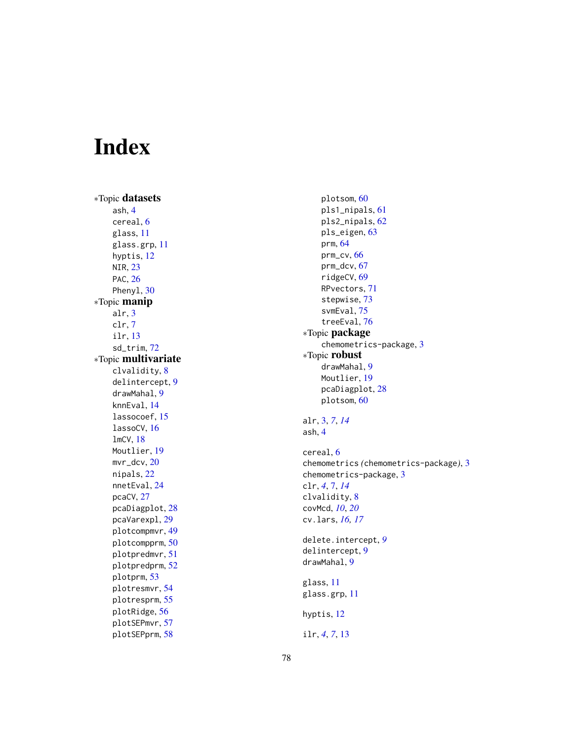# Index

∗Topic **datasets**
- ash, 4
- cereal, 6
- glass, 11
- glass.grp, 11
- hyptis, 12
- NIR, 23
- PAC, 26
- Phenyl, 30

∗Topic **manip**
- alr, 3
- clr, 7
- ilr, 13
- sd_trim, 72

∗Topic **multivariate**
- clvalidity, 8
- delintercept, 9
- drawMahal, 9
- knnEval, 14
- lassocoef, 15
- lassoCV, 16
- lmCV, 18
- Moutlier, 19
- mvr_dcv, 20
- nipals, 22
- nnetEval, 24
- pcaCV, 27
- pcaDiagplot, 28
- pcaVarexpl, 29
- plotcompmvr, 49
- plotcompprm, 50
- plotpredmvr, 51
- plotpredprm, 52
- plotprm, 53
- plotresmvr, 54
- plotresprm, 55
- plotRidge, 56
- plotSEPmvr, 57
- plotSEPprm, 58
- plotsom, 60
- pls1_nipals, 61
- pls2_nipals, 62
- pls_eigen, 63
- prm, 64
- prm_cv, 66
- prm_dcv, 67
- ridgeCV, 69
- RPvectors, 71
- stepwise, 73
- svmEval, 75
- treeEval, 76

∗Topic **package**
- chemometrics-package, 3

∗Topic **robust**
- drawMahal, 9
- Moutlier, 19
- pcaDiagplot, 28
- plotsom, 60

alr, 3, *7*, *14*
ash, 4

cereal, 6
chemometrics *(*chemometrics-package*)*, 3
chemometrics-package, 3
clr, *4*, 7, *14*
clvalidity, 8
covMcd, *10*, *20*
cv.lars, *16, 17*

delete.intercept, *9*
delintercept, 9
drawMahal, 9

glass, 11
glass.grp, 11

hyptis, 12

ilr, *4*, *7*, 13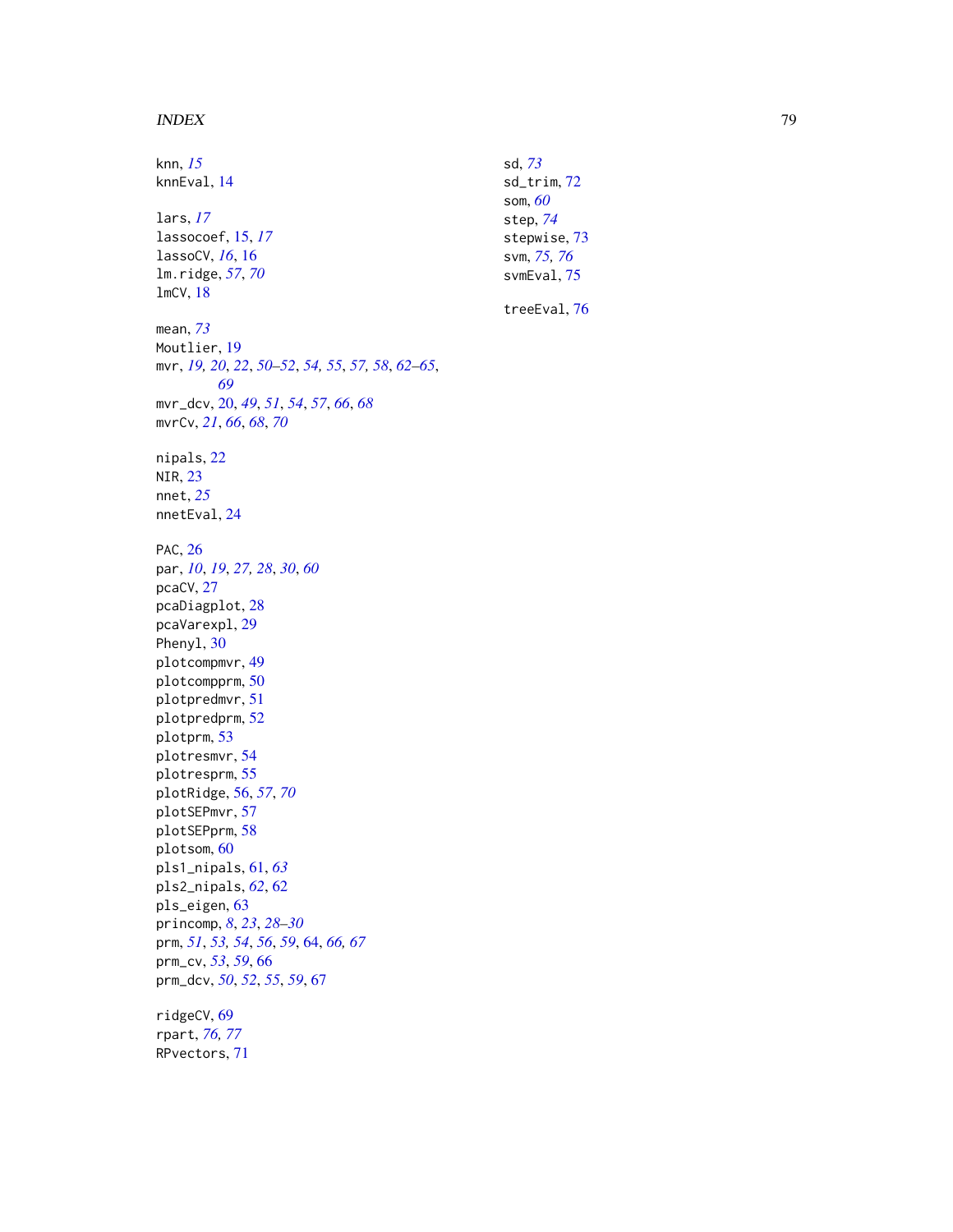knn, *15*
knnEval, 14

lars, *17*
lassocoef, 15, *17*
lassoCV, *16*, 16
lm.ridge, *57*, *70*
lmCV, 18

mean, *73*
Moutlier, 19
mvr, *19, 20*, *22*, *50–52*, *54, 55*, *57, 58*, *62–65*, *69*
mvr_dcv, 20, *49*, *51*, *54*, *57*, *66*, *68*
mvrCv, *21*, *66*, *68*, *70*

nipals, 22
NIR, 23
nnet, *25*
nnetEval, 24

PAC, 26
par, *10*, *19*, *27, 28*, *30*, *60*
pcaCV, 27
pcaDiagplot, 28
pcaVarexpl, 29
Phenyl, 30
plotcompmvr, 49
plotcompprm, 50
plotpredmvr, 51
plotpredprm, 52
plotprm, 53
plotresmvr, 54
plotresprm, 55
plotRidge, 56, *57*, *70*
plotSEPmvr, 57
plotSEPprm, 58
plotsom, 60
pls1_nipals, 61, *63*
pls2_nipals, *62*, 62
pls_eigen, 63
princomp, *8*, *23*, *28–30*
prm, *51*, *53, 54*, *56*, *59*, 64, *66, 67*
prm_cv, *53*, *59*, 66
prm_dcv, *50*, *52*, *55*, *59*, 67

ridgeCV, 69
rpart, *76, 77*
RPvectors, 71

sd, *73*
sd_trim, 72
som, *60*
step, *74*
stepwise, 73
svm, *75, 76*
svmEval, 75

treeEval, 76